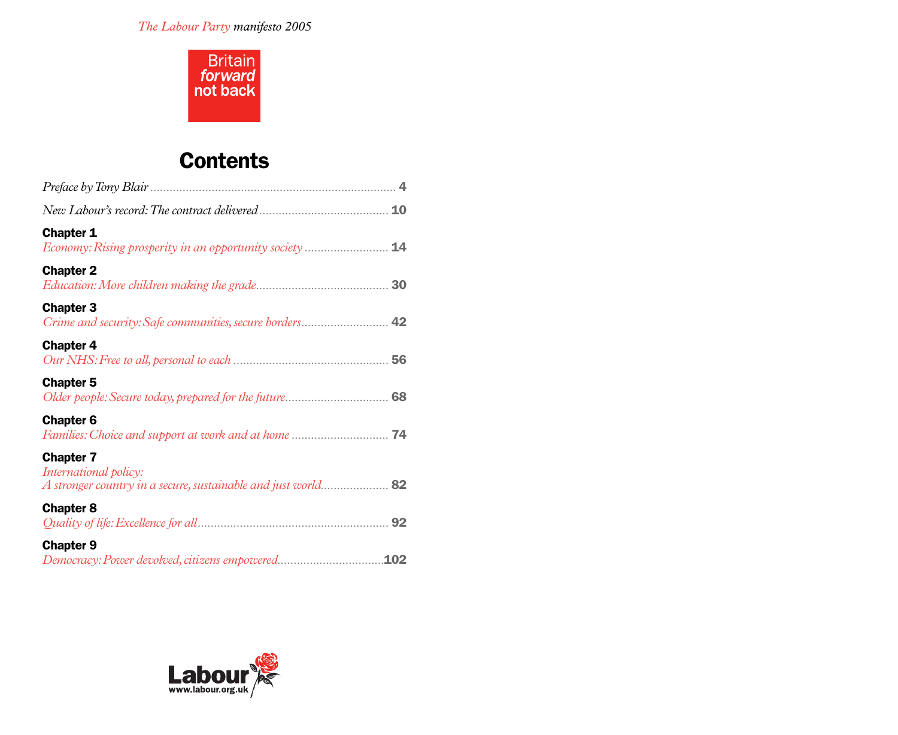*The Labour Party manifesto 2005*

Britain
*forward*
not back

# Contents

*Preface by Tony Blair* ........................................................................ 4

*New Labour's record: The contract delivered* ........................................ 10

**Chapter 1**
*Economy: Rising prosperity in an opportunity society* ......................... 14

**Chapter 2**
*Education: More children making the grade* ........................................ 30

**Chapter 3**
*Crime and security: Safe communities, secure borders* ........................... 42

**Chapter 4**
*Our NHS: Free to all, personal to each* ............................................... 56

**Chapter 5**
*Older people: Secure today, prepared for the future* ............................... 68

**Chapter 6**
*Families: Choice and support at work and at home* ................................ 74

**Chapter 7**
*International policy:*
*A stronger country in a secure, sustainable and just world* ..................... 82

**Chapter 8**
*Quality of life: Excellence for all* ......................................................... 92

**Chapter 9**
*Democracy: Power devolved, citizens empowered* ................................. 102

Labour
www.labour.org.uk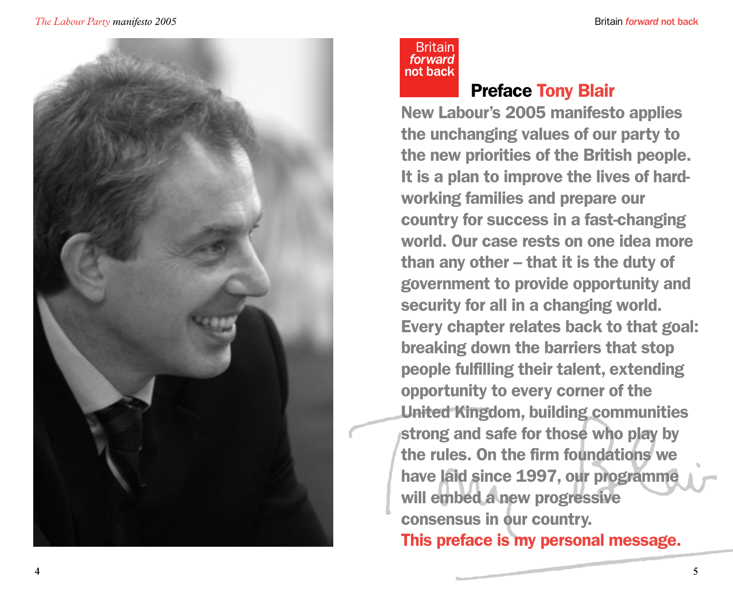Britain *forward* not back

## Preface Tony Blair

**New Labour's 2005 manifesto applies the unchanging values of our party to the new priorities of the British people. It is a plan to improve the lives of hard-working families and prepare our country for success in a fast-changing world. Our case rests on one idea more than any other – that it is the duty of government to provide opportunity and security for all in a changing world. Every chapter relates back to that goal: breaking down the barriers that stop people fulfilling their talent, extending opportunity to every corner of the United Kingdom, building communities strong and safe for those who play by the rules. On the firm foundations we have laid since 1997, our programme will embed a new progressive consensus in our country.**

**This preface is my personal message.**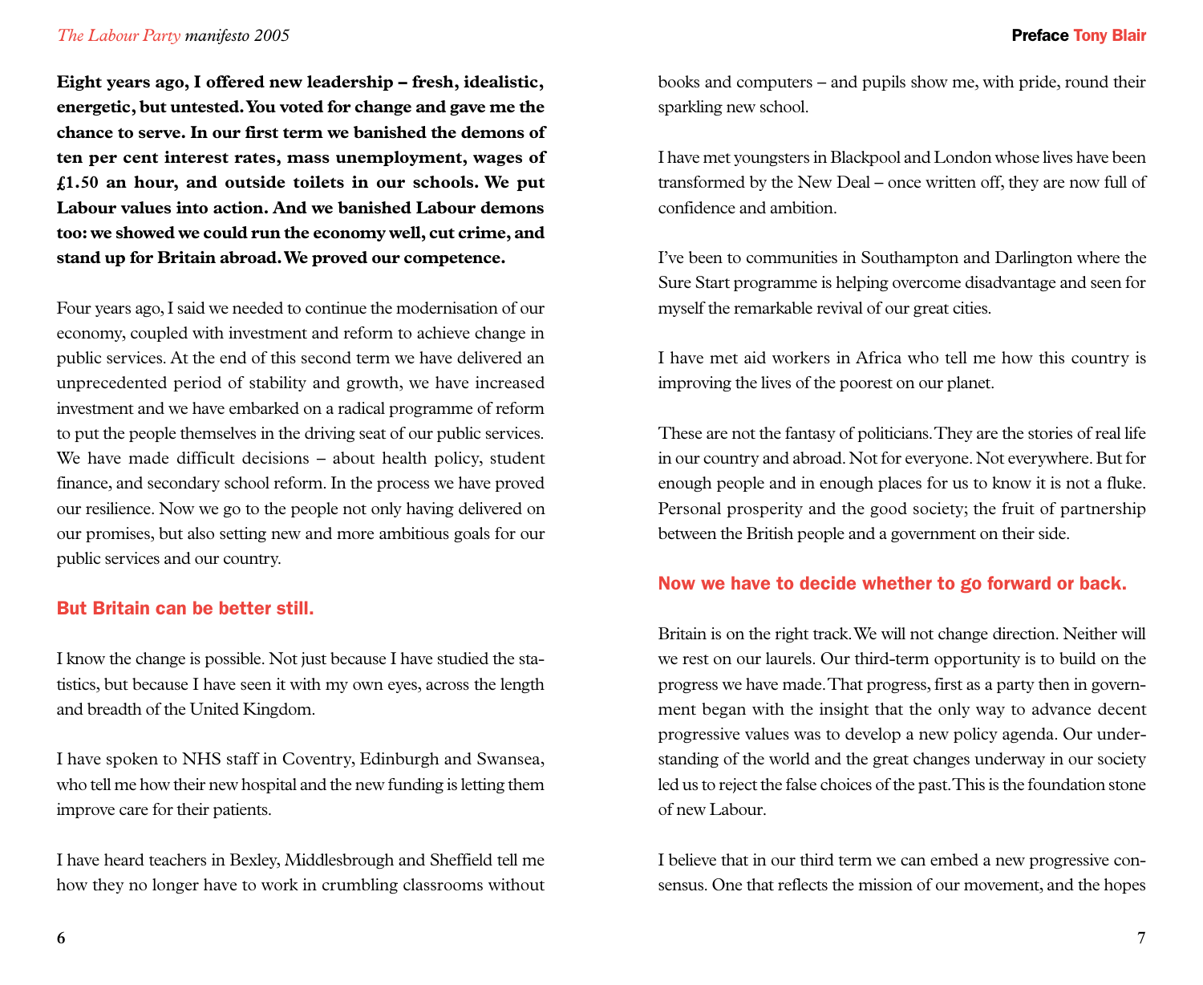**Eight years ago, I offered new leadership – fresh, idealistic, energetic, but untested. You voted for change and gave me the chance to serve. In our first term we banished the demons of ten per cent interest rates, mass unemployment, wages of £1.50 an hour, and outside toilets in our schools. We put Labour values into action. And we banished Labour demons too: we showed we could run the economy well, cut crime, and stand up for Britain abroad. We proved our competence.**

Four years ago, I said we needed to continue the modernisation of our economy, coupled with investment and reform to achieve change in public services. At the end of this second term we have delivered an unprecedented period of stability and growth, we have increased investment and we have embarked on a radical programme of reform to put the people themselves in the driving seat of our public services. We have made difficult decisions – about health policy, student finance, and secondary school reform. In the process we have proved our resilience. Now we go to the people not only having delivered on our promises, but also setting new and more ambitious goals for our public services and our country.

## But Britain can be better still.

I know the change is possible. Not just because I have studied the statistics, but because I have seen it with my own eyes, across the length and breadth of the United Kingdom.

I have spoken to NHS staff in Coventry, Edinburgh and Swansea, who tell me how their new hospital and the new funding is letting them improve care for their patients.

I have heard teachers in Bexley, Middlesbrough and Sheffield tell me how they no longer have to work in crumbling classrooms without books and computers – and pupils show me, with pride, round their sparkling new school.

I have met youngsters in Blackpool and London whose lives have been transformed by the New Deal – once written off, they are now full of confidence and ambition.

I've been to communities in Southampton and Darlington where the Sure Start programme is helping overcome disadvantage and seen for myself the remarkable revival of our great cities.

I have met aid workers in Africa who tell me how this country is improving the lives of the poorest on our planet.

These are not the fantasy of politicians. They are the stories of real life in our country and abroad. Not for everyone. Not everywhere. But for enough people and in enough places for us to know it is not a fluke. Personal prosperity and the good society; the fruit of partnership between the British people and a government on their side.

## Now we have to decide whether to go forward or back.

Britain is on the right track. We will not change direction. Neither will we rest on our laurels. Our third-term opportunity is to build on the progress we have made. That progress, first as a party then in government began with the insight that the only way to advance decent progressive values was to develop a new policy agenda. Our understanding of the world and the great changes underway in our society led us to reject the false choices of the past. This is the foundation stone of new Labour.

I believe that in our third term we can embed a new progressive consensus. One that reflects the mission of our movement, and the hopes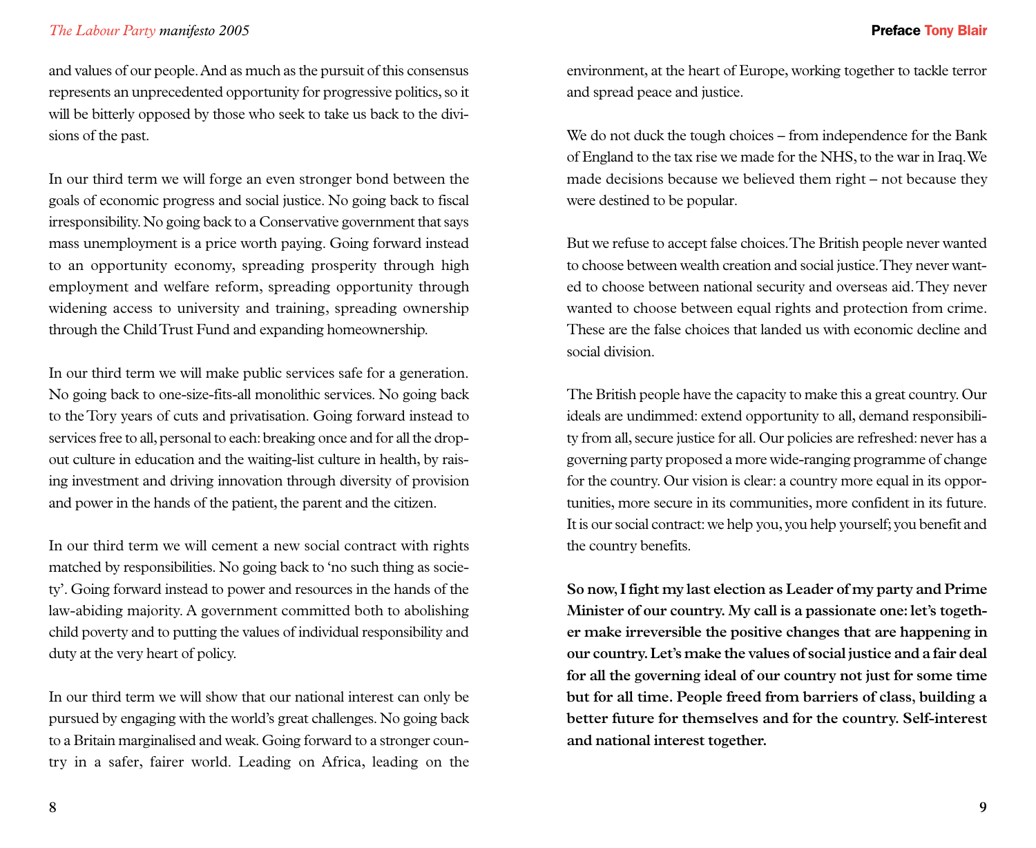and values of our people. And as much as the pursuit of this consensus represents an unprecedented opportunity for progressive politics, so it will be bitterly opposed by those who seek to take us back to the divisions of the past.

In our third term we will forge an even stronger bond between the goals of economic progress and social justice. No going back to fiscal irresponsibility. No going back to a Conservative government that says mass unemployment is a price worth paying. Going forward instead to an opportunity economy, spreading prosperity through high employment and welfare reform, spreading opportunity through widening access to university and training, spreading ownership through the Child Trust Fund and expanding homeownership.

In our third term we will make public services safe for a generation. No going back to one-size-fits-all monolithic services. No going back to the Tory years of cuts and privatisation. Going forward instead to services free to all, personal to each: breaking once and for all the drop-out culture in education and the waiting-list culture in health, by raising investment and driving innovation through diversity of provision and power in the hands of the patient, the parent and the citizen.

In our third term we will cement a new social contract with rights matched by responsibilities. No going back to 'no such thing as society'. Going forward instead to power and resources in the hands of the law-abiding majority. A government committed both to abolishing child poverty and to putting the values of individual responsibility and duty at the very heart of policy.

In our third term we will show that our national interest can only be pursued by engaging with the world's great challenges. No going back to a Britain marginalised and weak. Going forward to a stronger country in a safer, fairer world. Leading on Africa, leading on the environment, at the heart of Europe, working together to tackle terror and spread peace and justice.

We do not duck the tough choices – from independence for the Bank of England to the tax rise we made for the NHS, to the war in Iraq. We made decisions because we believed them right – not because they were destined to be popular.

But we refuse to accept false choices. The British people never wanted to choose between wealth creation and social justice. They never wanted to choose between national security and overseas aid. They never wanted to choose between equal rights and protection from crime. These are the false choices that landed us with economic decline and social division.

The British people have the capacity to make this a great country. Our ideals are undimmed: extend opportunity to all, demand responsibility from all, secure justice for all. Our policies are refreshed: never has a governing party proposed a more wide-ranging programme of change for the country. Our vision is clear: a country more equal in its opportunities, more secure in its communities, more confident in its future. It is our social contract: we help you, you help yourself; you benefit and the country benefits.

**So now, I fight my last election as Leader of my party and Prime Minister of our country. My call is a passionate one: let's together make irreversible the positive changes that are happening in our country. Let's make the values of social justice and a fair deal for all the governing ideal of our country not just for some time but for all time. People freed from barriers of class, building a better future for themselves and for the country. Self-interest and national interest together.**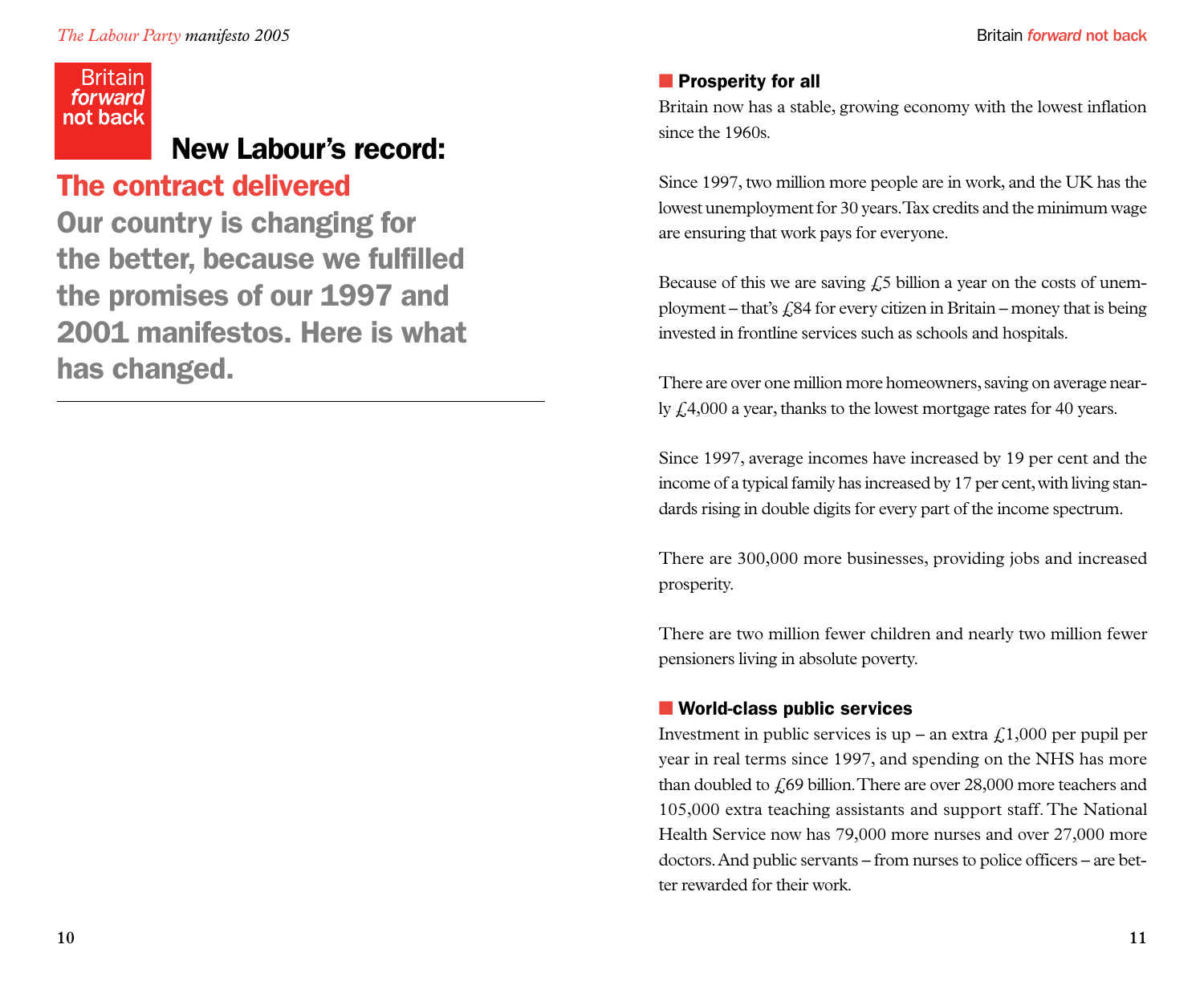Britain *forward* not back

# New Labour's record:

## The contract delivered

**Our country is changing for the better, because we fulfilled the promises of our 1997 and 2001 manifestos. Here is what has changed.**

---

### Prosperity for all

Britain now has a stable, growing economy with the lowest inflation since the 1960s.

Since 1997, two million more people are in work, and the UK has the lowest unemployment for 30 years. Tax credits and the minimum wage are ensuring that work pays for everyone.

Because of this we are saving £5 billion a year on the costs of unemployment – that's £84 for every citizen in Britain – money that is being invested in frontline services such as schools and hospitals.

There are over one million more homeowners, saving on average nearly £4,000 a year, thanks to the lowest mortgage rates for 40 years.

Since 1997, average incomes have increased by 19 per cent and the income of a typical family has increased by 17 per cent, with living standards rising in double digits for every part of the income spectrum.

There are 300,000 more businesses, providing jobs and increased prosperity.

There are two million fewer children and nearly two million fewer pensioners living in absolute poverty.

### World-class public services

Investment in public services is up – an extra £1,000 per pupil per year in real terms since 1997, and spending on the NHS has more than doubled to £69 billion. There are over 28,000 more teachers and 105,000 extra teaching assistants and support staff. The National Health Service now has 79,000 more nurses and over 27,000 more doctors. And public servants – from nurses to police officers – are better rewarded for their work.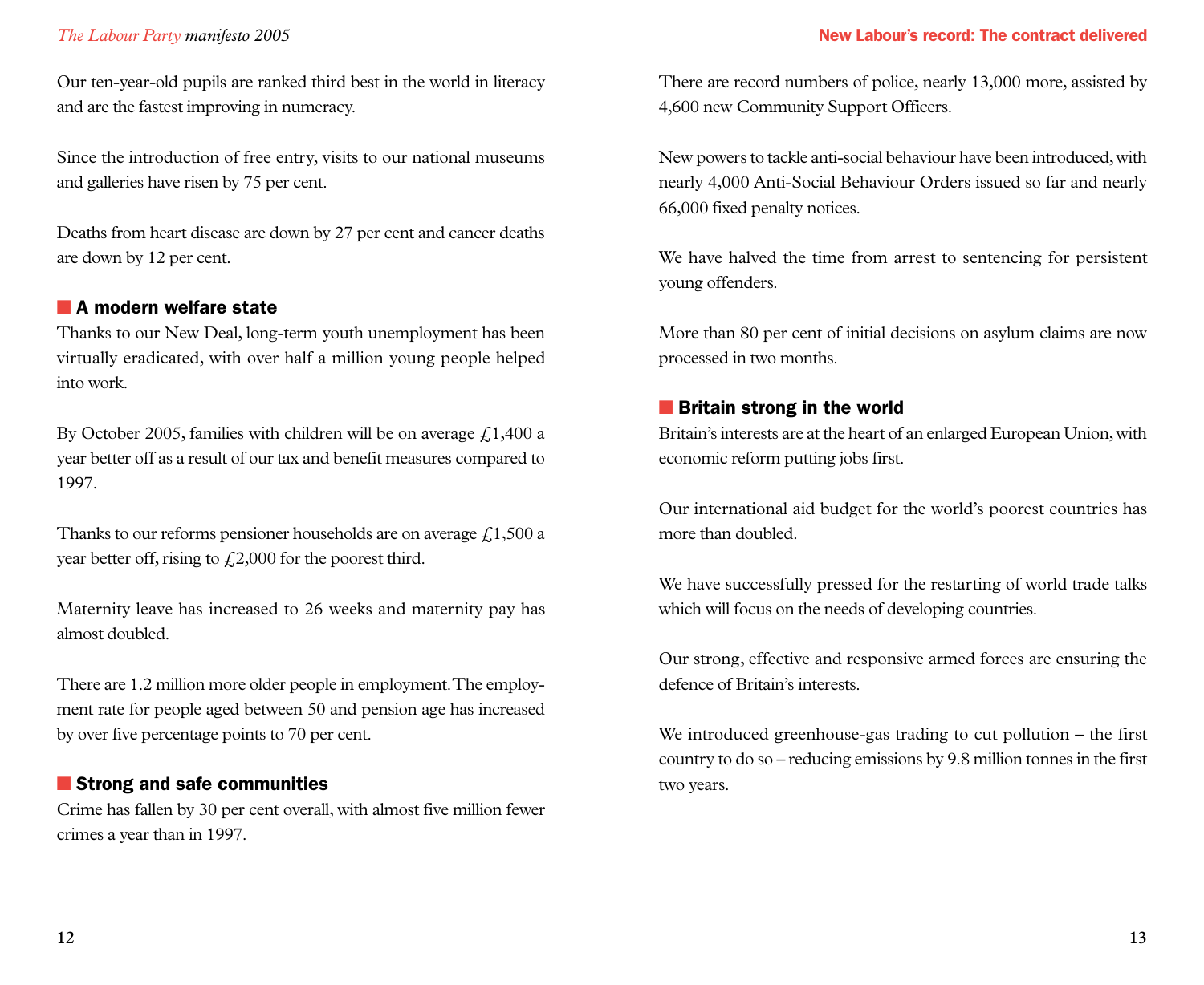Our ten-year-old pupils are ranked third best in the world in literacy and are the fastest improving in numeracy.

Since the introduction of free entry, visits to our national museums and galleries have risen by 75 per cent.

Deaths from heart disease are down by 27 per cent and cancer deaths are down by 12 per cent.

## A modern welfare state

Thanks to our New Deal, long-term youth unemployment has been virtually eradicated, with over half a million young people helped into work.

By October 2005, families with children will be on average £1,400 a year better off as a result of our tax and benefit measures compared to 1997.

Thanks to our reforms pensioner households are on average £1,500 a year better off, rising to £2,000 for the poorest third.

Maternity leave has increased to 26 weeks and maternity pay has almost doubled.

There are 1.2 million more older people in employment. The employment rate for people aged between 50 and pension age has increased by over five percentage points to 70 per cent.

## Strong and safe communities

Crime has fallen by 30 per cent overall, with almost five million fewer crimes a year than in 1997.

There are record numbers of police, nearly 13,000 more, assisted by 4,600 new Community Support Officers.

New powers to tackle anti-social behaviour have been introduced, with nearly 4,000 Anti-Social Behaviour Orders issued so far and nearly 66,000 fixed penalty notices.

We have halved the time from arrest to sentencing for persistent young offenders.

More than 80 per cent of initial decisions on asylum claims are now processed in two months.

## Britain strong in the world

Britain's interests are at the heart of an enlarged European Union, with economic reform putting jobs first.

Our international aid budget for the world's poorest countries has more than doubled.

We have successfully pressed for the restarting of world trade talks which will focus on the needs of developing countries.

Our strong, effective and responsive armed forces are ensuring the defence of Britain's interests.

We introduced greenhouse-gas trading to cut pollution – the first country to do so – reducing emissions by 9.8 million tonnes in the first two years.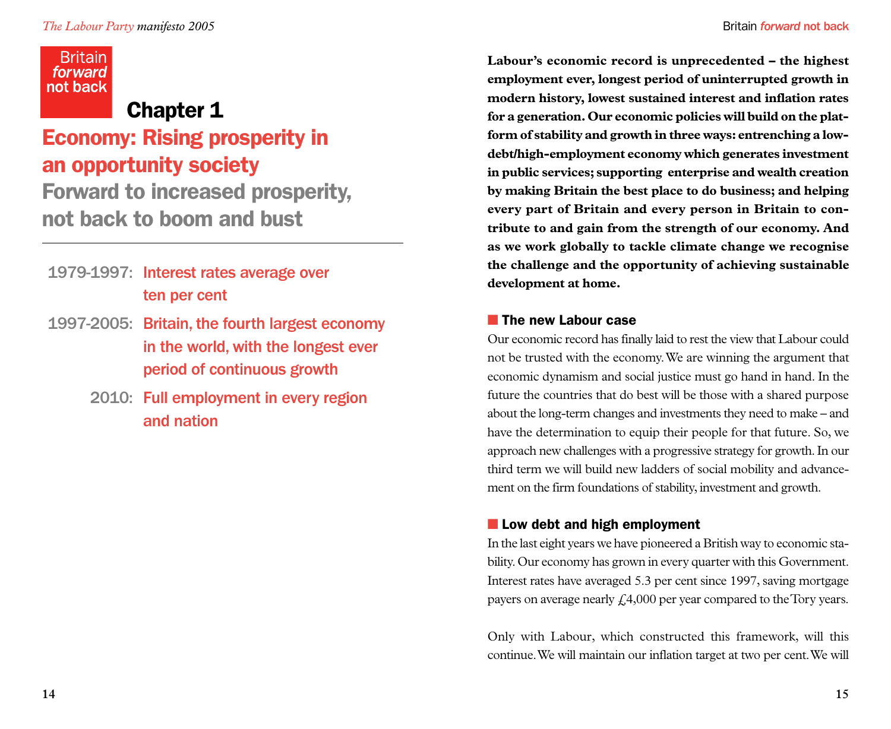Britain *forward* not back

# Chapter 1

## Economy: Rising prosperity in an opportunity society

## Forward to increased prosperity, not back to boom and bust

---

**1979-1997:** Interest rates average over ten per cent

**1997-2005:** Britain, the fourth largest economy in the world, with the longest ever period of continuous growth

**2010:** Full employment in every region and nation

**Labour's economic record is unprecedented – the highest employment ever, longest period of uninterrupted growth in modern history, lowest sustained interest and inflation rates for a generation. Our economic policies will build on the platform of stability and growth in three ways: entrenching a low-debt/high-employment economy which generates investment in public services; supporting enterprise and wealth creation by making Britain the best place to do business; and helping every part of Britain and every person in Britain to contribute to and gain from the strength of our economy. And as we work globally to tackle climate change we recognise the challenge and the opportunity of achieving sustainable development at home.**

### The new Labour case

Our economic record has finally laid to rest the view that Labour could not be trusted with the economy. We are winning the argument that economic dynamism and social justice must go hand in hand. In the future the countries that do best will be those with a shared purpose about the long-term changes and investments they need to make – and have the determination to equip their people for that future. So, we approach new challenges with a progressive strategy for growth. In our third term we will build new ladders of social mobility and advancement on the firm foundations of stability, investment and growth.

### Low debt and high employment

In the last eight years we have pioneered a British way to economic stability. Our economy has grown in every quarter with this Government. Interest rates have averaged 5.3 per cent since 1997, saving mortgage payers on average nearly £4,000 per year compared to the Tory years.

Only with Labour, which constructed this framework, will this continue. We will maintain our inflation target at two per cent. We will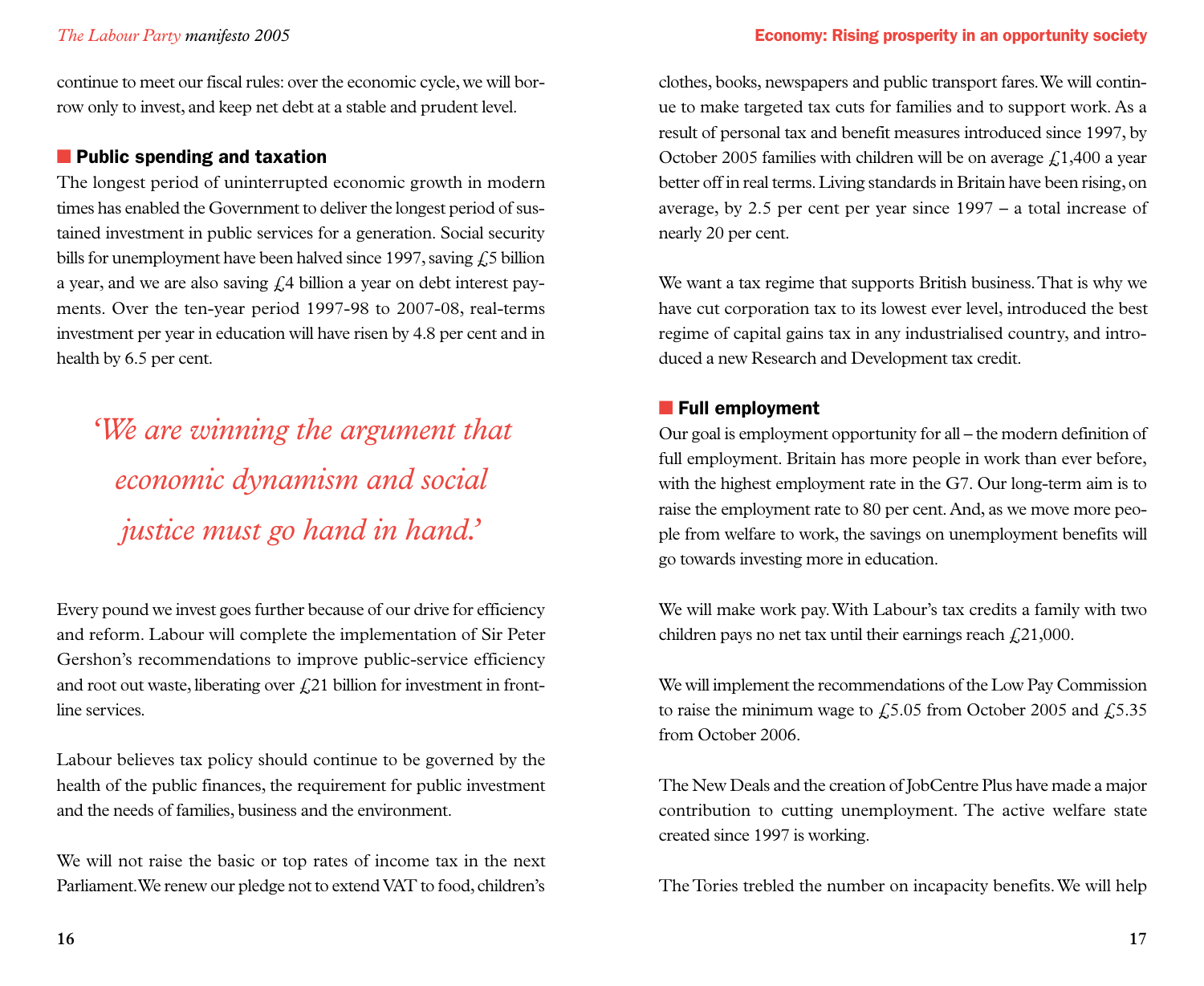continue to meet our fiscal rules: over the economic cycle, we will borrow only to invest, and keep net debt at a stable and prudent level.

### Public spending and taxation

The longest period of uninterrupted economic growth in modern times has enabled the Government to deliver the longest period of sustained investment in public services for a generation. Social security bills for unemployment have been halved since 1997, saving £5 billion a year, and we are also saving £4 billion a year on debt interest payments. Over the ten-year period 1997-98 to 2007-08, real-terms investment per year in education will have risen by 4.8 per cent and in health by 6.5 per cent.

*'We are winning the argument that economic dynamism and social justice must go hand in hand.'*

Every pound we invest goes further because of our drive for efficiency and reform. Labour will complete the implementation of Sir Peter Gershon's recommendations to improve public-service efficiency and root out waste, liberating over £21 billion for investment in front-line services.

Labour believes tax policy should continue to be governed by the health of the public finances, the requirement for public investment and the needs of families, business and the environment.

We will not raise the basic or top rates of income tax in the next Parliament. We renew our pledge not to extend VAT to food, children's clothes, books, newspapers and public transport fares. We will continue to make targeted tax cuts for families and to support work. As a result of personal tax and benefit measures introduced since 1997, by October 2005 families with children will be on average £1,400 a year better off in real terms. Living standards in Britain have been rising, on average, by 2.5 per cent per year since 1997 – a total increase of nearly 20 per cent.

We want a tax regime that supports British business. That is why we have cut corporation tax to its lowest ever level, introduced the best regime of capital gains tax in any industrialised country, and introduced a new Research and Development tax credit.

### Full employment

Our goal is employment opportunity for all – the modern definition of full employment. Britain has more people in work than ever before, with the highest employment rate in the G7. Our long-term aim is to raise the employment rate to 80 per cent. And, as we move more people from welfare to work, the savings on unemployment benefits will go towards investing more in education.

We will make work pay. With Labour's tax credits a family with two children pays no net tax until their earnings reach £21,000.

We will implement the recommendations of the Low Pay Commission to raise the minimum wage to £5.05 from October 2005 and £5.35 from October 2006.

The New Deals and the creation of JobCentre Plus have made a major contribution to cutting unemployment. The active welfare state created since 1997 is working.

The Tories trebled the number on incapacity benefits. We will help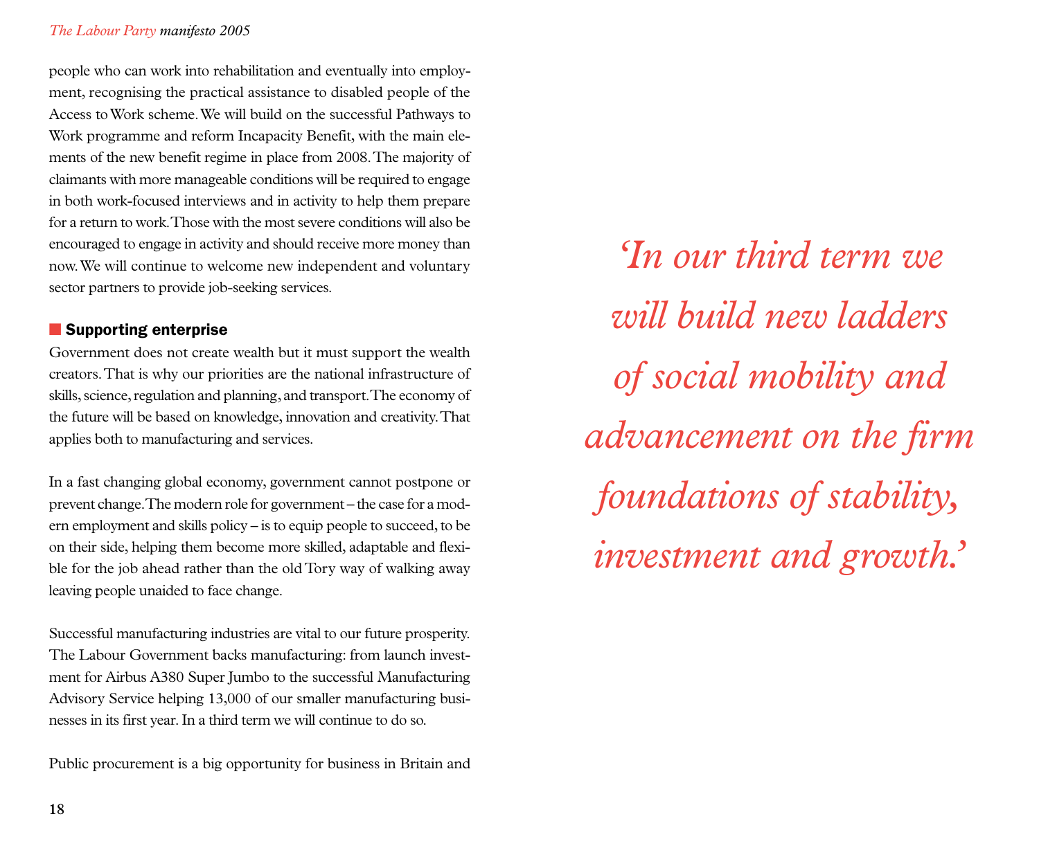people who can work into rehabilitation and eventually into employment, recognising the practical assistance to disabled people of the Access to Work scheme. We will build on the successful Pathways to Work programme and reform Incapacity Benefit, with the main elements of the new benefit regime in place from 2008. The majority of claimants with more manageable conditions will be required to engage in both work-focused interviews and in activity to help them prepare for a return to work. Those with the most severe conditions will also be encouraged to engage in activity and should receive more money than now. We will continue to welcome new independent and voluntary sector partners to provide job-seeking services.

### Supporting enterprise

Government does not create wealth but it must support the wealth creators. That is why our priorities are the national infrastructure of skills, science, regulation and planning, and transport. The economy of the future will be based on knowledge, innovation and creativity. That applies both to manufacturing and services.

In a fast changing global economy, government cannot postpone or prevent change. The modern role for government – the case for a modern employment and skills policy – is to equip people to succeed, to be on their side, helping them become more skilled, adaptable and flexible for the job ahead rather than the old Tory way of walking away leaving people unaided to face change.

Successful manufacturing industries are vital to our future prosperity. The Labour Government backs manufacturing: from launch investment for Airbus A380 Super Jumbo to the successful Manufacturing Advisory Service helping 13,000 of our smaller manufacturing businesses in its first year. In a third term we will continue to do so.

Public procurement is a big opportunity for business in Britain and

*‘In our third term we will build new ladders of social mobility and advancement on the firm foundations of stability, investment and growth.’*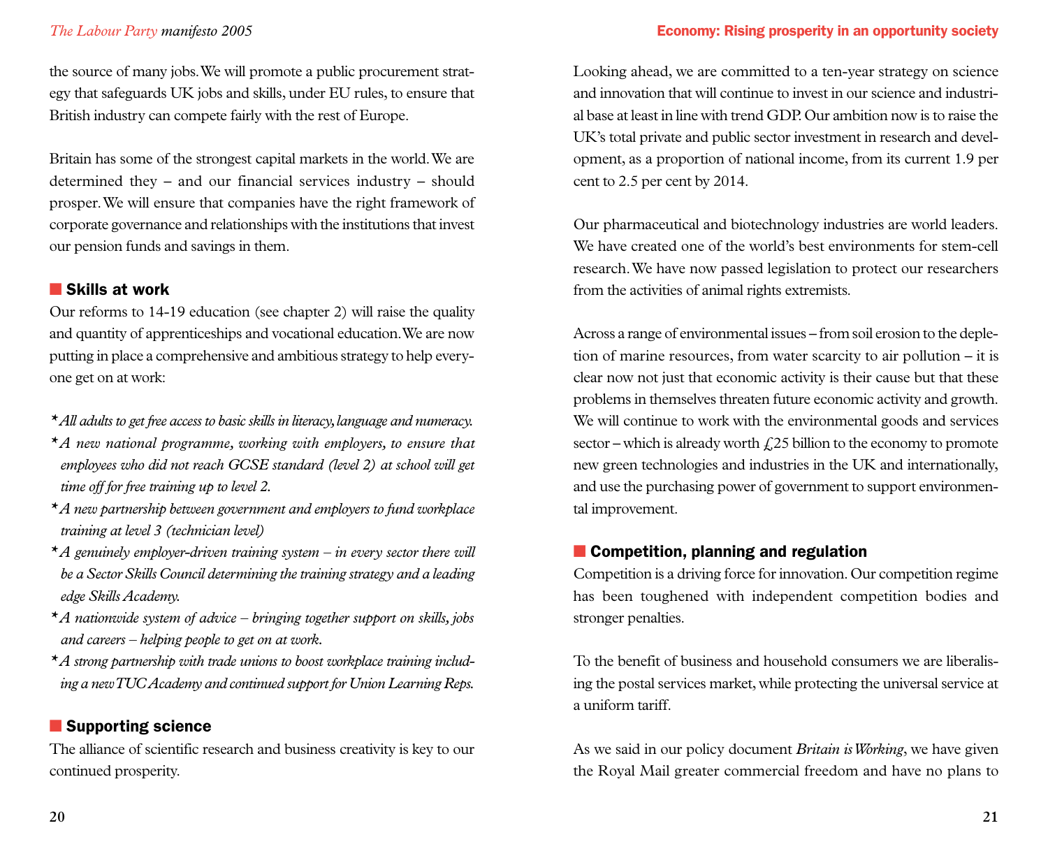the source of many jobs. We will promote a public procurement strategy that safeguards UK jobs and skills, under EU rules, to ensure that British industry can compete fairly with the rest of Europe.

Britain has some of the strongest capital markets in the world. We are determined they – and our financial services industry – should prosper. We will ensure that companies have the right framework of corporate governance and relationships with the institutions that invest our pension funds and savings in them.

## Skills at work

Our reforms to 14-19 education (see chapter 2) will raise the quality and quantity of apprenticeships and vocational education. We are now putting in place a comprehensive and ambitious strategy to help everyone get on at work:

- *All adults to get free access to basic skills in literacy, language and numeracy.*
- *A new national programme, working with employers, to ensure that employees who did not reach GCSE standard (level 2) at school will get time off for free training up to level 2.*
- *A new partnership between government and employers to fund workplace training at level 3 (technician level)*
- *A genuinely employer-driven training system – in every sector there will be a Sector Skills Council determining the training strategy and a leading edge Skills Academy.*
- *A nationwide system of advice – bringing together support on skills, jobs and careers – helping people to get on at work.*
- *A strong partnership with trade unions to boost workplace training including a new TUC Academy and continued support for Union Learning Reps.*

## Supporting science

The alliance of scientific research and business creativity is key to our continued prosperity.

Looking ahead, we are committed to a ten-year strategy on science and innovation that will continue to invest in our science and industrial base at least in line with trend GDP. Our ambition now is to raise the UK's total private and public sector investment in research and development, as a proportion of national income, from its current 1.9 per cent to 2.5 per cent by 2014.

Our pharmaceutical and biotechnology industries are world leaders. We have created one of the world's best environments for stem-cell research. We have now passed legislation to protect our researchers from the activities of animal rights extremists.

Across a range of environmental issues – from soil erosion to the depletion of marine resources, from water scarcity to air pollution – it is clear now not just that economic activity is their cause but that these problems in themselves threaten future economic activity and growth. We will continue to work with the environmental goods and services sector – which is already worth £25 billion to the economy to promote new green technologies and industries in the UK and internationally, and use the purchasing power of government to support environmental improvement.

## Competition, planning and regulation

Competition is a driving force for innovation. Our competition regime has been toughened with independent competition bodies and stronger penalties.

To the benefit of business and household consumers we are liberalising the postal services market, while protecting the universal service at a uniform tariff.

As we said in our policy document *Britain is Working*, we have given the Royal Mail greater commercial freedom and have no plans to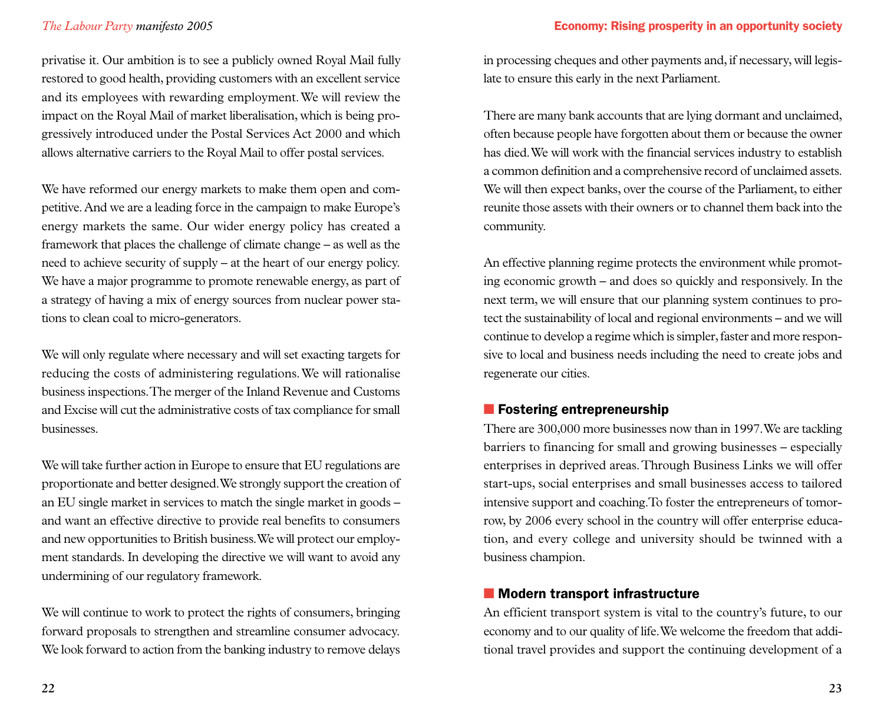privatise it. Our ambition is to see a publicly owned Royal Mail fully restored to good health, providing customers with an excellent service and its employees with rewarding employment. We will review the impact on the Royal Mail of market liberalisation, which is being progressively introduced under the Postal Services Act 2000 and which allows alternative carriers to the Royal Mail to offer postal services.

We have reformed our energy markets to make them open and competitive. And we are a leading force in the campaign to make Europe's energy markets the same. Our wider energy policy has created a framework that places the challenge of climate change – as well as the need to achieve security of supply – at the heart of our energy policy. We have a major programme to promote renewable energy, as part of a strategy of having a mix of energy sources from nuclear power stations to clean coal to micro-generators.

We will only regulate where necessary and will set exacting targets for reducing the costs of administering regulations. We will rationalise business inspections. The merger of the Inland Revenue and Customs and Excise will cut the administrative costs of tax compliance for small businesses.

We will take further action in Europe to ensure that EU regulations are proportionate and better designed. We strongly support the creation of an EU single market in services to match the single market in goods – and want an effective directive to provide real benefits to consumers and new opportunities to British business. We will protect our employment standards. In developing the directive we will want to avoid any undermining of our regulatory framework.

We will continue to work to protect the rights of consumers, bringing forward proposals to strengthen and streamline consumer advocacy. We look forward to action from the banking industry to remove delays in processing cheques and other payments and, if necessary, will legislate to ensure this early in the next Parliament.

There are many bank accounts that are lying dormant and unclaimed, often because people have forgotten about them or because the owner has died. We will work with the financial services industry to establish a common definition and a comprehensive record of unclaimed assets. We will then expect banks, over the course of the Parliament, to either reunite those assets with their owners or to channel them back into the community.

An effective planning regime protects the environment while promoting economic growth – and does so quickly and responsively. In the next term, we will ensure that our planning system continues to protect the sustainability of local and regional environments – and we will continue to develop a regime which is simpler, faster and more responsive to local and business needs including the need to create jobs and regenerate our cities.

## Fostering entrepreneurship

There are 300,000 more businesses now than in 1997. We are tackling barriers to financing for small and growing businesses – especially enterprises in deprived areas. Through Business Links we will offer start-ups, social enterprises and small businesses access to tailored intensive support and coaching. To foster the entrepreneurs of tomorrow, by 2006 every school in the country will offer enterprise education, and every college and university should be twinned with a business champion.

## Modern transport infrastructure

An efficient transport system is vital to the country's future, to our economy and to our quality of life. We welcome the freedom that additional travel provides and support the continuing development of a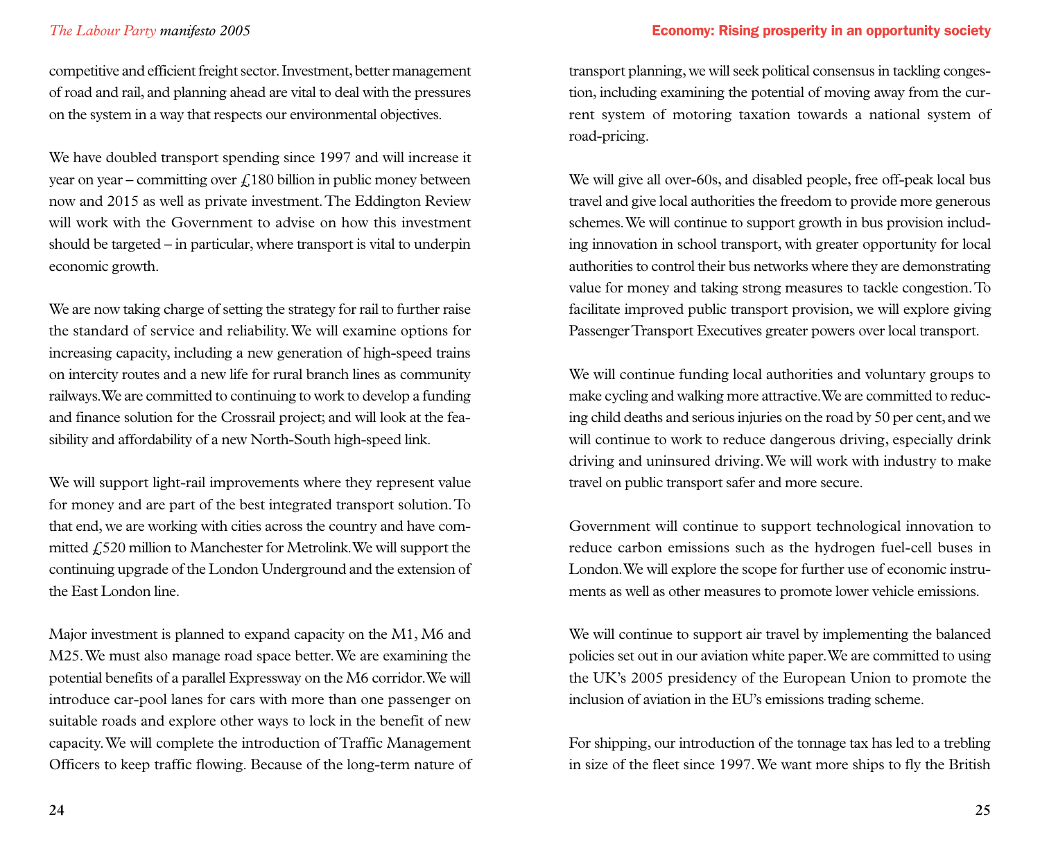competitive and efficient freight sector. Investment, better management of road and rail, and planning ahead are vital to deal with the pressures on the system in a way that respects our environmental objectives.

We have doubled transport spending since 1997 and will increase it year on year – committing over £180 billion in public money between now and 2015 as well as private investment. The Eddington Review will work with the Government to advise on how this investment should be targeted – in particular, where transport is vital to underpin economic growth.

We are now taking charge of setting the strategy for rail to further raise the standard of service and reliability. We will examine options for increasing capacity, including a new generation of high-speed trains on intercity routes and a new life for rural branch lines as community railways. We are committed to continuing to work to develop a funding and finance solution for the Crossrail project; and will look at the feasibility and affordability of a new North-South high-speed link.

We will support light-rail improvements where they represent value for money and are part of the best integrated transport solution. To that end, we are working with cities across the country and have committed £520 million to Manchester for Metrolink. We will support the continuing upgrade of the London Underground and the extension of the East London line.

Major investment is planned to expand capacity on the M1, M6 and M25. We must also manage road space better. We are examining the potential benefits of a parallel Expressway on the M6 corridor. We will introduce car-pool lanes for cars with more than one passenger on suitable roads and explore other ways to lock in the benefit of new capacity. We will complete the introduction of Traffic Management Officers to keep traffic flowing. Because of the long-term nature of transport planning, we will seek political consensus in tackling congestion, including examining the potential of moving away from the current system of motoring taxation towards a national system of road-pricing.

We will give all over-60s, and disabled people, free off-peak local bus travel and give local authorities the freedom to provide more generous schemes. We will continue to support growth in bus provision including innovation in school transport, with greater opportunity for local authorities to control their bus networks where they are demonstrating value for money and taking strong measures to tackle congestion. To facilitate improved public transport provision, we will explore giving Passenger Transport Executives greater powers over local transport.

We will continue funding local authorities and voluntary groups to make cycling and walking more attractive. We are committed to reducing child deaths and serious injuries on the road by 50 per cent, and we will continue to work to reduce dangerous driving, especially drink driving and uninsured driving. We will work with industry to make travel on public transport safer and more secure.

Government will continue to support technological innovation to reduce carbon emissions such as the hydrogen fuel-cell buses in London. We will explore the scope for further use of economic instruments as well as other measures to promote lower vehicle emissions.

We will continue to support air travel by implementing the balanced policies set out in our aviation white paper. We are committed to using the UK's 2005 presidency of the European Union to promote the inclusion of aviation in the EU's emissions trading scheme.

For shipping, our introduction of the tonnage tax has led to a trebling in size of the fleet since 1997. We want more ships to fly the British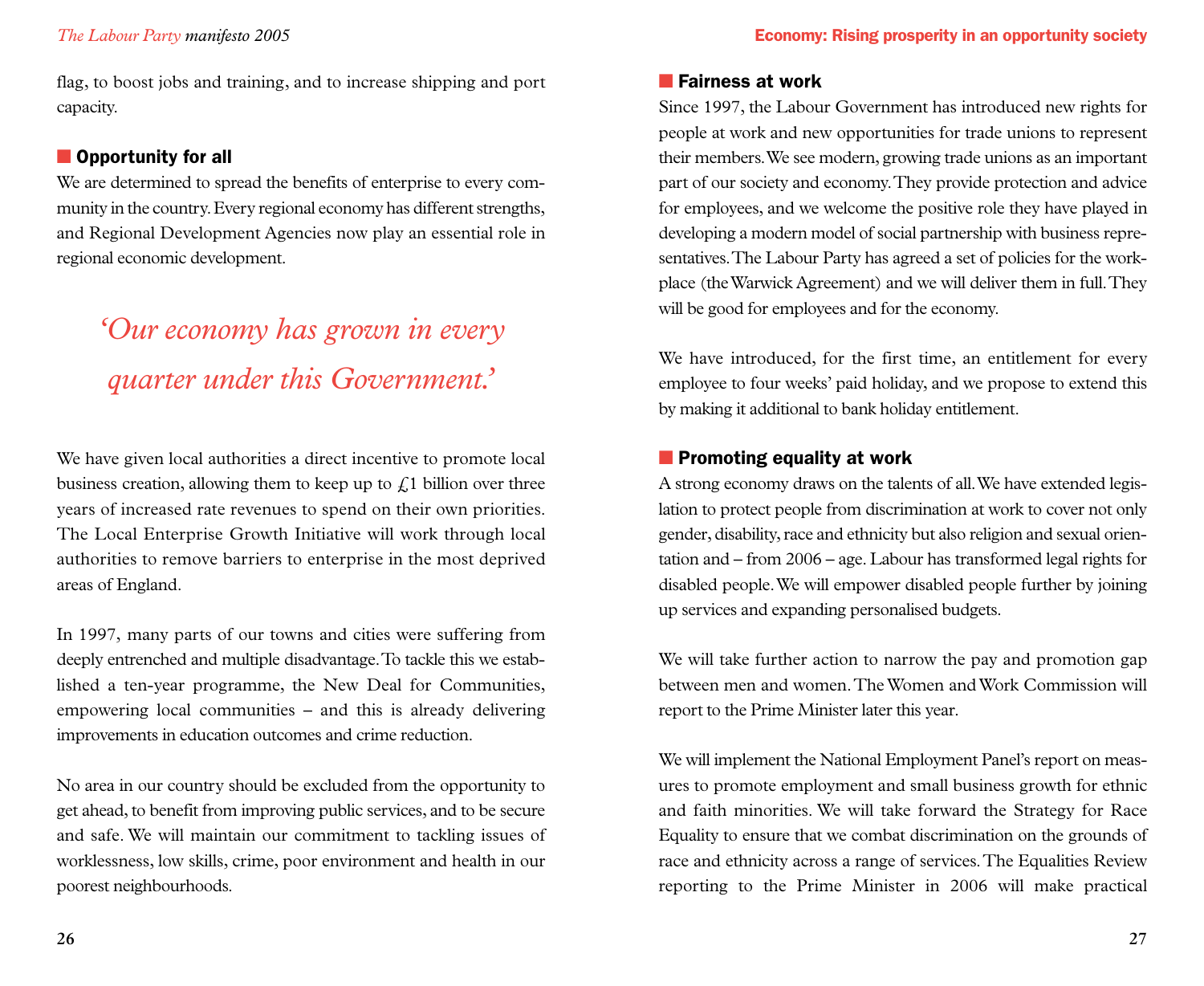flag, to boost jobs and training, and to increase shipping and port capacity.

## Opportunity for all

We are determined to spread the benefits of enterprise to every community in the country. Every regional economy has different strengths, and Regional Development Agencies now play an essential role in regional economic development.

> *'Our economy has grown in every quarter under this Government.'*

We have given local authorities a direct incentive to promote local business creation, allowing them to keep up to £1 billion over three years of increased rate revenues to spend on their own priorities. The Local Enterprise Growth Initiative will work through local authorities to remove barriers to enterprise in the most deprived areas of England.

In 1997, many parts of our towns and cities were suffering from deeply entrenched and multiple disadvantage. To tackle this we established a ten-year programme, the New Deal for Communities, empowering local communities – and this is already delivering improvements in education outcomes and crime reduction.

No area in our country should be excluded from the opportunity to get ahead, to benefit from improving public services, and to be secure and safe. We will maintain our commitment to tackling issues of worklessness, low skills, crime, poor environment and health in our poorest neighbourhoods.

## Fairness at work

Since 1997, the Labour Government has introduced new rights for people at work and new opportunities for trade unions to represent their members. We see modern, growing trade unions as an important part of our society and economy. They provide protection and advice for employees, and we welcome the positive role they have played in developing a modern model of social partnership with business representatives. The Labour Party has agreed a set of policies for the workplace (the Warwick Agreement) and we will deliver them in full. They will be good for employees and for the economy.

We have introduced, for the first time, an entitlement for every employee to four weeks' paid holiday, and we propose to extend this by making it additional to bank holiday entitlement.

## Promoting equality at work

A strong economy draws on the talents of all. We have extended legislation to protect people from discrimination at work to cover not only gender, disability, race and ethnicity but also religion and sexual orientation and – from 2006 – age. Labour has transformed legal rights for disabled people. We will empower disabled people further by joining up services and expanding personalised budgets.

We will take further action to narrow the pay and promotion gap between men and women. The Women and Work Commission will report to the Prime Minister later this year.

We will implement the National Employment Panel's report on measures to promote employment and small business growth for ethnic and faith minorities. We will take forward the Strategy for Race Equality to ensure that we combat discrimination on the grounds of race and ethnicity across a range of services. The Equalities Review reporting to the Prime Minister in 2006 will make practical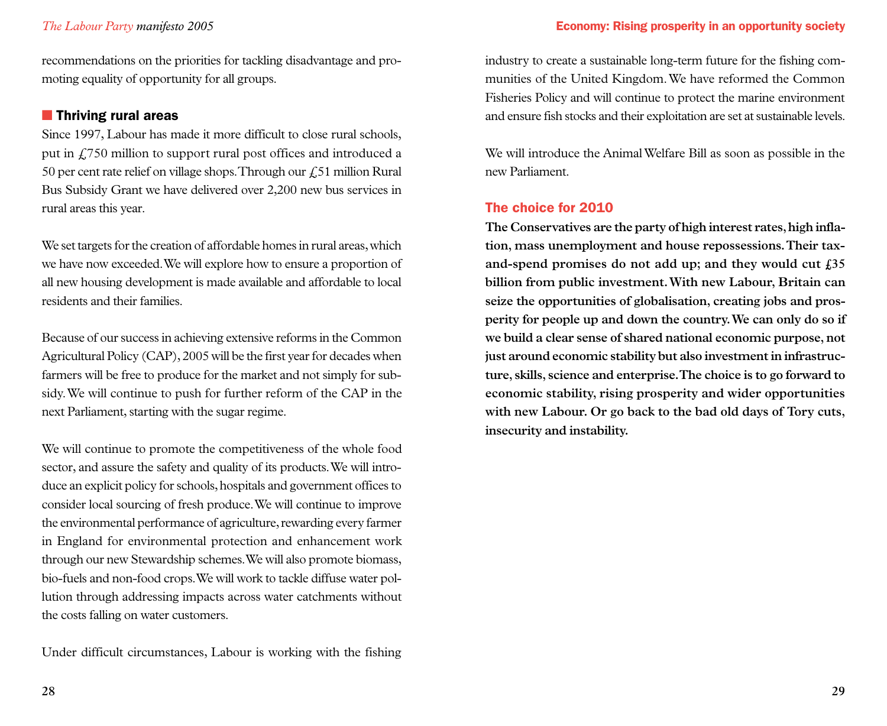recommendations on the priorities for tackling disadvantage and promoting equality of opportunity for all groups.

## Thriving rural areas

Since 1997, Labour has made it more difficult to close rural schools, put in £750 million to support rural post offices and introduced a 50 per cent rate relief on village shops. Through our £51 million Rural Bus Subsidy Grant we have delivered over 2,200 new bus services in rural areas this year.

We set targets for the creation of affordable homes in rural areas, which we have now exceeded. We will explore how to ensure a proportion of all new housing development is made available and affordable to local residents and their families.

Because of our success in achieving extensive reforms in the Common Agricultural Policy (CAP), 2005 will be the first year for decades when farmers will be free to produce for the market and not simply for subsidy. We will continue to push for further reform of the CAP in the next Parliament, starting with the sugar regime.

We will continue to promote the competitiveness of the whole food sector, and assure the safety and quality of its products. We will introduce an explicit policy for schools, hospitals and government offices to consider local sourcing of fresh produce. We will continue to improve the environmental performance of agriculture, rewarding every farmer in England for environmental protection and enhancement work through our new Stewardship schemes. We will also promote biomass, bio-fuels and non-food crops. We will work to tackle diffuse water pollution through addressing impacts across water catchments without the costs falling on water customers.

Under difficult circumstances, Labour is working with the fishing industry to create a sustainable long-term future for the fishing communities of the United Kingdom. We have reformed the Common Fisheries Policy and will continue to protect the marine environment and ensure fish stocks and their exploitation are set at sustainable levels.

We will introduce the Animal Welfare Bill as soon as possible in the new Parliament.

## The choice for 2010

**The Conservatives are the party of high interest rates, high inflation, mass unemployment and house repossessions. Their tax-and-spend promises do not add up; and they would cut £35 billion from public investment. With new Labour, Britain can seize the opportunities of globalisation, creating jobs and prosperity for people up and down the country. We can only do so if we build a clear sense of shared national economic purpose, not just around economic stability but also investment in infrastructure, skills, science and enterprise. The choice is to go forward to economic stability, rising prosperity and wider opportunities with new Labour. Or go back to the bad old days of Tory cuts, insecurity and instability.**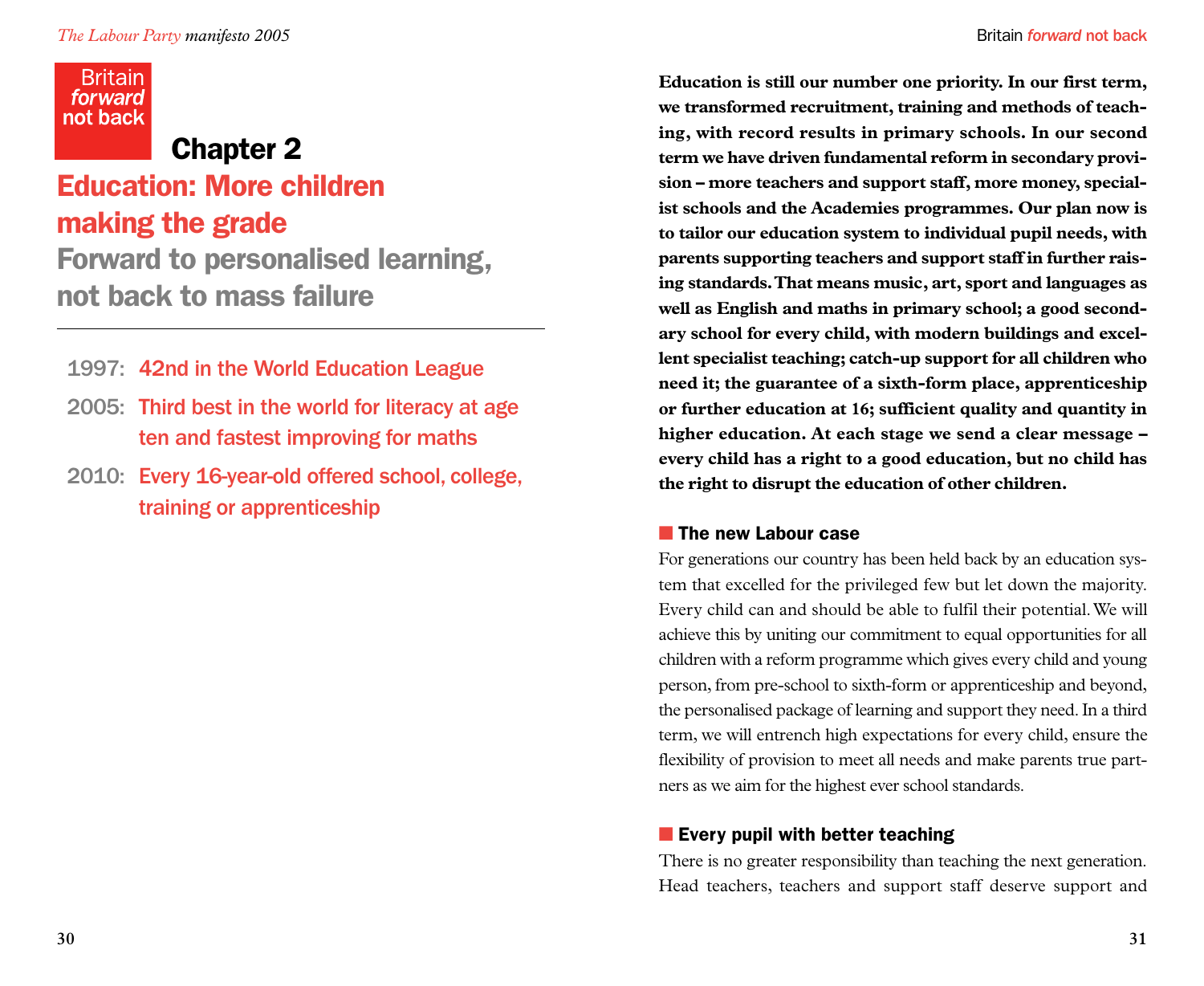Britain *forward* not back

# Chapter 2

## Education: More children making the grade

### Forward to personalised learning, not back to mass failure

1997: 42nd in the World Education League

2005: Third best in the world for literacy at age ten and fastest improving for maths

2010: Every 16-year-old offered school, college, training or apprenticeship

**Education is still our number one priority. In our first term, we transformed recruitment, training and methods of teaching, with record results in primary schools. In our second term we have driven fundamental reform in secondary provision – more teachers and support staff, more money, specialist schools and the Academies programmes. Our plan now is to tailor our education system to individual pupil needs, with parents supporting teachers and support staff in further raising standards. That means music, art, sport and languages as well as English and maths in primary school; a good secondary school for every child, with modern buildings and excellent specialist teaching; catch-up support for all children who need it; the guarantee of a sixth-form place, apprenticeship or further education at 16; sufficient quality and quantity in higher education. At each stage we send a clear message – every child has a right to a good education, but no child has the right to disrupt the education of other children.**

#### The new Labour case

For generations our country has been held back by an education system that excelled for the privileged few but let down the majority. Every child can and should be able to fulfil their potential. We will achieve this by uniting our commitment to equal opportunities for all children with a reform programme which gives every child and young person, from pre-school to sixth-form or apprenticeship and beyond, the personalised package of learning and support they need. In a third term, we will entrench high expectations for every child, ensure the flexibility of provision to meet all needs and make parents true partners as we aim for the highest ever school standards.

#### Every pupil with better teaching

There is no greater responsibility than teaching the next generation. Head teachers, teachers and support staff deserve support and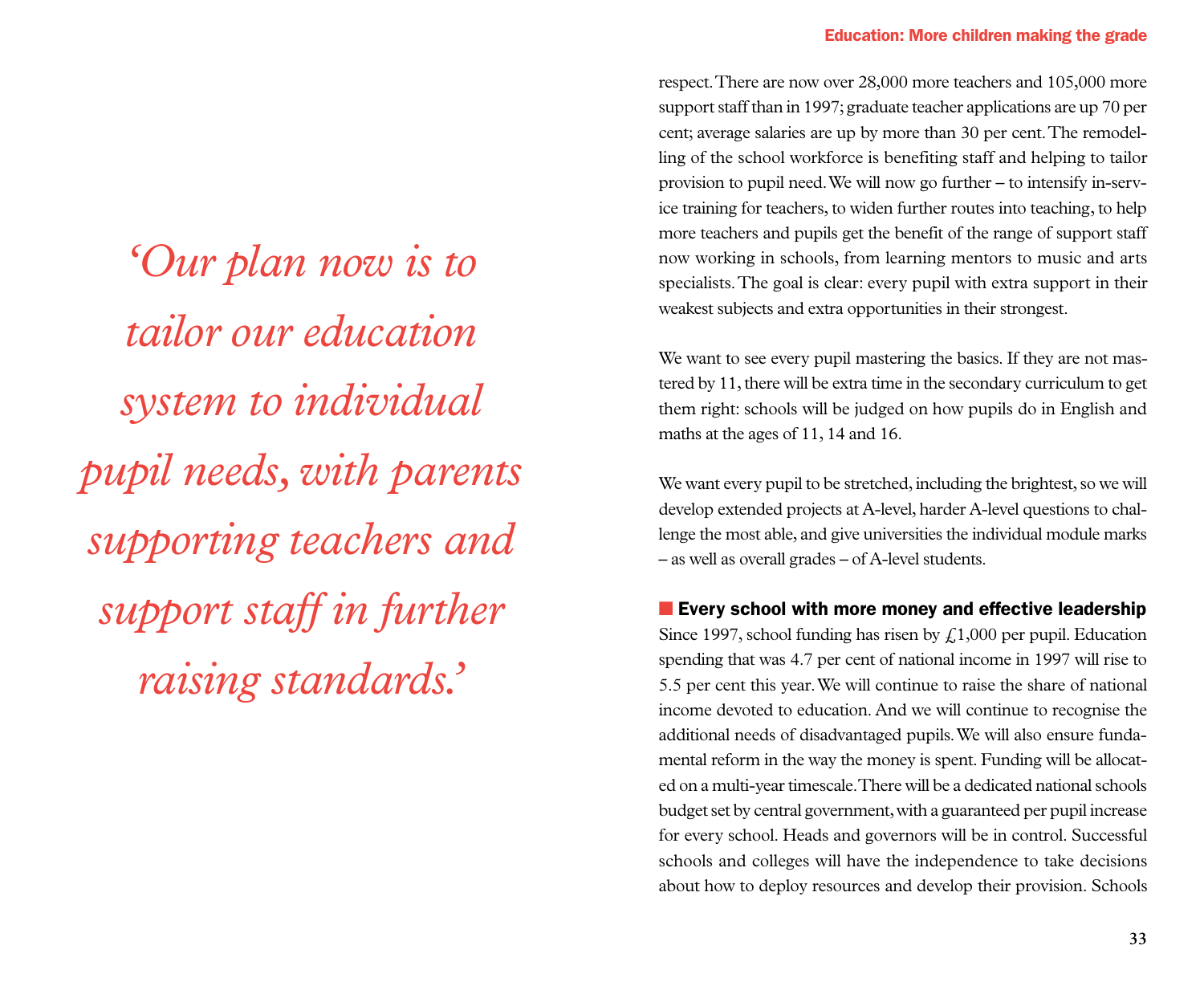*‘Our plan now is to tailor our education system to individual pupil needs, with parents supporting teachers and support staff in further raising standards.’*

respect. There are now over 28,000 more teachers and 105,000 more support staff than in 1997; graduate teacher applications are up 70 per cent; average salaries are up by more than 30 per cent. The remodelling of the school workforce is benefiting staff and helping to tailor provision to pupil need. We will now go further – to intensify in-service training for teachers, to widen further routes into teaching, to help more teachers and pupils get the benefit of the range of support staff now working in schools, from learning mentors to music and arts specialists. The goal is clear: every pupil with extra support in their weakest subjects and extra opportunities in their strongest.

We want to see every pupil mastering the basics. If they are not mastered by 11, there will be extra time in the secondary curriculum to get them right: schools will be judged on how pupils do in English and maths at the ages of 11, 14 and 16.

We want every pupil to be stretched, including the brightest, so we will develop extended projects at A-level, harder A-level questions to challenge the most able, and give universities the individual module marks – as well as overall grades – of A-level students.

### Every school with more money and effective leadership

Since 1997, school funding has risen by £1,000 per pupil. Education spending that was 4.7 per cent of national income in 1997 will rise to 5.5 per cent this year. We will continue to raise the share of national income devoted to education. And we will continue to recognise the additional needs of disadvantaged pupils. We will also ensure fundamental reform in the way the money is spent. Funding will be allocated on a multi-year timescale. There will be a dedicated national schools budget set by central government, with a guaranteed per pupil increase for every school. Heads and governors will be in control. Successful schools and colleges will have the independence to take decisions about how to deploy resources and develop their provision. Schools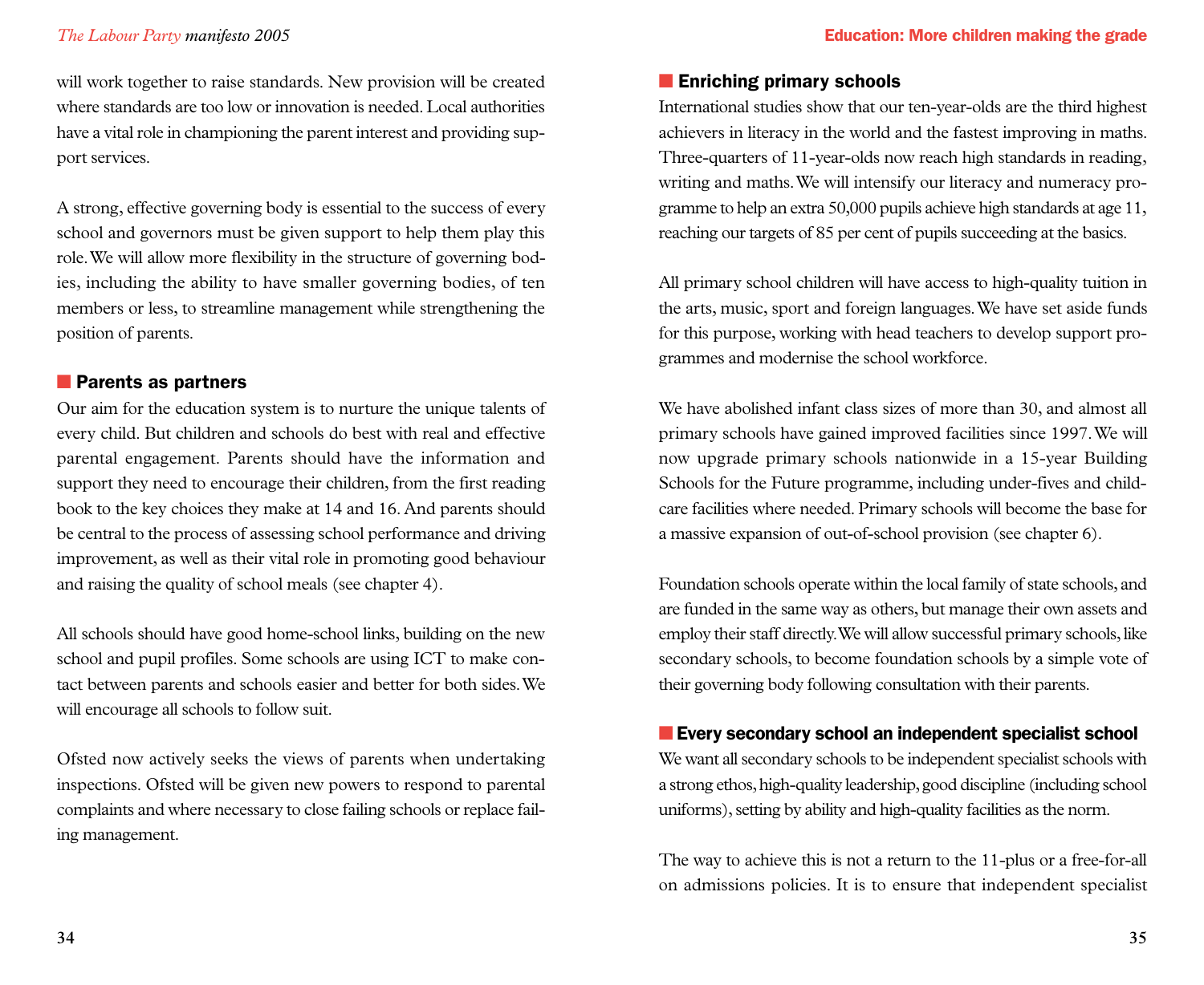will work together to raise standards. New provision will be created where standards are too low or innovation is needed. Local authorities have a vital role in championing the parent interest and providing support services.

A strong, effective governing body is essential to the success of every school and governors must be given support to help them play this role. We will allow more flexibility in the structure of governing bodies, including the ability to have smaller governing bodies, of ten members or less, to streamline management while strengthening the position of parents.

## Parents as partners

Our aim for the education system is to nurture the unique talents of every child. But children and schools do best with real and effective parental engagement. Parents should have the information and support they need to encourage their children, from the first reading book to the key choices they make at 14 and 16. And parents should be central to the process of assessing school performance and driving improvement, as well as their vital role in promoting good behaviour and raising the quality of school meals (see chapter 4).

All schools should have good home-school links, building on the new school and pupil profiles. Some schools are using ICT to make contact between parents and schools easier and better for both sides. We will encourage all schools to follow suit.

Ofsted now actively seeks the views of parents when undertaking inspections. Ofsted will be given new powers to respond to parental complaints and where necessary to close failing schools or replace failing management.

## Enriching primary schools

International studies show that our ten-year-olds are the third highest achievers in literacy in the world and the fastest improving in maths. Three-quarters of 11-year-olds now reach high standards in reading, writing and maths. We will intensify our literacy and numeracy programme to help an extra 50,000 pupils achieve high standards at age 11, reaching our targets of 85 per cent of pupils succeeding at the basics.

All primary school children will have access to high-quality tuition in the arts, music, sport and foreign languages. We have set aside funds for this purpose, working with head teachers to develop support programmes and modernise the school workforce.

We have abolished infant class sizes of more than 30, and almost all primary schools have gained improved facilities since 1997. We will now upgrade primary schools nationwide in a 15-year Building Schools for the Future programme, including under-fives and childcare facilities where needed. Primary schools will become the base for a massive expansion of out-of-school provision (see chapter 6).

Foundation schools operate within the local family of state schools, and are funded in the same way as others, but manage their own assets and employ their staff directly. We will allow successful primary schools, like secondary schools, to become foundation schools by a simple vote of their governing body following consultation with their parents.

## Every secondary school an independent specialist school

We want all secondary schools to be independent specialist schools with a strong ethos, high-quality leadership, good discipline (including school uniforms), setting by ability and high-quality facilities as the norm.

The way to achieve this is not a return to the 11-plus or a free-for-all on admissions policies. It is to ensure that independent specialist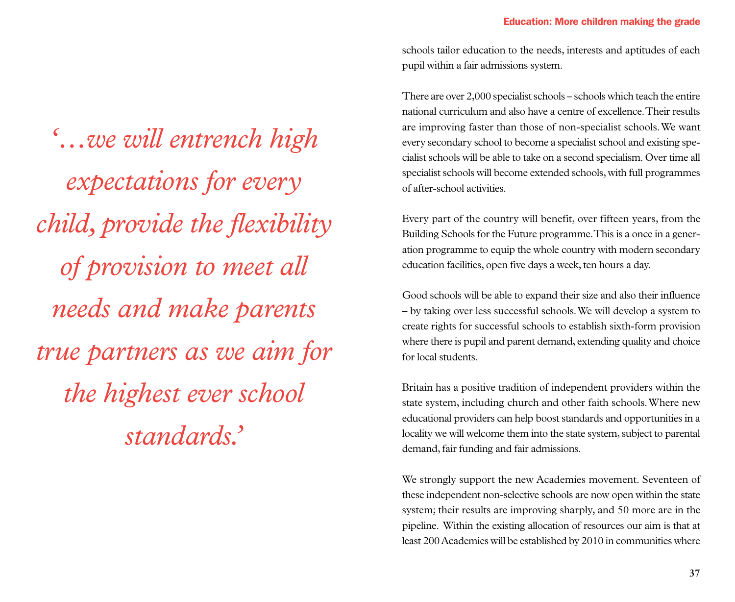*'…we will entrench high expectations for every child, provide the flexibility of provision to meet all needs and make parents true partners as we aim for the highest ever school standards.'*

schools tailor education to the needs, interests and aptitudes of each pupil within a fair admissions system.

There are over 2,000 specialist schools – schools which teach the entire national curriculum and also have a centre of excellence. Their results are improving faster than those of non-specialist schools. We want every secondary school to become a specialist school and existing specialist schools will be able to take on a second specialism. Over time all specialist schools will become extended schools, with full programmes of after-school activities.

Every part of the country will benefit, over fifteen years, from the Building Schools for the Future programme. This is a once in a generation programme to equip the whole country with modern secondary education facilities, open five days a week, ten hours a day.

Good schools will be able to expand their size and also their influence – by taking over less successful schools. We will develop a system to create rights for successful schools to establish sixth-form provision where there is pupil and parent demand, extending quality and choice for local students.

Britain has a positive tradition of independent providers within the state system, including church and other faith schools. Where new educational providers can help boost standards and opportunities in a locality we will welcome them into the state system, subject to parental demand, fair funding and fair admissions.

We strongly support the new Academies movement. Seventeen of these independent non-selective schools are now open within the state system; their results are improving sharply, and 50 more are in the pipeline. Within the existing allocation of resources our aim is that at least 200 Academies will be established by 2010 in communities where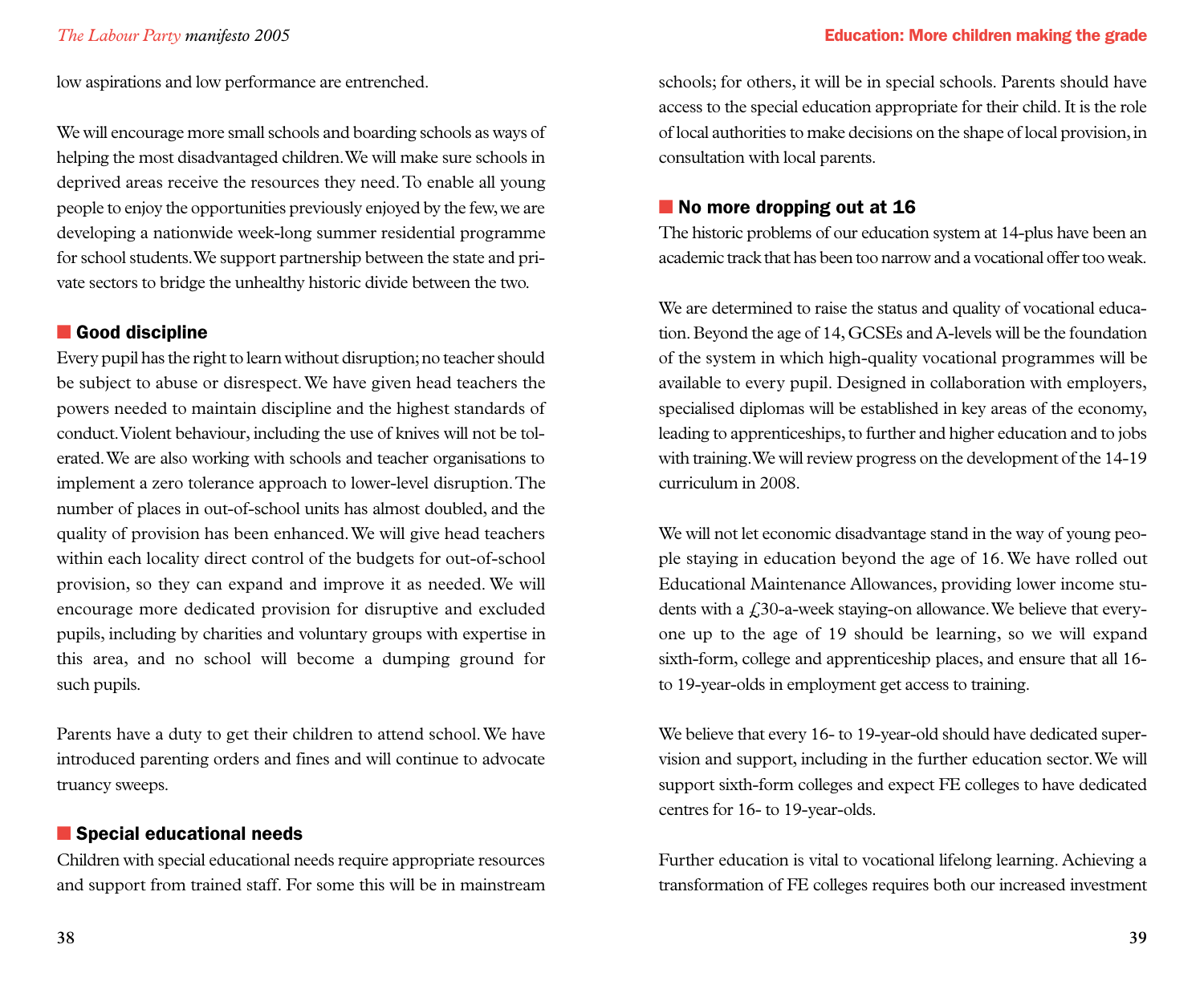low aspirations and low performance are entrenched.

We will encourage more small schools and boarding schools as ways of helping the most disadvantaged children. We will make sure schools in deprived areas receive the resources they need. To enable all young people to enjoy the opportunities previously enjoyed by the few, we are developing a nationwide week-long summer residential programme for school students. We support partnership between the state and private sectors to bridge the unhealthy historic divide between the two.

### Good discipline

Every pupil has the right to learn without disruption; no teacher should be subject to abuse or disrespect. We have given head teachers the powers needed to maintain discipline and the highest standards of conduct. Violent behaviour, including the use of knives will not be tolerated. We are also working with schools and teacher organisations to implement a zero tolerance approach to lower-level disruption. The number of places in out-of-school units has almost doubled, and the quality of provision has been enhanced. We will give head teachers within each locality direct control of the budgets for out-of-school provision, so they can expand and improve it as needed. We will encourage more dedicated provision for disruptive and excluded pupils, including by charities and voluntary groups with expertise in this area, and no school will become a dumping ground for such pupils.

Parents have a duty to get their children to attend school. We have introduced parenting orders and fines and will continue to advocate truancy sweeps.

### Special educational needs

Children with special educational needs require appropriate resources and support from trained staff. For some this will be in mainstream schools; for others, it will be in special schools. Parents should have access to the special education appropriate for their child. It is the role of local authorities to make decisions on the shape of local provision, in consultation with local parents.

### No more dropping out at 16

The historic problems of our education system at 14-plus have been an academic track that has been too narrow and a vocational offer too weak.

We are determined to raise the status and quality of vocational education. Beyond the age of 14, GCSEs and A-levels will be the foundation of the system in which high-quality vocational programmes will be available to every pupil. Designed in collaboration with employers, specialised diplomas will be established in key areas of the economy, leading to apprenticeships, to further and higher education and to jobs with training. We will review progress on the development of the 14-19 curriculum in 2008.

We will not let economic disadvantage stand in the way of young people staying in education beyond the age of 16. We have rolled out Educational Maintenance Allowances, providing lower income students with a £30-a-week staying-on allowance. We believe that everyone up to the age of 19 should be learning, so we will expand sixth-form, college and apprenticeship places, and ensure that all 16- to 19-year-olds in employment get access to training.

We believe that every 16- to 19-year-old should have dedicated supervision and support, including in the further education sector. We will support sixth-form colleges and expect FE colleges to have dedicated centres for 16- to 19-year-olds.

Further education is vital to vocational lifelong learning. Achieving a transformation of FE colleges requires both our increased investment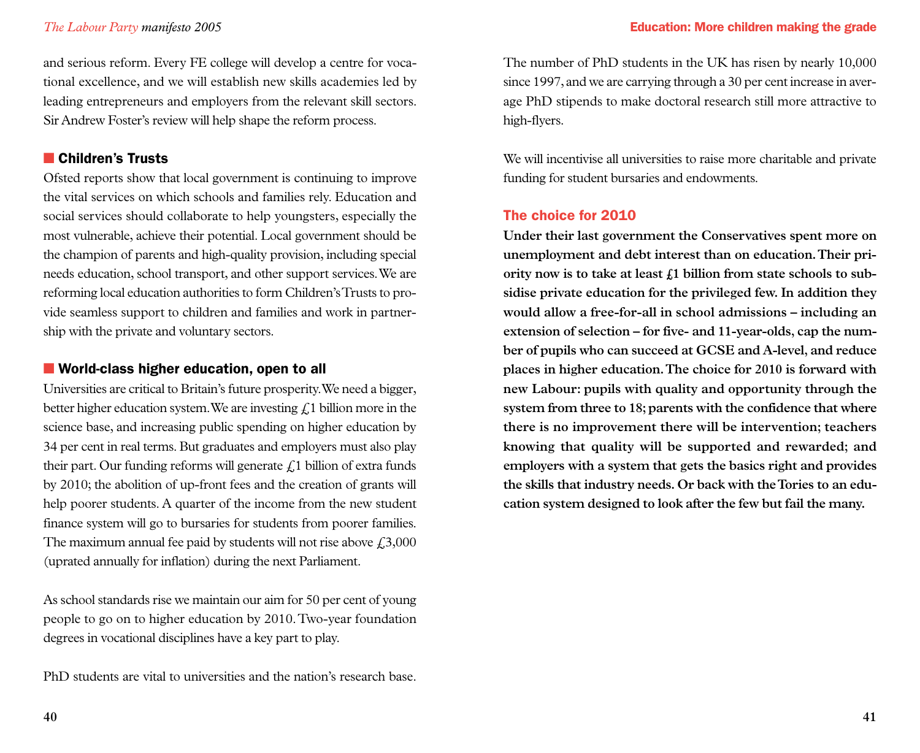and serious reform. Every FE college will develop a centre for vocational excellence, and we will establish new skills academies led by leading entrepreneurs and employers from the relevant skill sectors. Sir Andrew Foster's review will help shape the reform process.

### Children's Trusts

Ofsted reports show that local government is continuing to improve the vital services on which schools and families rely. Education and social services should collaborate to help youngsters, especially the most vulnerable, achieve their potential. Local government should be the champion of parents and high-quality provision, including special needs education, school transport, and other support services. We are reforming local education authorities to form Children's Trusts to provide seamless support to children and families and work in partnership with the private and voluntary sectors.

### World-class higher education, open to all

Universities are critical to Britain's future prosperity. We need a bigger, better higher education system. We are investing £1 billion more in the science base, and increasing public spending on higher education by 34 per cent in real terms. But graduates and employers must also play their part. Our funding reforms will generate £1 billion of extra funds by 2010; the abolition of up-front fees and the creation of grants will help poorer students. A quarter of the income from the new student finance system will go to bursaries for students from poorer families. The maximum annual fee paid by students will not rise above £3,000 (uprated annually for inflation) during the next Parliament.

As school standards rise we maintain our aim for 50 per cent of young people to go on to higher education by 2010. Two-year foundation degrees in vocational disciplines have a key part to play.

PhD students are vital to universities and the nation's research base. The number of PhD students in the UK has risen by nearly 10,000 since 1997, and we are carrying through a 30 per cent increase in average PhD stipends to make doctoral research still more attractive to high-flyers.

We will incentivise all universities to raise more charitable and private funding for student bursaries and endowments.

## The choice for 2010

**Under their last government the Conservatives spent more on unemployment and debt interest than on education. Their priority now is to take at least £1 billion from state schools to subsidise private education for the privileged few. In addition they would allow a free-for-all in school admissions – including an extension of selection – for five- and 11-year-olds, cap the number of pupils who can succeed at GCSE and A-level, and reduce places in higher education. The choice for 2010 is forward with new Labour: pupils with quality and opportunity through the system from three to 18; parents with the confidence that where there is no improvement there will be intervention; teachers knowing that quality will be supported and rewarded; and employers with a system that gets the basics right and provides the skills that industry needs. Or back with the Tories to an education system designed to look after the few but fail the many.**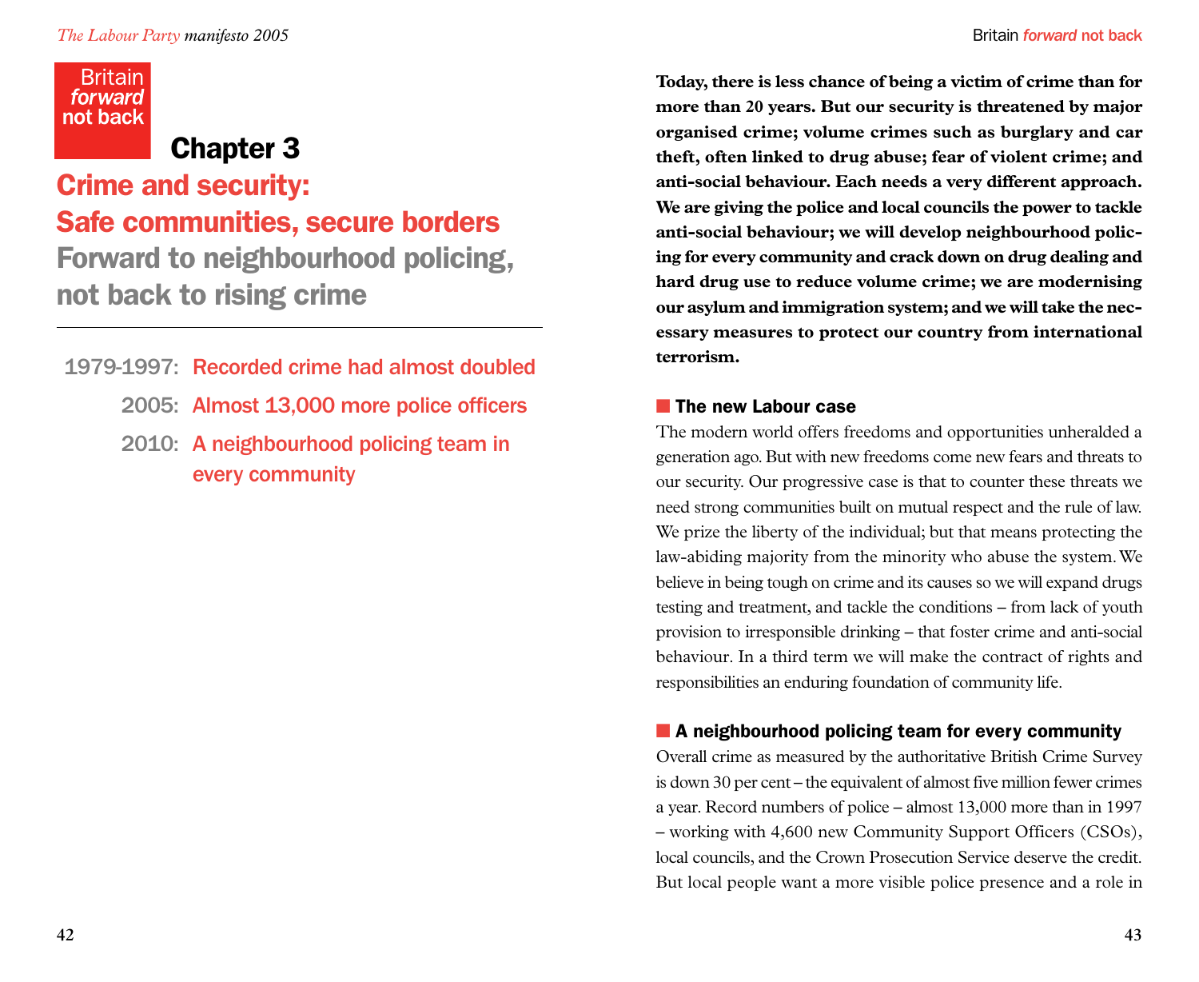Britain *forward* not back

# Chapter 3

## Crime and security: Safe communities, secure borders

## Forward to neighbourhood policing, not back to rising crime

- 1979-1997: Recorded crime had almost doubled
- 2005: Almost 13,000 more police officers
- 2010: A neighbourhood policing team in every community

**Today, there is less chance of being a victim of crime than for more than 20 years. But our security is threatened by major organised crime; volume crimes such as burglary and car theft, often linked to drug abuse; fear of violent crime; and anti-social behaviour. Each needs a very different approach. We are giving the police and local councils the power to tackle anti-social behaviour; we will develop neighbourhood policing for every community and crack down on drug dealing and hard drug use to reduce volume crime; we are modernising our asylum and immigration system; and we will take the necessary measures to protect our country from international terrorism.**

### The new Labour case

The modern world offers freedoms and opportunities unheralded a generation ago. But with new freedoms come new fears and threats to our security. Our progressive case is that to counter these threats we need strong communities built on mutual respect and the rule of law. We prize the liberty of the individual; but that means protecting the law-abiding majority from the minority who abuse the system. We believe in being tough on crime and its causes so we will expand drugs testing and treatment, and tackle the conditions – from lack of youth provision to irresponsible drinking – that foster crime and anti-social behaviour. In a third term we will make the contract of rights and responsibilities an enduring foundation of community life.

### A neighbourhood policing team for every community

Overall crime as measured by the authoritative British Crime Survey is down 30 per cent – the equivalent of almost five million fewer crimes a year. Record numbers of police – almost 13,000 more than in 1997 – working with 4,600 new Community Support Officers (CSOs), local councils, and the Crown Prosecution Service deserve the credit. But local people want a more visible police presence and a role in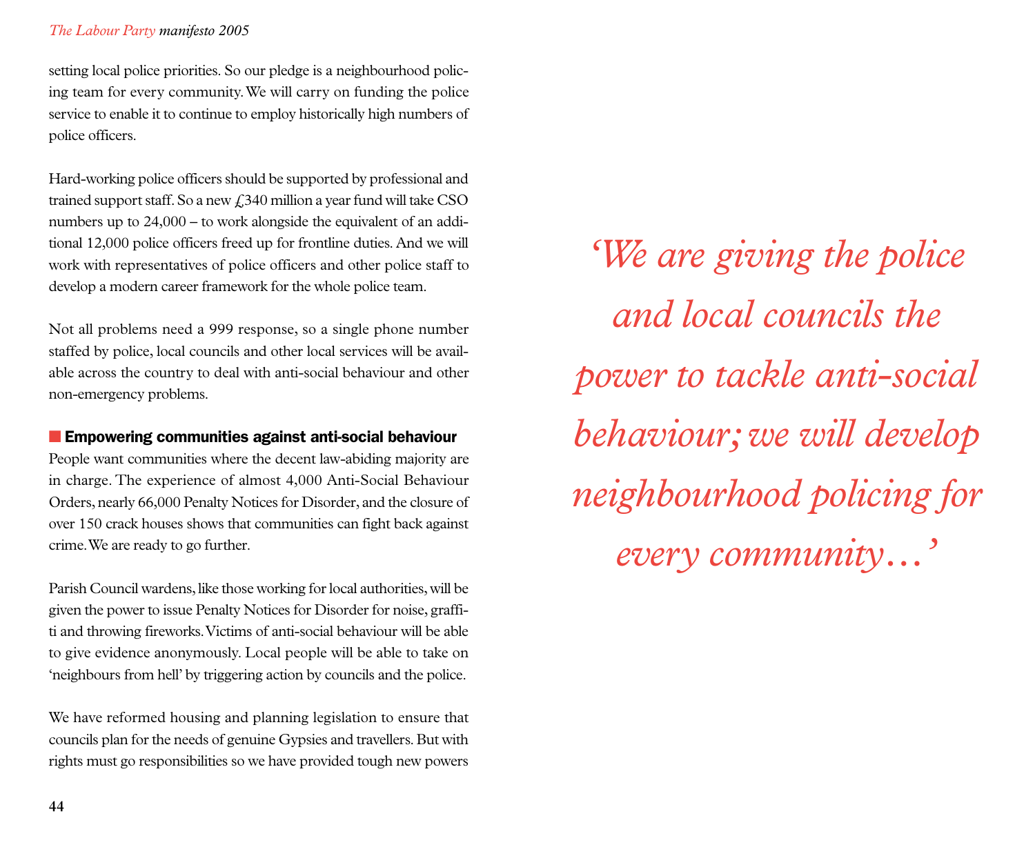setting local police priorities. So our pledge is a neighbourhood policing team for every community. We will carry on funding the police service to enable it to continue to employ historically high numbers of police officers.

Hard-working police officers should be supported by professional and trained support staff. So a new £340 million a year fund will take CSO numbers up to 24,000 – to work alongside the equivalent of an additional 12,000 police officers freed up for frontline duties. And we will work with representatives of police officers and other police staff to develop a modern career framework for the whole police team.

Not all problems need a 999 response, so a single phone number staffed by police, local councils and other local services will be available across the country to deal with anti-social behaviour and other non-emergency problems.

### Empowering communities against anti-social behaviour

People want communities where the decent law-abiding majority are in charge. The experience of almost 4,000 Anti-Social Behaviour Orders, nearly 66,000 Penalty Notices for Disorder, and the closure of over 150 crack houses shows that communities can fight back against crime. We are ready to go further.

Parish Council wardens, like those working for local authorities, will be given the power to issue Penalty Notices for Disorder for noise, graffiti and throwing fireworks. Victims of anti-social behaviour will be able to give evidence anonymously. Local people will be able to take on 'neighbours from hell' by triggering action by councils and the police.

We have reformed housing and planning legislation to ensure that councils plan for the needs of genuine Gypsies and travellers. But with rights must go responsibilities so we have provided tough new powers

> *'We are giving the police and local councils the power to tackle anti-social behaviour; we will develop neighbourhood policing for every community…'*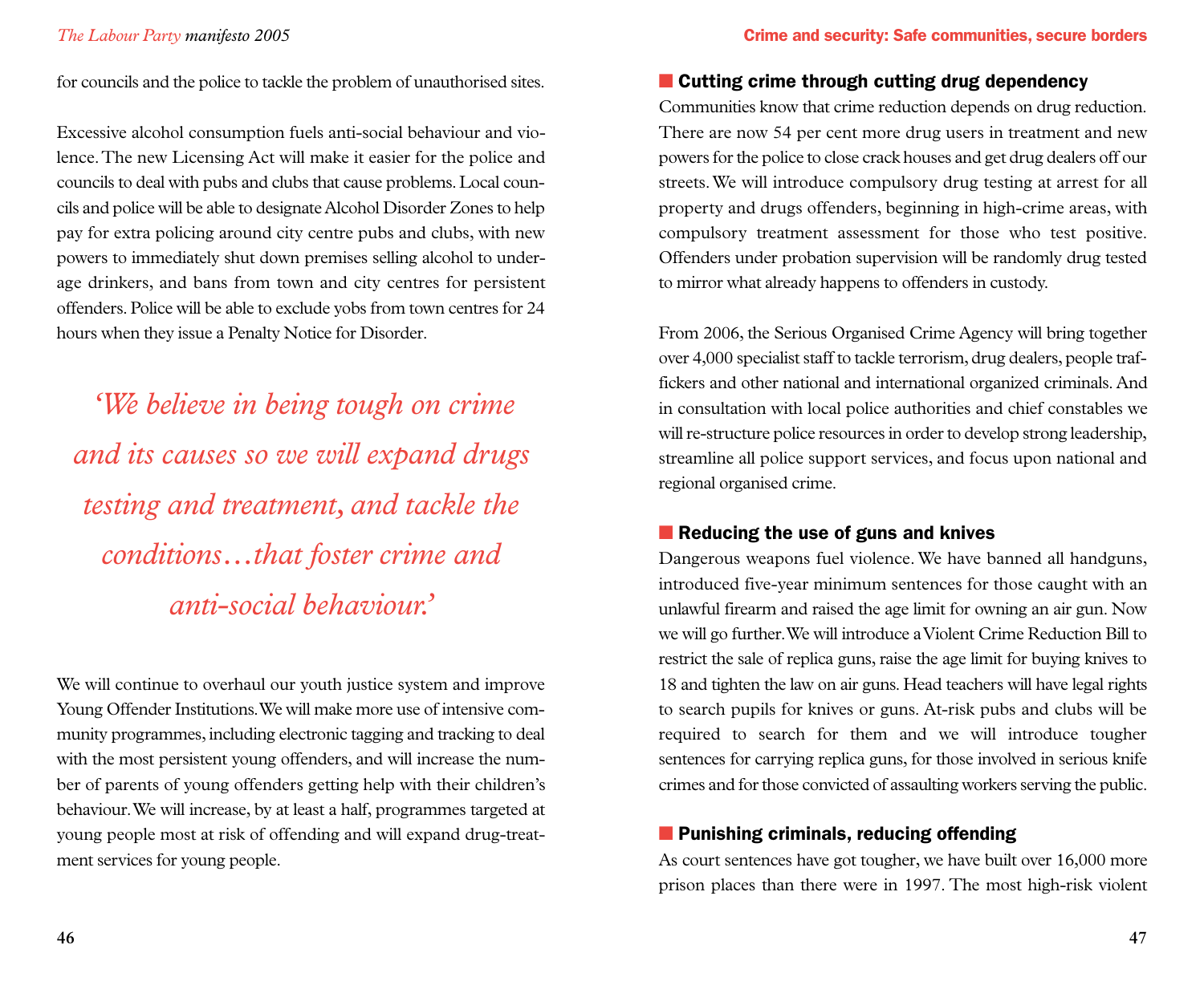for councils and the police to tackle the problem of unauthorised sites.

Excessive alcohol consumption fuels anti-social behaviour and violence. The new Licensing Act will make it easier for the police and councils to deal with pubs and clubs that cause problems. Local councils and police will be able to designate Alcohol Disorder Zones to help pay for extra policing around city centre pubs and clubs, with new powers to immediately shut down premises selling alcohol to underage drinkers, and bans from town and city centres for persistent offenders. Police will be able to exclude yobs from town centres for 24 hours when they issue a Penalty Notice for Disorder.

> *'We believe in being tough on crime and its causes so we will expand drugs testing and treatment, and tackle the conditions…that foster crime and anti-social behaviour.'*

We will continue to overhaul our youth justice system and improve Young Offender Institutions. We will make more use of intensive community programmes, including electronic tagging and tracking to deal with the most persistent young offenders, and will increase the number of parents of young offenders getting help with their children's behaviour. We will increase, by at least a half, programmes targeted at young people most at risk of offending and will expand drug-treatment services for young people.

## Cutting crime through cutting drug dependency

Communities know that crime reduction depends on drug reduction. There are now 54 per cent more drug users in treatment and new powers for the police to close crack houses and get drug dealers off our streets. We will introduce compulsory drug testing at arrest for all property and drugs offenders, beginning in high-crime areas, with compulsory treatment assessment for those who test positive. Offenders under probation supervision will be randomly drug tested to mirror what already happens to offenders in custody.

From 2006, the Serious Organised Crime Agency will bring together over 4,000 specialist staff to tackle terrorism, drug dealers, people traffickers and other national and international organized criminals. And in consultation with local police authorities and chief constables we will re-structure police resources in order to develop strong leadership, streamline all police support services, and focus upon national and regional organised crime.

## Reducing the use of guns and knives

Dangerous weapons fuel violence. We have banned all handguns, introduced five-year minimum sentences for those caught with an unlawful firearm and raised the age limit for owning an air gun. Now we will go further. We will introduce a Violent Crime Reduction Bill to restrict the sale of replica guns, raise the age limit for buying knives to 18 and tighten the law on air guns. Head teachers will have legal rights to search pupils for knives or guns. At-risk pubs and clubs will be required to search for them and we will introduce tougher sentences for carrying replica guns, for those involved in serious knife crimes and for those convicted of assaulting workers serving the public.

## Punishing criminals, reducing offending

As court sentences have got tougher, we have built over 16,000 more prison places than there were in 1997. The most high-risk violent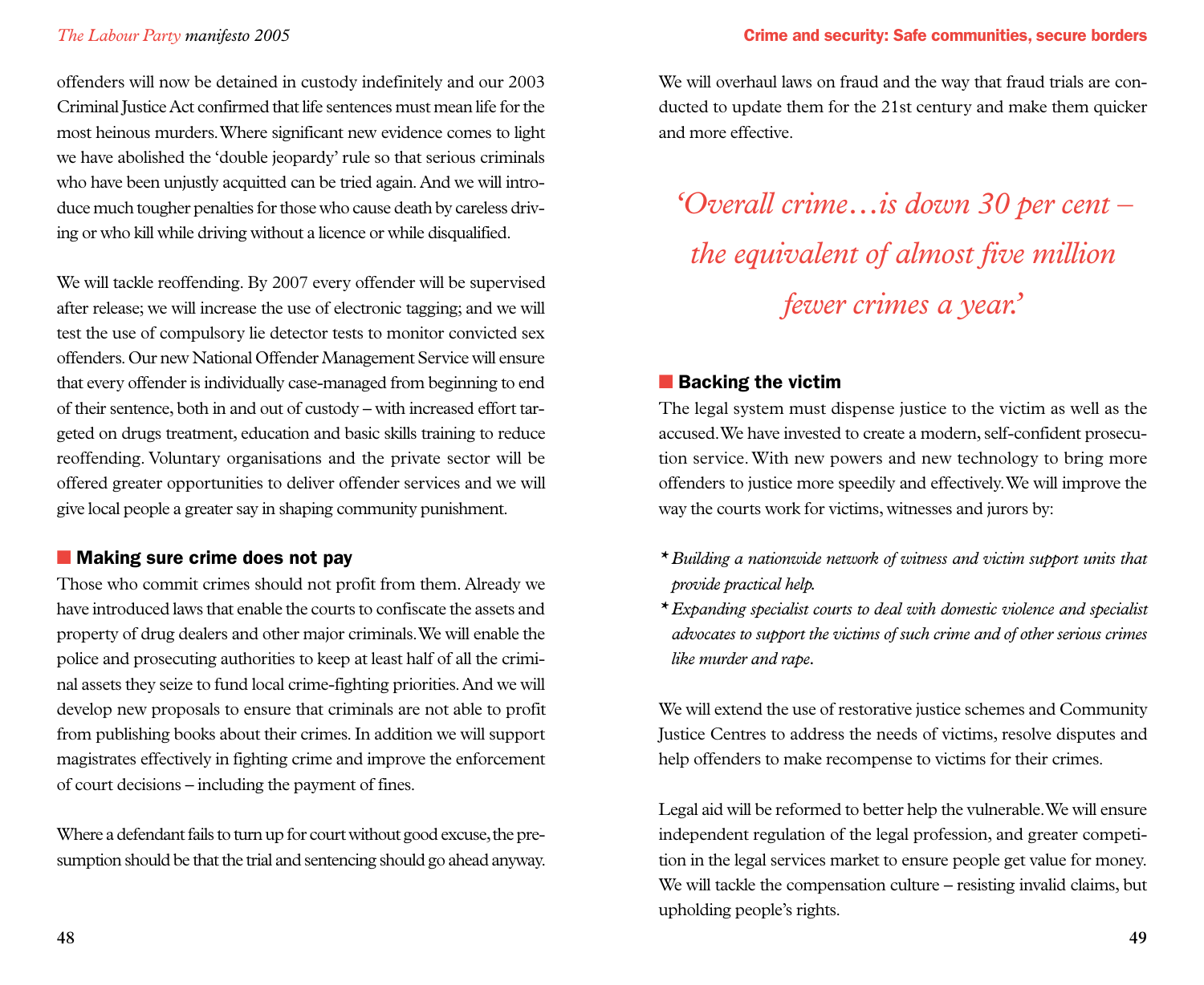offenders will now be detained in custody indefinitely and our 2003 Criminal Justice Act confirmed that life sentences must mean life for the most heinous murders. Where significant new evidence comes to light we have abolished the 'double jeopardy' rule so that serious criminals who have been unjustly acquitted can be tried again. And we will introduce much tougher penalties for those who cause death by careless driving or who kill while driving without a licence or while disqualified.

We will tackle reoffending. By 2007 every offender will be supervised after release; we will increase the use of electronic tagging; and we will test the use of compulsory lie detector tests to monitor convicted sex offenders. Our new National Offender Management Service will ensure that every offender is individually case-managed from beginning to end of their sentence, both in and out of custody – with increased effort targeted on drugs treatment, education and basic skills training to reduce reoffending. Voluntary organisations and the private sector will be offered greater opportunities to deliver offender services and we will give local people a greater say in shaping community punishment.

## Making sure crime does not pay

Those who commit crimes should not profit from them. Already we have introduced laws that enable the courts to confiscate the assets and property of drug dealers and other major criminals. We will enable the police and prosecuting authorities to keep at least half of all the criminal assets they seize to fund local crime-fighting priorities. And we will develop new proposals to ensure that criminals are not able to profit from publishing books about their crimes. In addition we will support magistrates effectively in fighting crime and improve the enforcement of court decisions – including the payment of fines.

Where a defendant fails to turn up for court without good excuse, the presumption should be that the trial and sentencing should go ahead anyway.

We will overhaul laws on fraud and the way that fraud trials are conducted to update them for the 21st century and make them quicker and more effective.

*'Overall crime…is down 30 per cent – the equivalent of almost five million fewer crimes a year.'*

## Backing the victim

The legal system must dispense justice to the victim as well as the accused. We have invested to create a modern, self-confident prosecution service. With new powers and new technology to bring more offenders to justice more speedily and effectively. We will improve the way the courts work for victims, witnesses and jurors by:

* *Building a nationwide network of witness and victim support units that provide practical help.*
* *Expanding specialist courts to deal with domestic violence and specialist advocates to support the victims of such crime and of other serious crimes like murder and rape.*

We will extend the use of restorative justice schemes and Community Justice Centres to address the needs of victims, resolve disputes and help offenders to make recompense to victims for their crimes.

Legal aid will be reformed to better help the vulnerable. We will ensure independent regulation of the legal profession, and greater competition in the legal services market to ensure people get value for money. We will tackle the compensation culture – resisting invalid claims, but upholding people's rights.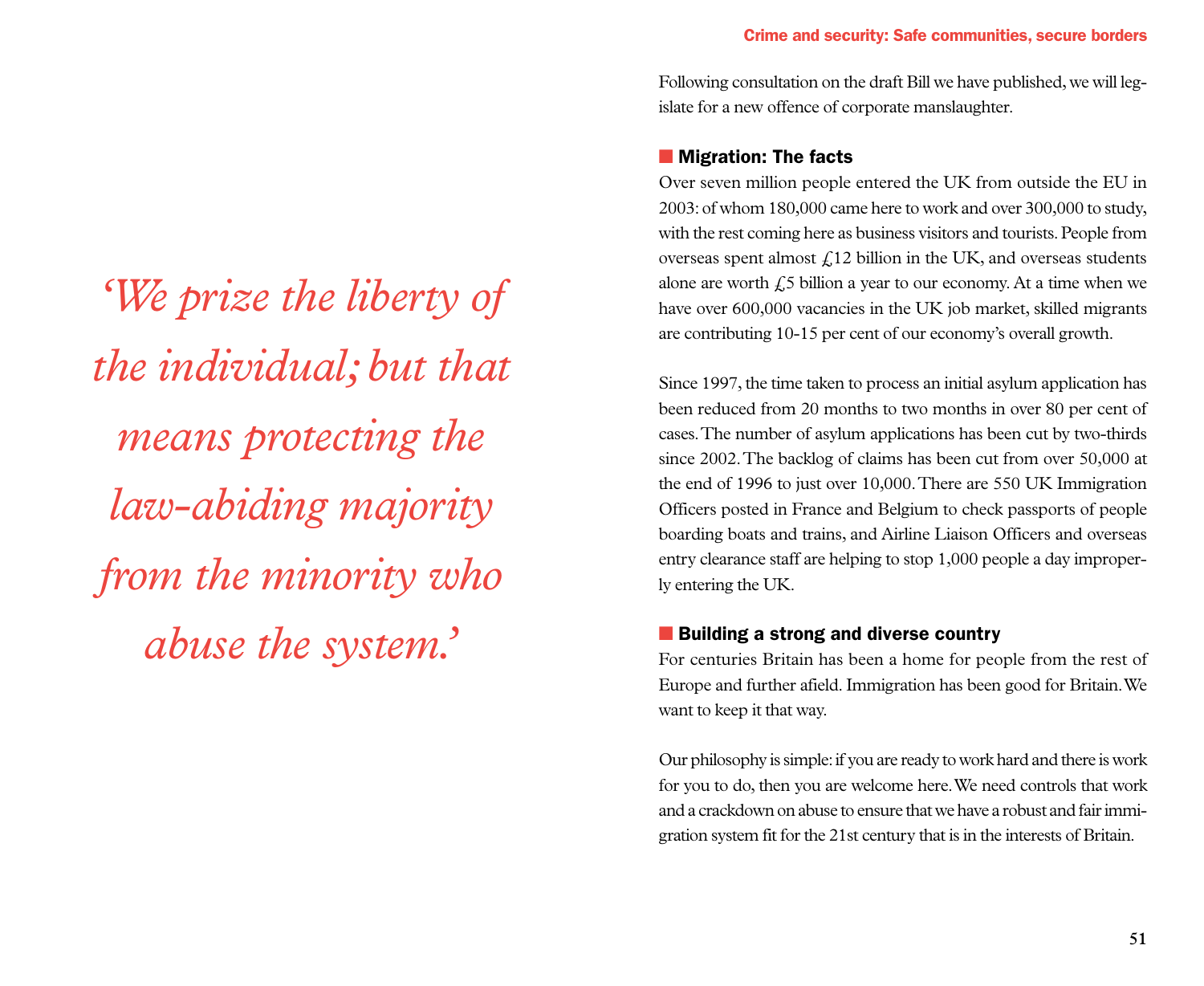*'We prize the liberty of the individual; but that means protecting the law-abiding majority from the minority who abuse the system.'*

Following consultation on the draft Bill we have published, we will legislate for a new offence of corporate manslaughter.

## Migration: The facts

Over seven million people entered the UK from outside the EU in 2003: of whom 180,000 came here to work and over 300,000 to study, with the rest coming here as business visitors and tourists. People from overseas spent almost £12 billion in the UK, and overseas students alone are worth £5 billion a year to our economy. At a time when we have over 600,000 vacancies in the UK job market, skilled migrants are contributing 10-15 per cent of our economy's overall growth.

Since 1997, the time taken to process an initial asylum application has been reduced from 20 months to two months in over 80 per cent of cases. The number of asylum applications has been cut by two-thirds since 2002. The backlog of claims has been cut from over 50,000 at the end of 1996 to just over 10,000. There are 550 UK Immigration Officers posted in France and Belgium to check passports of people boarding boats and trains, and Airline Liaison Officers and overseas entry clearance staff are helping to stop 1,000 people a day improperly entering the UK.

## Building a strong and diverse country

For centuries Britain has been a home for people from the rest of Europe and further afield. Immigration has been good for Britain. We want to keep it that way.

Our philosophy is simple: if you are ready to work hard and there is work for you to do, then you are welcome here. We need controls that work and a crackdown on abuse to ensure that we have a robust and fair immigration system fit for the 21st century that is in the interests of Britain.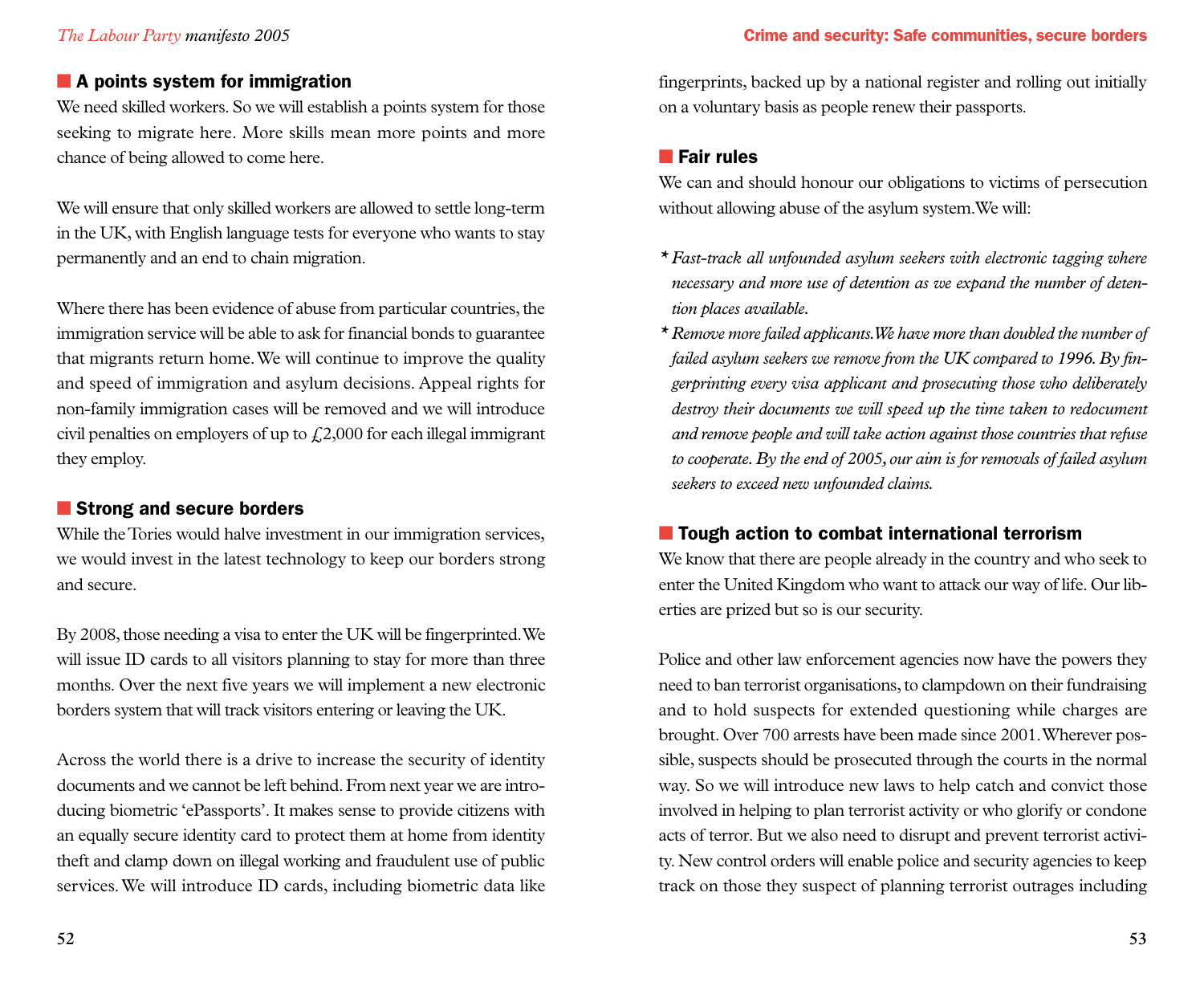## A points system for immigration

We need skilled workers. So we will establish a points system for those seeking to migrate here. More skills mean more points and more chance of being allowed to come here.

We will ensure that only skilled workers are allowed to settle long-term in the UK, with English language tests for everyone who wants to stay permanently and an end to chain migration.

Where there has been evidence of abuse from particular countries, the immigration service will be able to ask for financial bonds to guarantee that migrants return home. We will continue to improve the quality and speed of immigration and asylum decisions. Appeal rights for non-family immigration cases will be removed and we will introduce civil penalties on employers of up to £2,000 for each illegal immigrant they employ.

## Strong and secure borders

While the Tories would halve investment in our immigration services, we would invest in the latest technology to keep our borders strong and secure.

By 2008, those needing a visa to enter the UK will be fingerprinted. We will issue ID cards to all visitors planning to stay for more than three months. Over the next five years we will implement a new electronic borders system that will track visitors entering or leaving the UK.

Across the world there is a drive to increase the security of identity documents and we cannot be left behind. From next year we are introducing biometric 'ePassports'. It makes sense to provide citizens with an equally secure identity card to protect them at home from identity theft and clamp down on illegal working and fraudulent use of public services. We will introduce ID cards, including biometric data like fingerprints, backed up by a national register and rolling out initially on a voluntary basis as people renew their passports.

## Fair rules

We can and should honour our obligations to victims of persecution without allowing abuse of the asylum system. We will:

* *Fast-track all unfounded asylum seekers with electronic tagging where necessary and more use of detention as we expand the number of detention places available.*
* *Remove more failed applicants. We have more than doubled the number of failed asylum seekers we remove from the UK compared to 1996. By fingerprinting every visa applicant and prosecuting those who deliberately destroy their documents we will speed up the time taken to redocument and remove people and will take action against those countries that refuse to cooperate. By the end of 2005, our aim is for removals of failed asylum seekers to exceed new unfounded claims.*

## Tough action to combat international terrorism

We know that there are people already in the country and who seek to enter the United Kingdom who want to attack our way of life. Our liberties are prized but so is our security.

Police and other law enforcement agencies now have the powers they need to ban terrorist organisations, to clampdown on their fundraising and to hold suspects for extended questioning while charges are brought. Over 700 arrests have been made since 2001. Wherever possible, suspects should be prosecuted through the courts in the normal way. So we will introduce new laws to help catch and convict those involved in helping to plan terrorist activity or who glorify or condone acts of terror. But we also need to disrupt and prevent terrorist activity. New control orders will enable police and security agencies to keep track on those they suspect of planning terrorist outrages including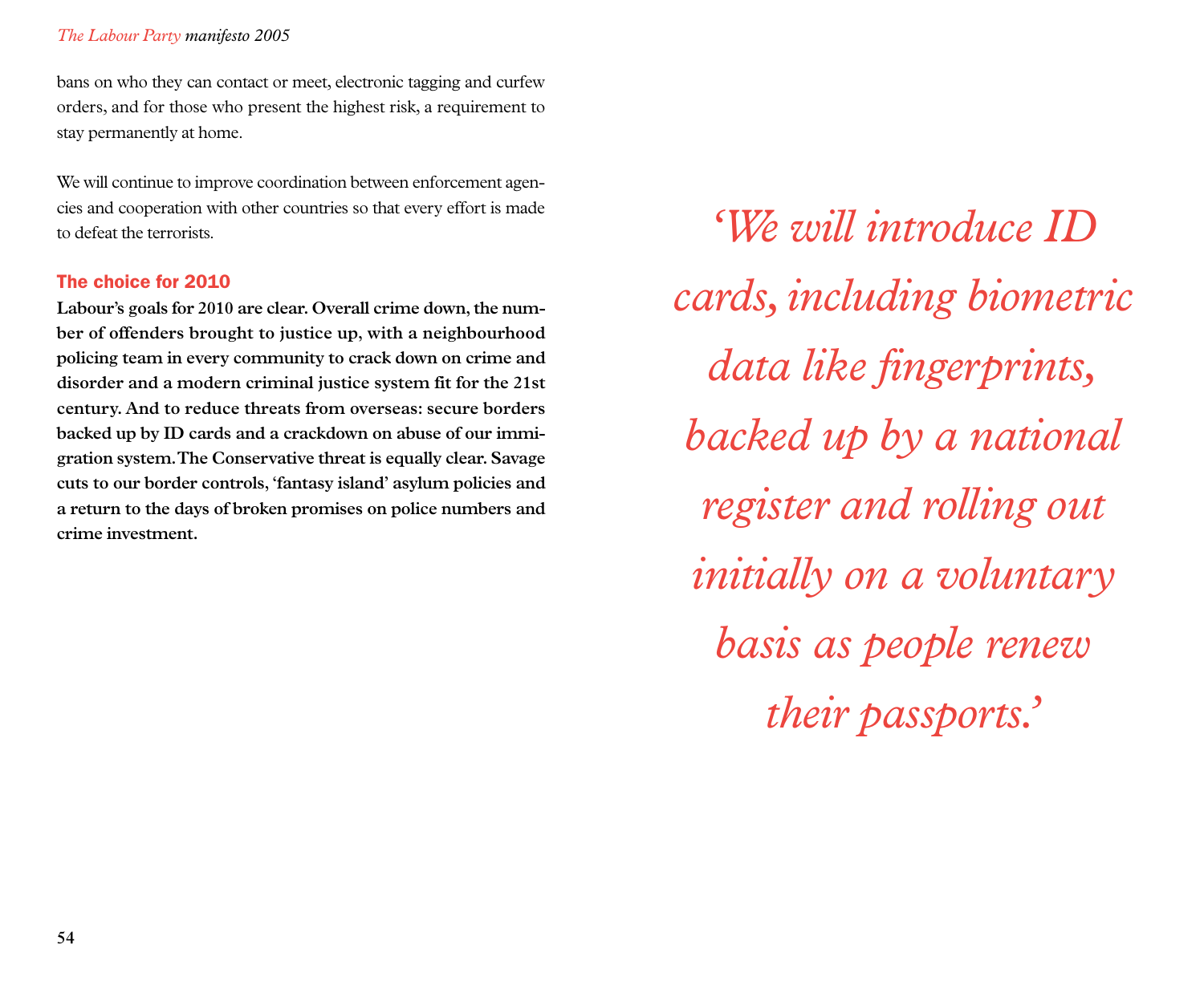bans on who they can contact or meet, electronic tagging and curfew orders, and for those who present the highest risk, a requirement to stay permanently at home.

We will continue to improve coordination between enforcement agencies and cooperation with other countries so that every effort is made to defeat the terrorists.

### The choice for 2010

**Labour's goals for 2010 are clear. Overall crime down, the number of offenders brought to justice up, with a neighbourhood policing team in every community to crack down on crime and disorder and a modern criminal justice system fit for the 21st century. And to reduce threats from overseas: secure borders backed up by ID cards and a crackdown on abuse of our immigration system. The Conservative threat is equally clear. Savage cuts to our border controls, 'fantasy island' asylum policies and a return to the days of broken promises on police numbers and crime investment.**

*'We will introduce ID cards, including biometric data like fingerprints, backed up by a national register and rolling out initially on a voluntary basis as people renew their passports.'*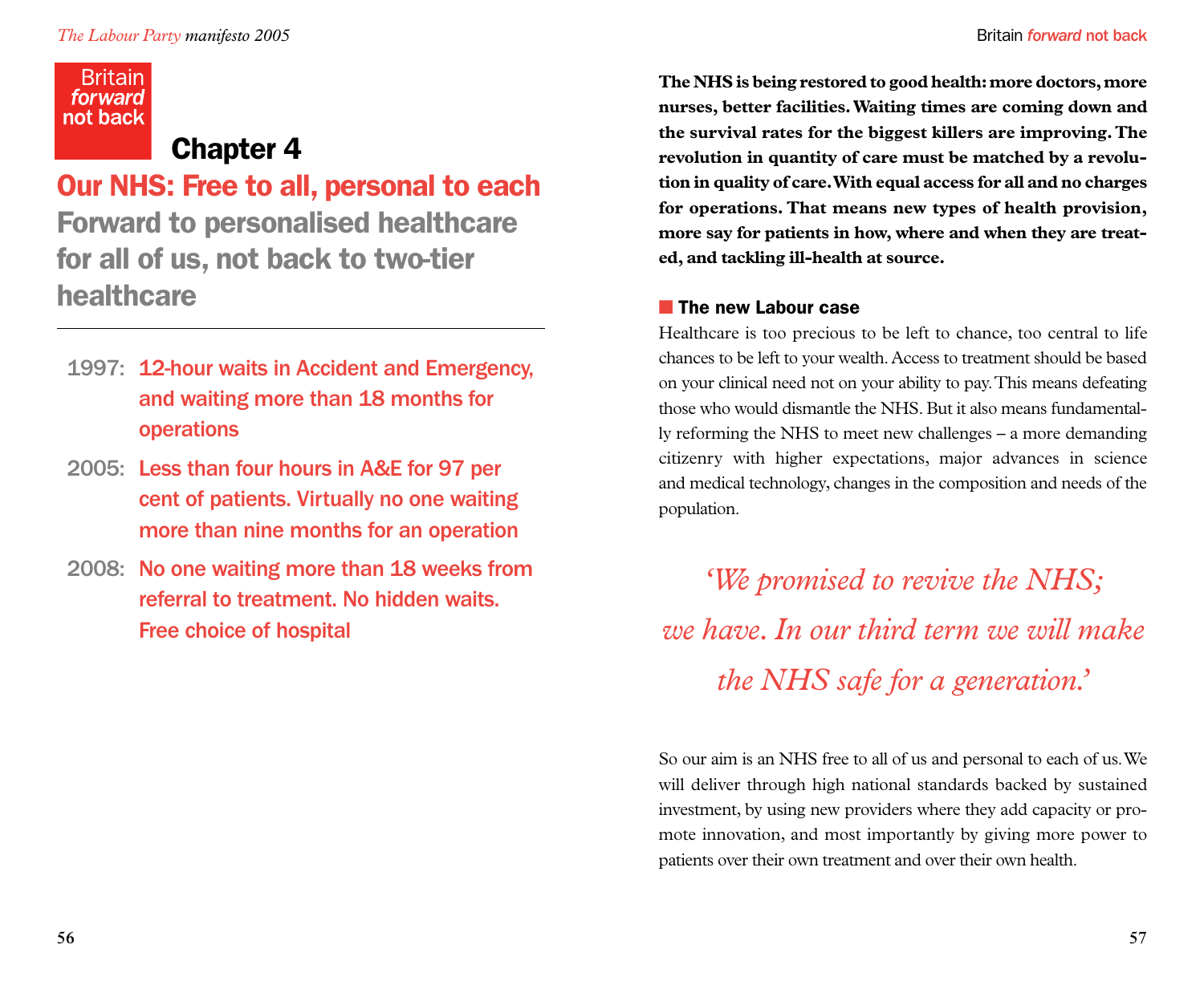Britain *forward* not back

# Chapter 4

## Our NHS: Free to all, personal to each

## Forward to personalised healthcare for all of us, not back to two-tier healthcare

---

**1997:** 12-hour waits in Accident and Emergency, and waiting more than 18 months for operations

**2005:** Less than four hours in A&E for 97 per cent of patients. Virtually no one waiting more than nine months for an operation

**2008:** No one waiting more than 18 weeks from referral to treatment. No hidden waits. Free choice of hospital

**The NHS is being restored to good health: more doctors, more nurses, better facilities. Waiting times are coming down and the survival rates for the biggest killers are improving. The revolution in quantity of care must be matched by a revolution in quality of care. With equal access for all and no charges for operations. That means new types of health provision, more say for patients in how, where and when they are treated, and tackling ill-health at source.**

### The new Labour case

Healthcare is too precious to be left to chance, too central to life chances to be left to your wealth. Access to treatment should be based on your clinical need not on your ability to pay. This means defeating those who would dismantle the NHS. But it also means fundamentally reforming the NHS to meet new challenges – a more demanding citizenry with higher expectations, major advances in science and medical technology, changes in the composition and needs of the population.

*'We promised to revive the NHS; we have. In our third term we will make the NHS safe for a generation.'*

So our aim is an NHS free to all of us and personal to each of us. We will deliver through high national standards backed by sustained investment, by using new providers where they add capacity or promote innovation, and most importantly by giving more power to patients over their own treatment and over their own health.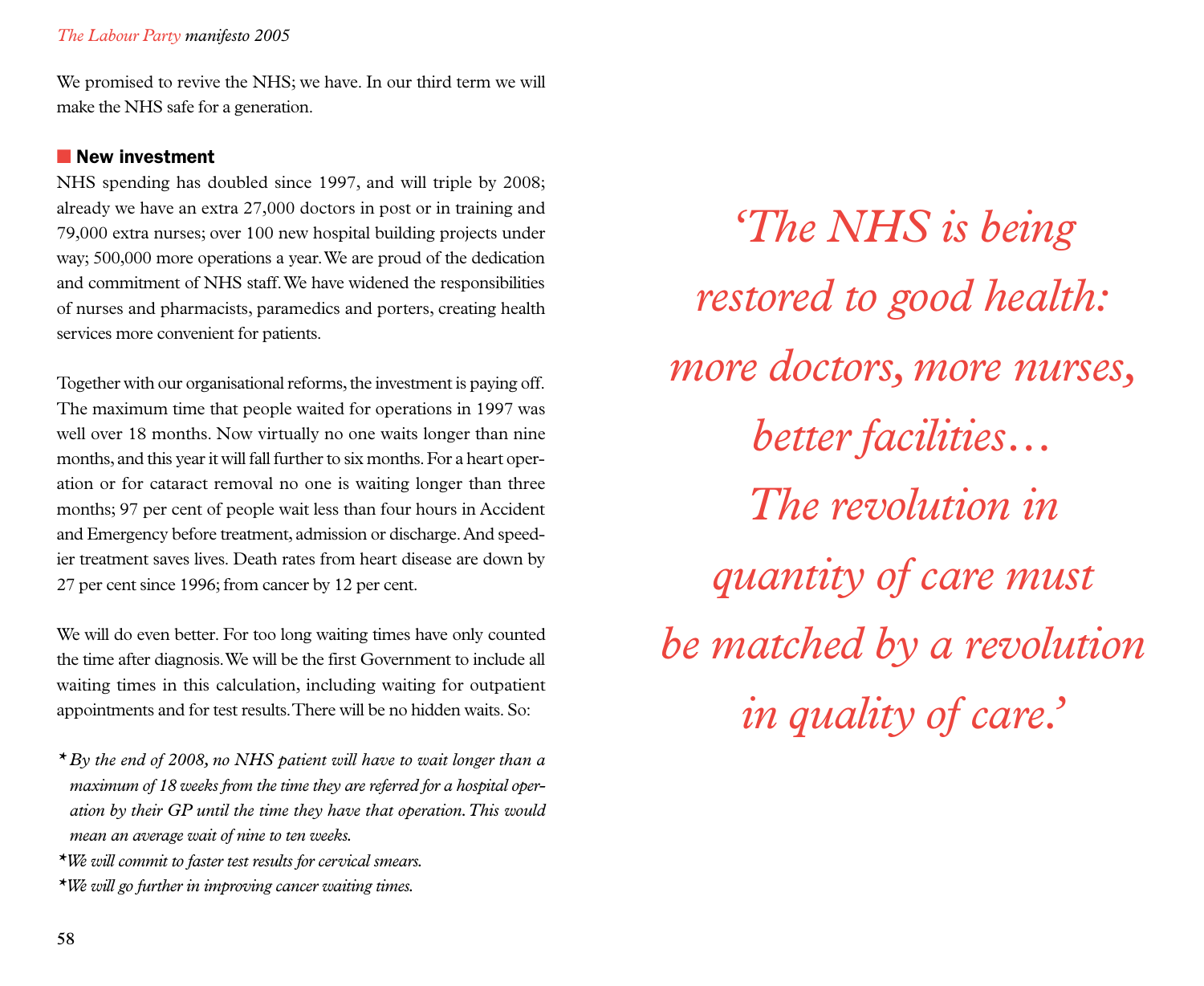We promised to revive the NHS; we have. In our third term we will make the NHS safe for a generation.

## New investment

NHS spending has doubled since 1997, and will triple by 2008; already we have an extra 27,000 doctors in post or in training and 79,000 extra nurses; over 100 new hospital building projects under way; 500,000 more operations a year. We are proud of the dedication and commitment of NHS staff. We have widened the responsibilities of nurses and pharmacists, paramedics and porters, creating health services more convenient for patients.

Together with our organisational reforms, the investment is paying off. The maximum time that people waited for operations in 1997 was well over 18 months. Now virtually no one waits longer than nine months, and this year it will fall further to six months. For a heart operation or for cataract removal no one is waiting longer than three months; 97 per cent of people wait less than four hours in Accident and Emergency before treatment, admission or discharge. And speedier treatment saves lives. Death rates from heart disease are down by 27 per cent since 1996; from cancer by 12 per cent.

We will do even better. For too long waiting times have only counted the time after diagnosis. We will be the first Government to include all waiting times in this calculation, including waiting for outpatient appointments and for test results. There will be no hidden waits. So:

* *By the end of 2008, no NHS patient will have to wait longer than a maximum of 18 weeks from the time they are referred for a hospital operation by their GP until the time they have that operation. This would mean an average wait of nine to ten weeks.*
* *We will commit to faster test results for cervical smears.*
* *We will go further in improving cancer waiting times.*

*'The NHS is being restored to good health: more doctors, more nurses, better facilities… The revolution in quantity of care must be matched by a revolution in quality of care.'*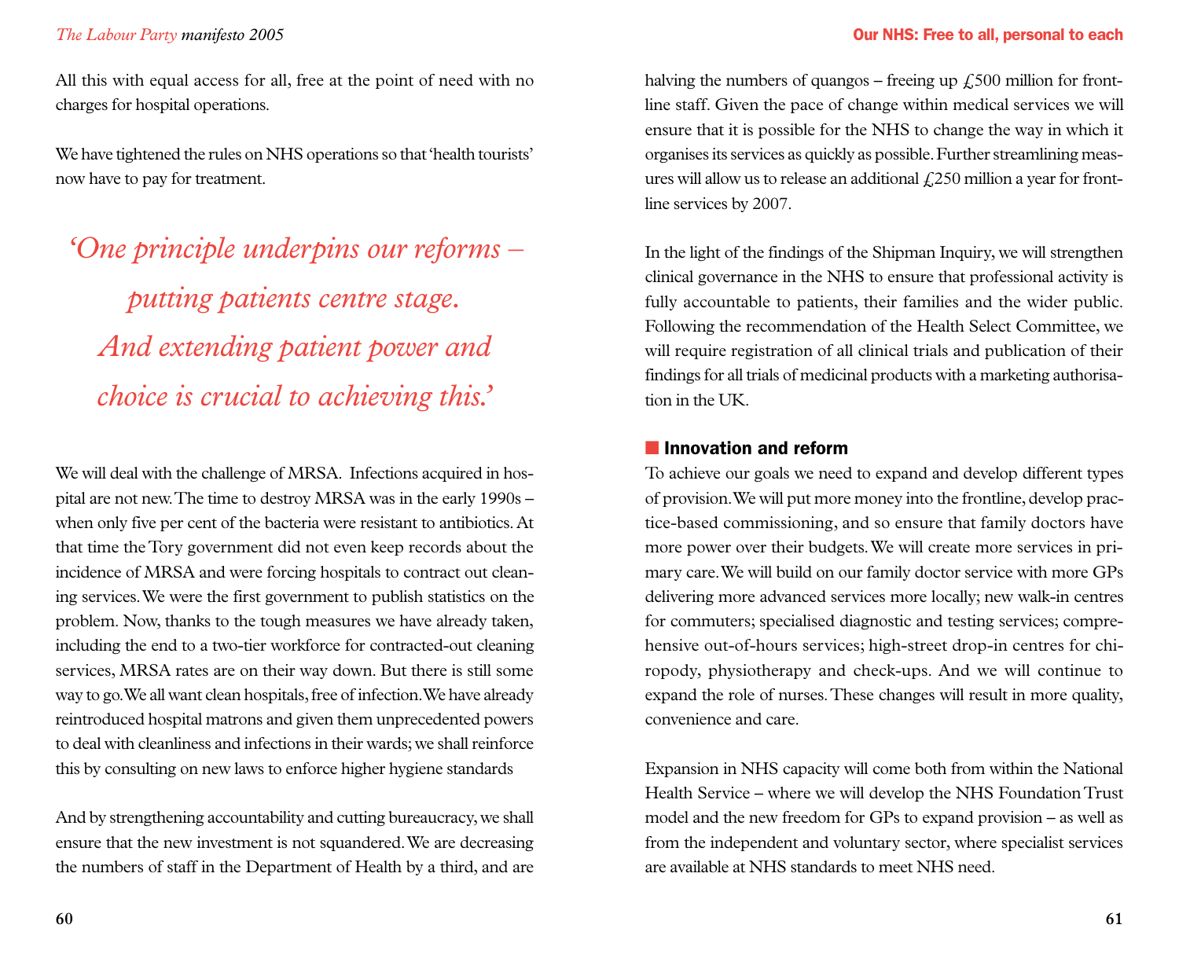All this with equal access for all, free at the point of need with no charges for hospital operations.

We have tightened the rules on NHS operations so that 'health tourists' now have to pay for treatment.

*'One principle underpins our reforms – putting patients centre stage. And extending patient power and choice is crucial to achieving this.'*

We will deal with the challenge of MRSA. Infections acquired in hospital are not new. The time to destroy MRSA was in the early 1990s – when only five per cent of the bacteria were resistant to antibiotics. At that time the Tory government did not even keep records about the incidence of MRSA and were forcing hospitals to contract out cleaning services. We were the first government to publish statistics on the problem. Now, thanks to the tough measures we have already taken, including the end to a two-tier workforce for contracted-out cleaning services, MRSA rates are on their way down. But there is still some way to go. We all want clean hospitals, free of infection. We have already reintroduced hospital matrons and given them unprecedented powers to deal with cleanliness and infections in their wards; we shall reinforce this by consulting on new laws to enforce higher hygiene standards

And by strengthening accountability and cutting bureaucracy, we shall ensure that the new investment is not squandered. We are decreasing the numbers of staff in the Department of Health by a third, and are halving the numbers of quangos – freeing up £500 million for frontline staff. Given the pace of change within medical services we will ensure that it is possible for the NHS to change the way in which it organises its services as quickly as possible. Further streamlining measures will allow us to release an additional £250 million a year for frontline services by 2007.

In the light of the findings of the Shipman Inquiry, we will strengthen clinical governance in the NHS to ensure that professional activity is fully accountable to patients, their families and the wider public. Following the recommendation of the Health Select Committee, we will require registration of all clinical trials and publication of their findings for all trials of medicinal products with a marketing authorisation in the UK.

## Innovation and reform

To achieve our goals we need to expand and develop different types of provision. We will put more money into the frontline, develop practice-based commissioning, and so ensure that family doctors have more power over their budgets. We will create more services in primary care. We will build on our family doctor service with more GPs delivering more advanced services more locally; new walk-in centres for commuters; specialised diagnostic and testing services; comprehensive out-of-hours services; high-street drop-in centres for chiropody, physiotherapy and check-ups. And we will continue to expand the role of nurses. These changes will result in more quality, convenience and care.

Expansion in NHS capacity will come both from within the National Health Service – where we will develop the NHS Foundation Trust model and the new freedom for GPs to expand provision – as well as from the independent and voluntary sector, where specialist services are available at NHS standards to meet NHS need.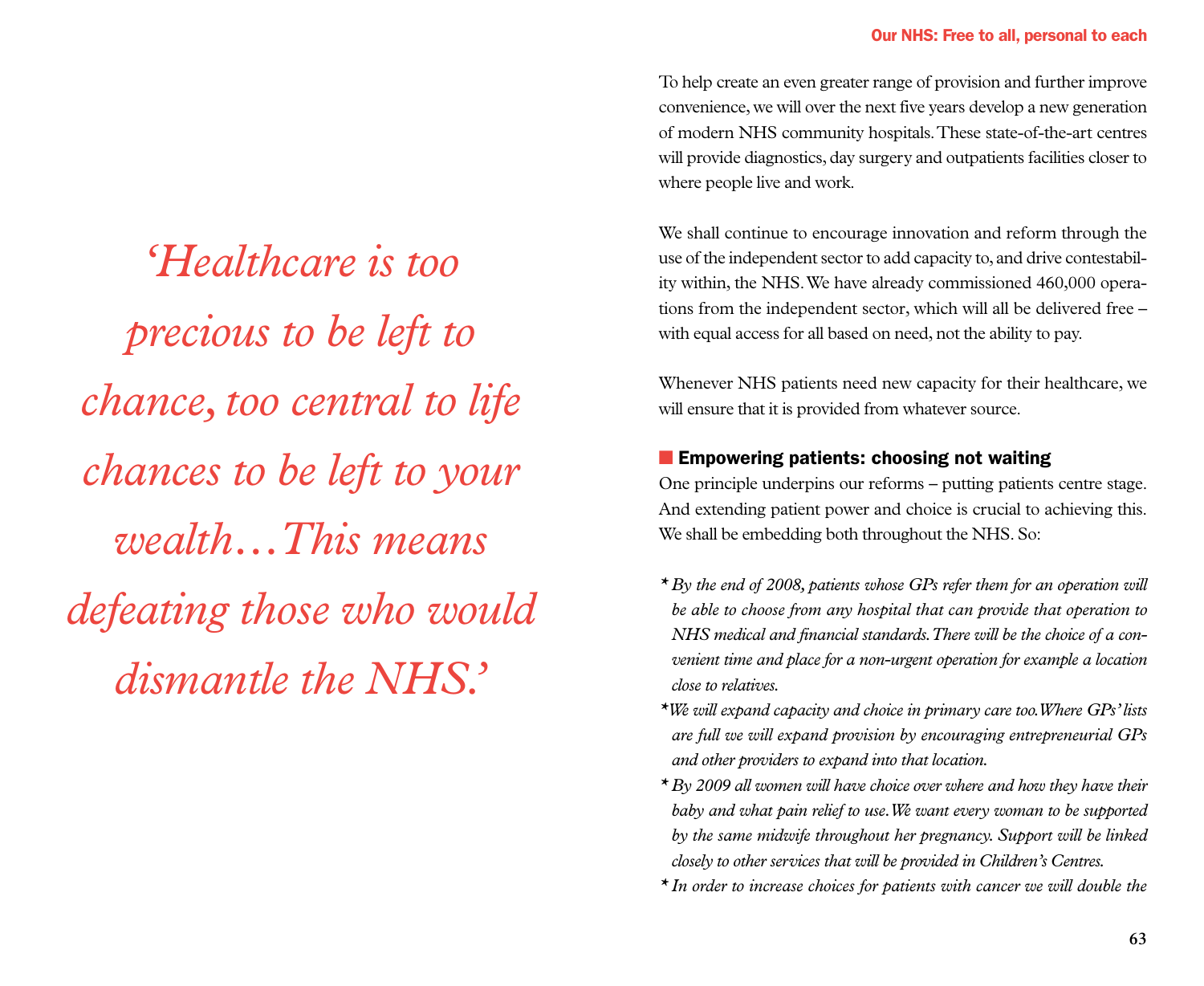*‘Healthcare is too precious to be left to chance, too central to life chances to be left to your wealth…This means defeating those who would dismantle the NHS.’*

To help create an even greater range of provision and further improve convenience, we will over the next five years develop a new generation of modern NHS community hospitals. These state-of-the-art centres will provide diagnostics, day surgery and outpatients facilities closer to where people live and work.

We shall continue to encourage innovation and reform through the use of the independent sector to add capacity to, and drive contestability within, the NHS. We have already commissioned 460,000 operations from the independent sector, which will all be delivered free – with equal access for all based on need, not the ability to pay.

Whenever NHS patients need new capacity for their healthcare, we will ensure that it is provided from whatever source.

### Empowering patients: choosing not waiting

One principle underpins our reforms – putting patients centre stage. And extending patient power and choice is crucial to achieving this. We shall be embedding both throughout the NHS. So:

- *By the end of 2008, patients whose GPs refer them for an operation will be able to choose from any hospital that can provide that operation to NHS medical and financial standards. There will be the choice of a convenient time and place for a non-urgent operation for example a location close to relatives.*
- *We will expand capacity and choice in primary care too. Where GPs' lists are full we will expand provision by encouraging entrepreneurial GPs and other providers to expand into that location.*
- *By 2009 all women will have choice over where and how they have their baby and what pain relief to use. We want every woman to be supported by the same midwife throughout her pregnancy. Support will be linked closely to other services that will be provided in Children's Centres.*
- *In order to increase choices for patients with cancer we will double the*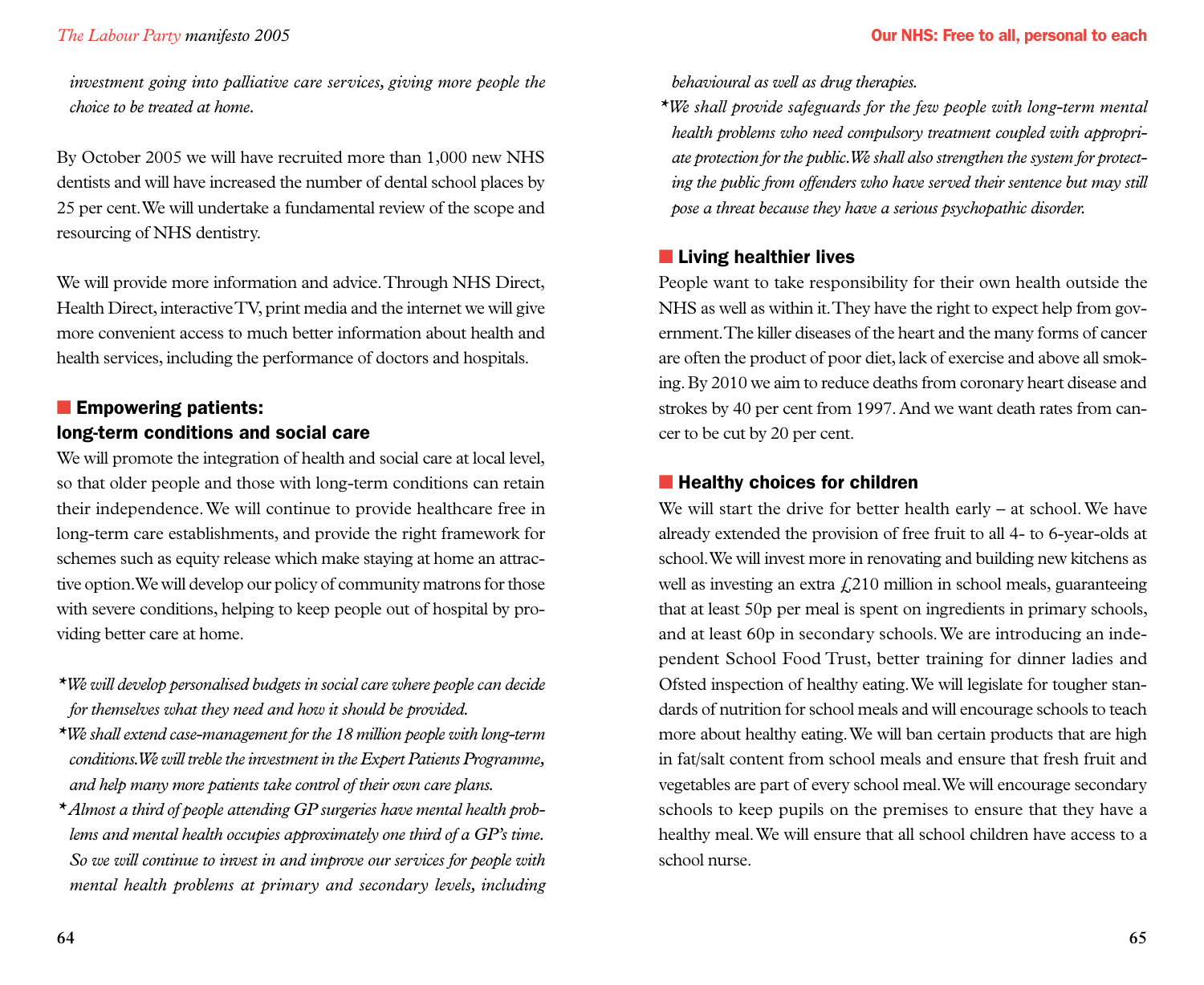*investment going into palliative care services, giving more people the choice to be treated at home.*

By October 2005 we will have recruited more than 1,000 new NHS dentists and will have increased the number of dental school places by 25 per cent. We will undertake a fundamental review of the scope and resourcing of NHS dentistry.

We will provide more information and advice. Through NHS Direct, Health Direct, interactive TV, print media and the internet we will give more convenient access to much better information about health and health services, including the performance of doctors and hospitals.

## Empowering patients: long-term conditions and social care

We will promote the integration of health and social care at local level, so that older people and those with long-term conditions can retain their independence. We will continue to provide healthcare free in long-term care establishments, and provide the right framework for schemes such as equity release which make staying at home an attractive option. We will develop our policy of community matrons for those with severe conditions, helping to keep people out of hospital by providing better care at home.

- *We will develop personalised budgets in social care where people can decide for themselves what they need and how it should be provided.*
- *We shall extend case-management for the 18 million people with long-term conditions. We will treble the investment in the Expert Patients Programme, and help many more patients take control of their own care plans.*
- *Almost a third of people attending GP surgeries have mental health problems and mental health occupies approximately one third of a GP's time. So we will continue to invest in and improve our services for people with mental health problems at primary and secondary levels, including behavioural as well as drug therapies.*
- *We shall provide safeguards for the few people with long-term mental health problems who need compulsory treatment coupled with appropriate protection for the public. We shall also strengthen the system for protecting the public from offenders who have served their sentence but may still pose a threat because they have a serious psychopathic disorder.*

## Living healthier lives

People want to take responsibility for their own health outside the NHS as well as within it. They have the right to expect help from government. The killer diseases of the heart and the many forms of cancer are often the product of poor diet, lack of exercise and above all smoking. By 2010 we aim to reduce deaths from coronary heart disease and strokes by 40 per cent from 1997. And we want death rates from cancer to be cut by 20 per cent.

## Healthy choices for children

We will start the drive for better health early – at school. We have already extended the provision of free fruit to all 4- to 6-year-olds at school. We will invest more in renovating and building new kitchens as well as investing an extra £210 million in school meals, guaranteeing that at least 50p per meal is spent on ingredients in primary schools, and at least 60p in secondary schools. We are introducing an independent School Food Trust, better training for dinner ladies and Ofsted inspection of healthy eating. We will legislate for tougher standards of nutrition for school meals and will encourage schools to teach more about healthy eating. We will ban certain products that are high in fat/salt content from school meals and ensure that fresh fruit and vegetables are part of every school meal. We will encourage secondary schools to keep pupils on the premises to ensure that they have a healthy meal. We will ensure that all school children have access to a school nurse.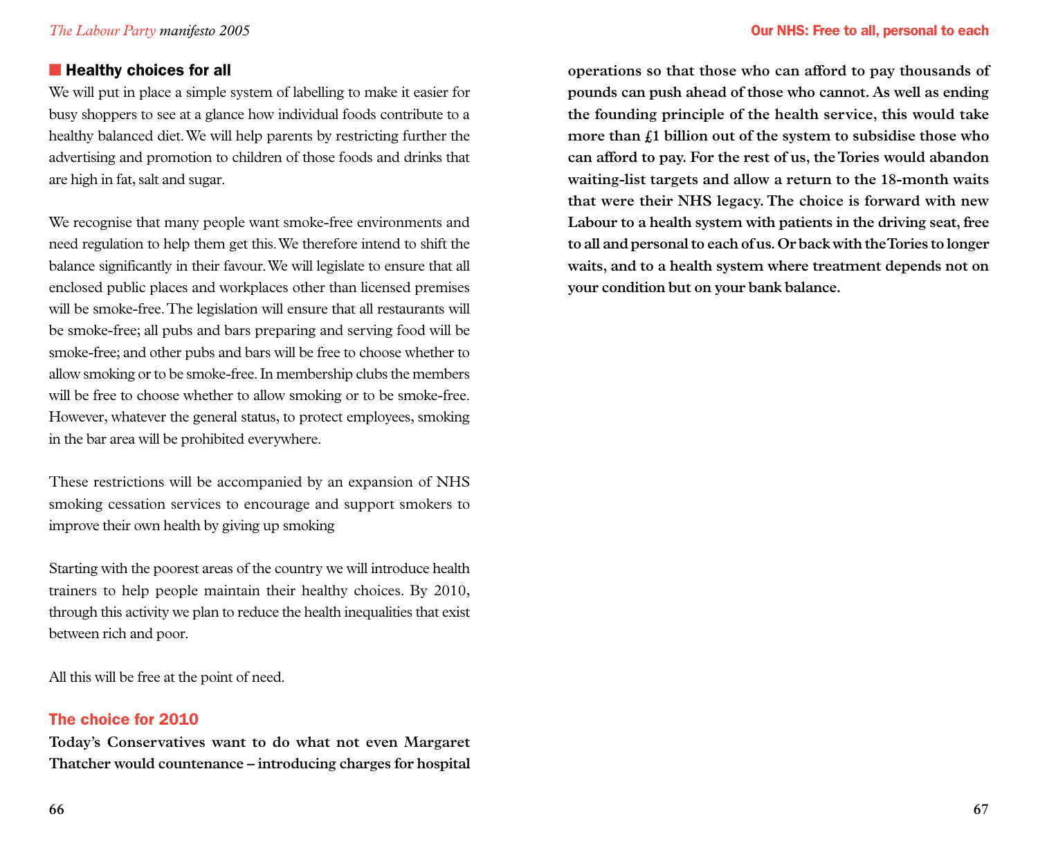## Healthy choices for all

We will put in place a simple system of labelling to make it easier for busy shoppers to see at a glance how individual foods contribute to a healthy balanced diet. We will help parents by restricting further the advertising and promotion to children of those foods and drinks that are high in fat, salt and sugar.

We recognise that many people want smoke-free environments and need regulation to help them get this. We therefore intend to shift the balance significantly in their favour. We will legislate to ensure that all enclosed public places and workplaces other than licensed premises will be smoke-free. The legislation will ensure that all restaurants will be smoke-free; all pubs and bars preparing and serving food will be smoke-free; and other pubs and bars will be free to choose whether to allow smoking or to be smoke-free. In membership clubs the members will be free to choose whether to allow smoking or to be smoke-free. However, whatever the general status, to protect employees, smoking in the bar area will be prohibited everywhere.

These restrictions will be accompanied by an expansion of NHS smoking cessation services to encourage and support smokers to improve their own health by giving up smoking

Starting with the poorest areas of the country we will introduce health trainers to help people maintain their healthy choices. By 2010, through this activity we plan to reduce the health inequalities that exist between rich and poor.

All this will be free at the point of need.

## The choice for 2010

**Today's Conservatives want to do what not even Margaret Thatcher would countenance – introducing charges for hospital operations so that those who can afford to pay thousands of pounds can push ahead of those who cannot. As well as ending the founding principle of the health service, this would take more than £1 billion out of the system to subsidise those who can afford to pay. For the rest of us, the Tories would abandon waiting-list targets and allow a return to the 18-month waits that were their NHS legacy. The choice is forward with new Labour to a health system with patients in the driving seat, free to all and personal to each of us. Or back with the Tories to longer waits, and to a health system where treatment depends not on your condition but on your bank balance.**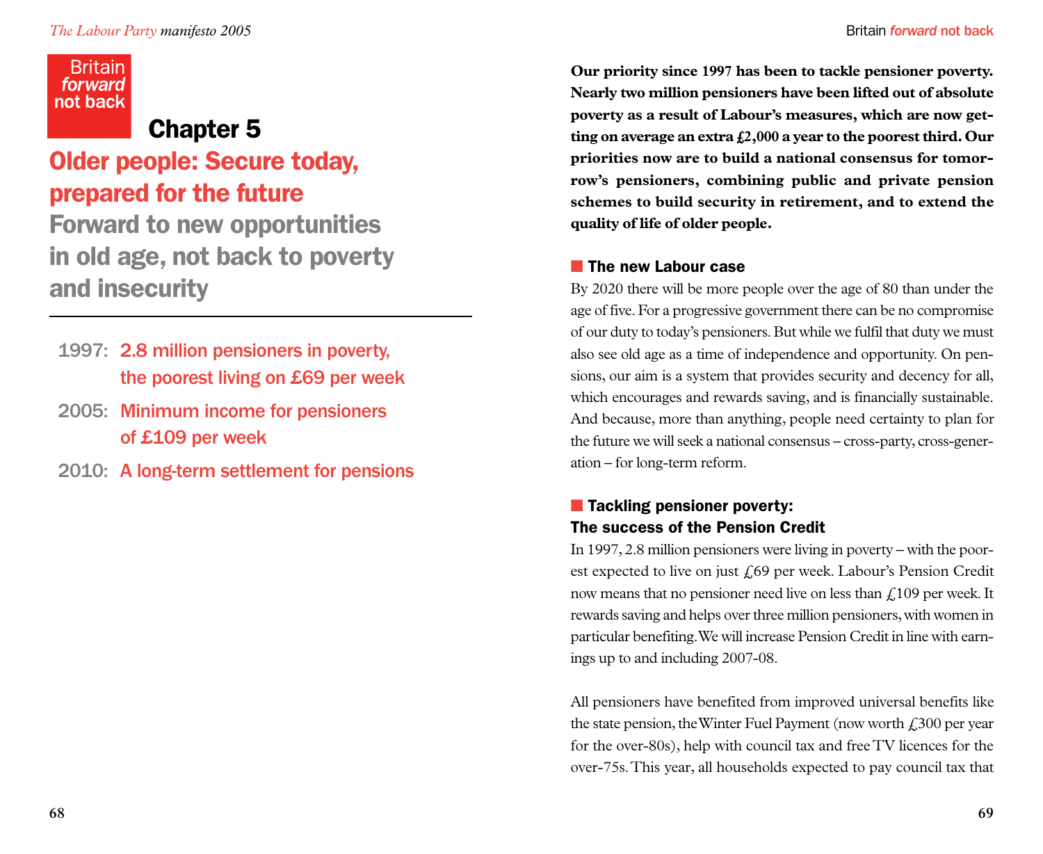Britain *forward* not back

# Chapter 5

## Older people: Secure today, prepared for the future

## Forward to new opportunities in old age, not back to poverty and insecurity

- 1997: 2.8 million pensioners in poverty, the poorest living on £69 per week
- 2005: Minimum income for pensioners of £109 per week
- 2010: A long-term settlement for pensions

**Our priority since 1997 has been to tackle pensioner poverty. Nearly two million pensioners have been lifted out of absolute poverty as a result of Labour's measures, which are now getting on average an extra £2,000 a year to the poorest third. Our priorities now are to build a national consensus for tomorrow's pensioners, combining public and private pension schemes to build security in retirement, and to extend the quality of life of older people.**

### The new Labour case

By 2020 there will be more people over the age of 80 than under the age of five. For a progressive government there can be no compromise of our duty to today's pensioners. But while we fulfil that duty we must also see old age as a time of independence and opportunity. On pensions, our aim is a system that provides security and decency for all, which encourages and rewards saving, and is financially sustainable. And because, more than anything, people need certainty to plan for the future we will seek a national consensus – cross-party, cross-generation – for long-term reform.

### Tackling pensioner poverty: The success of the Pension Credit

In 1997, 2.8 million pensioners were living in poverty – with the poorest expected to live on just £69 per week. Labour's Pension Credit now means that no pensioner need live on less than £109 per week. It rewards saving and helps over three million pensioners, with women in particular benefiting. We will increase Pension Credit in line with earnings up to and including 2007-08.

All pensioners have benefited from improved universal benefits like the state pension, the Winter Fuel Payment (now worth £300 per year for the over-80s), help with council tax and free TV licences for the over-75s. This year, all households expected to pay council tax that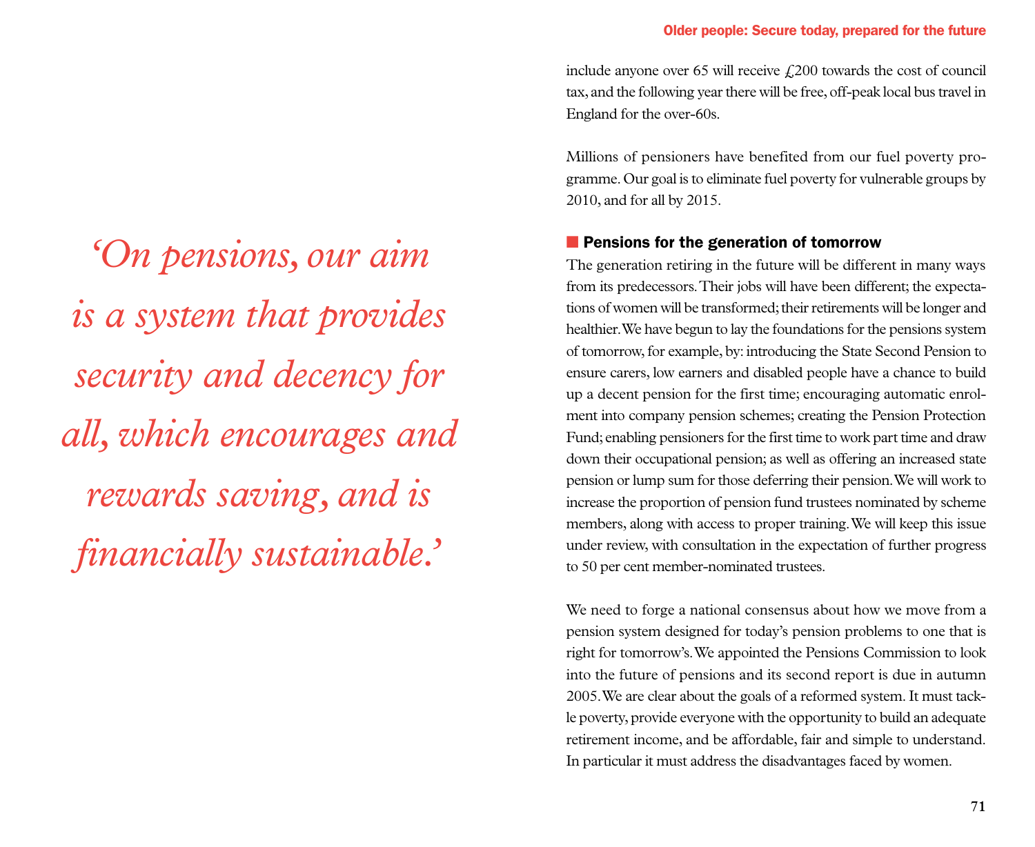*'On pensions, our aim is a system that provides security and decency for all, which encourages and rewards saving, and is financially sustainable.'*

include anyone over 65 will receive £200 towards the cost of council tax, and the following year there will be free, off-peak local bus travel in England for the over-60s.

Millions of pensioners have benefited from our fuel poverty programme. Our goal is to eliminate fuel poverty for vulnerable groups by 2010, and for all by 2015.

### Pensions for the generation of tomorrow

The generation retiring in the future will be different in many ways from its predecessors. Their jobs will have been different; the expectations of women will be transformed; their retirements will be longer and healthier. We have begun to lay the foundations for the pensions system of tomorrow, for example, by: introducing the State Second Pension to ensure carers, low earners and disabled people have a chance to build up a decent pension for the first time; encouraging automatic enrolment into company pension schemes; creating the Pension Protection Fund; enabling pensioners for the first time to work part time and draw down their occupational pension; as well as offering an increased state pension or lump sum for those deferring their pension. We will work to increase the proportion of pension fund trustees nominated by scheme members, along with access to proper training. We will keep this issue under review, with consultation in the expectation of further progress to 50 per cent member-nominated trustees.

We need to forge a national consensus about how we move from a pension system designed for today's pension problems to one that is right for tomorrow's. We appointed the Pensions Commission to look into the future of pensions and its second report is due in autumn 2005. We are clear about the goals of a reformed system. It must tackle poverty, provide everyone with the opportunity to build an adequate retirement income, and be affordable, fair and simple to understand. In particular it must address the disadvantages faced by women.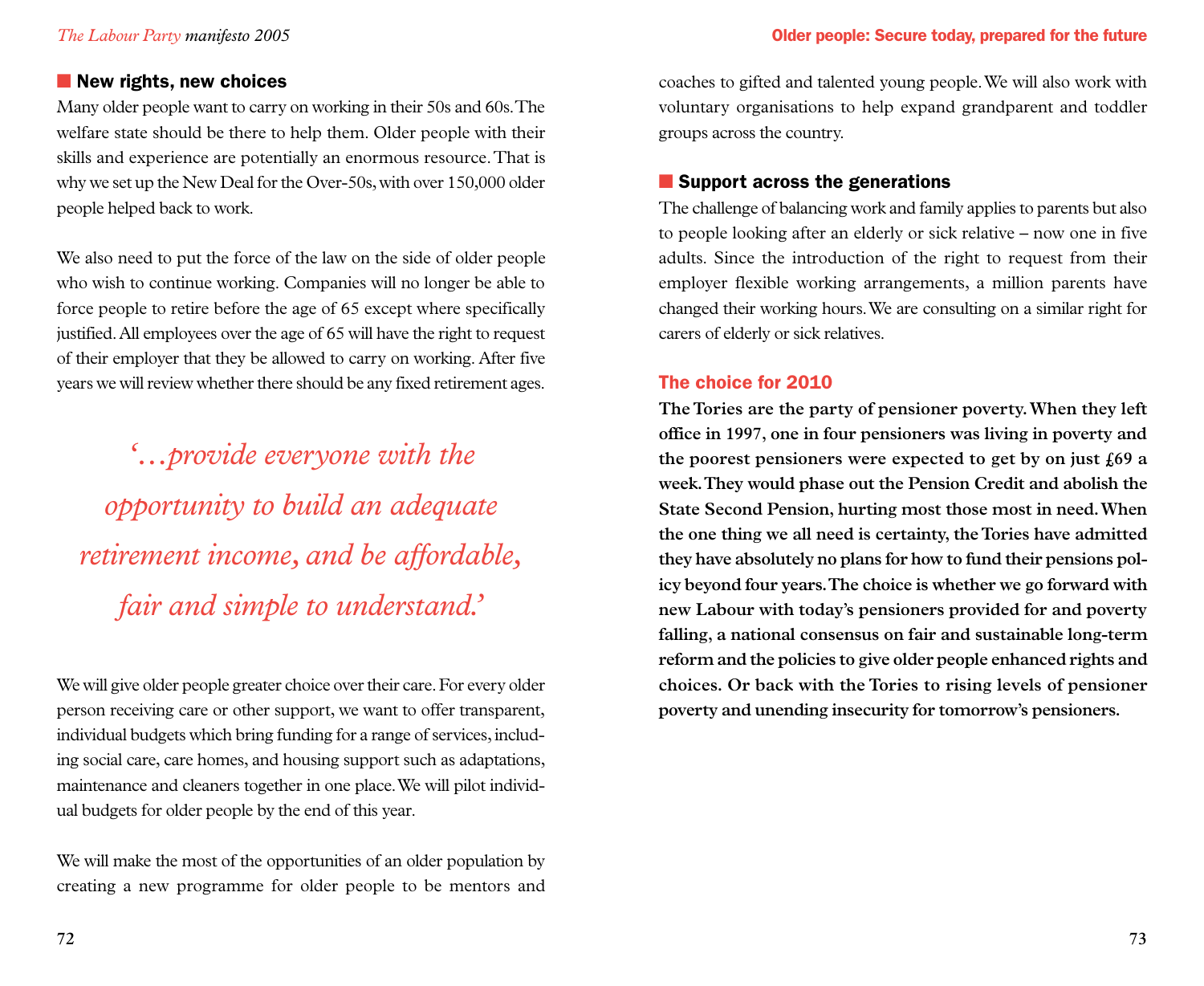## New rights, new choices

Many older people want to carry on working in their 50s and 60s. The welfare state should be there to help them. Older people with their skills and experience are potentially an enormous resource. That is why we set up the New Deal for the Over-50s, with over 150,000 older people helped back to work.

We also need to put the force of the law on the side of older people who wish to continue working. Companies will no longer be able to force people to retire before the age of 65 except where specifically justified. All employees over the age of 65 will have the right to request of their employer that they be allowed to carry on working. After five years we will review whether there should be any fixed retirement ages.

*'…provide everyone with the opportunity to build an adequate retirement income, and be affordable, fair and simple to understand.'*

We will give older people greater choice over their care. For every older person receiving care or other support, we want to offer transparent, individual budgets which bring funding for a range of services, including social care, care homes, and housing support such as adaptations, maintenance and cleaners together in one place. We will pilot individual budgets for older people by the end of this year.

We will make the most of the opportunities of an older population by creating a new programme for older people to be mentors and coaches to gifted and talented young people. We will also work with voluntary organisations to help expand grandparent and toddler groups across the country.

## Support across the generations

The challenge of balancing work and family applies to parents but also to people looking after an elderly or sick relative – now one in five adults. Since the introduction of the right to request from their employer flexible working arrangements, a million parents have changed their working hours. We are consulting on a similar right for carers of elderly or sick relatives.

## The choice for 2010

**The Tories are the party of pensioner poverty. When they left office in 1997, one in four pensioners was living in poverty and the poorest pensioners were expected to get by on just £69 a week. They would phase out the Pension Credit and abolish the State Second Pension, hurting most those most in need. When the one thing we all need is certainty, the Tories have admitted they have absolutely no plans for how to fund their pensions policy beyond four years. The choice is whether we go forward with new Labour with today's pensioners provided for and poverty falling, a national consensus on fair and sustainable long-term reform and the policies to give older people enhanced rights and choices. Or back with the Tories to rising levels of pensioner poverty and unending insecurity for tomorrow's pensioners.**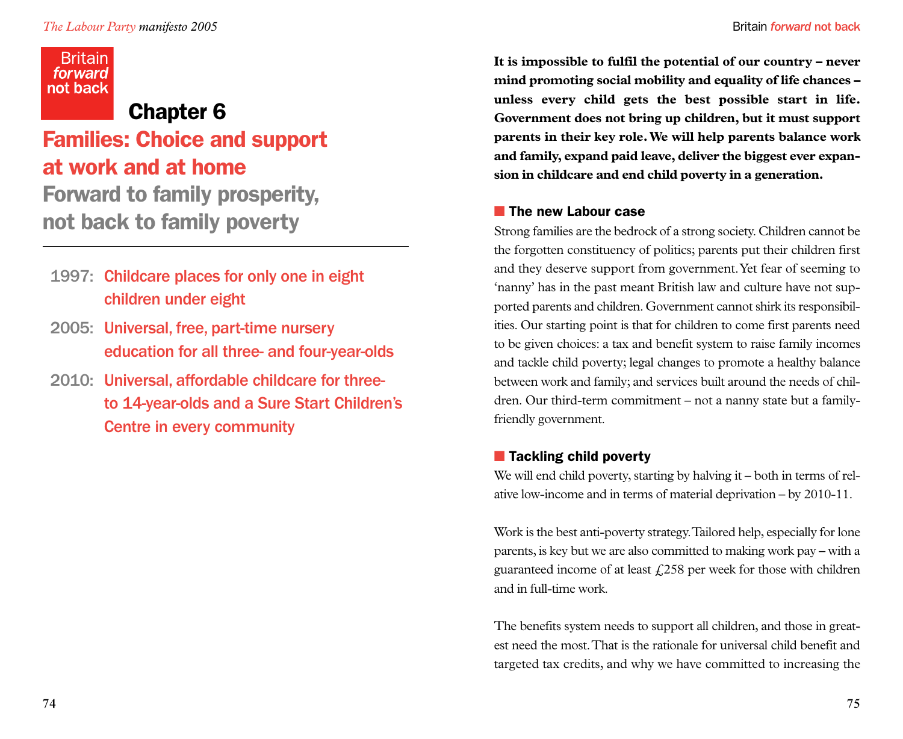Britain *forward* not back

# Chapter 6

## Families: Choice and support at work and at home

## Forward to family prosperity, not back to family poverty

- 1997: Childcare places for only one in eight children under eight
- 2005: Universal, free, part-time nursery education for all three- and four-year-olds
- 2010: Universal, affordable childcare for three- to 14-year-olds and a Sure Start Children's Centre in every community

**It is impossible to fulfil the potential of our country – never mind promoting social mobility and equality of life chances – unless every child gets the best possible start in life. Government does not bring up children, but it must support parents in their key role. We will help parents balance work and family, expand paid leave, deliver the biggest ever expansion in childcare and end child poverty in a generation.**

### The new Labour case

Strong families are the bedrock of a strong society. Children cannot be the forgotten constituency of politics; parents put their children first and they deserve support from government. Yet fear of seeming to 'nanny' has in the past meant British law and culture have not supported parents and children. Government cannot shirk its responsibilities. Our starting point is that for children to come first parents need to be given choices: a tax and benefit system to raise family incomes and tackle child poverty; legal changes to promote a healthy balance between work and family; and services built around the needs of children. Our third-term commitment – not a nanny state but a family-friendly government.

### Tackling child poverty

We will end child poverty, starting by halving it – both in terms of relative low-income and in terms of material deprivation – by 2010-11.

Work is the best anti-poverty strategy. Tailored help, especially for lone parents, is key but we are also committed to making work pay – with a guaranteed income of at least £258 per week for those with children and in full-time work.

The benefits system needs to support all children, and those in greatest need the most. That is the rationale for universal child benefit and targeted tax credits, and why we have committed to increasing the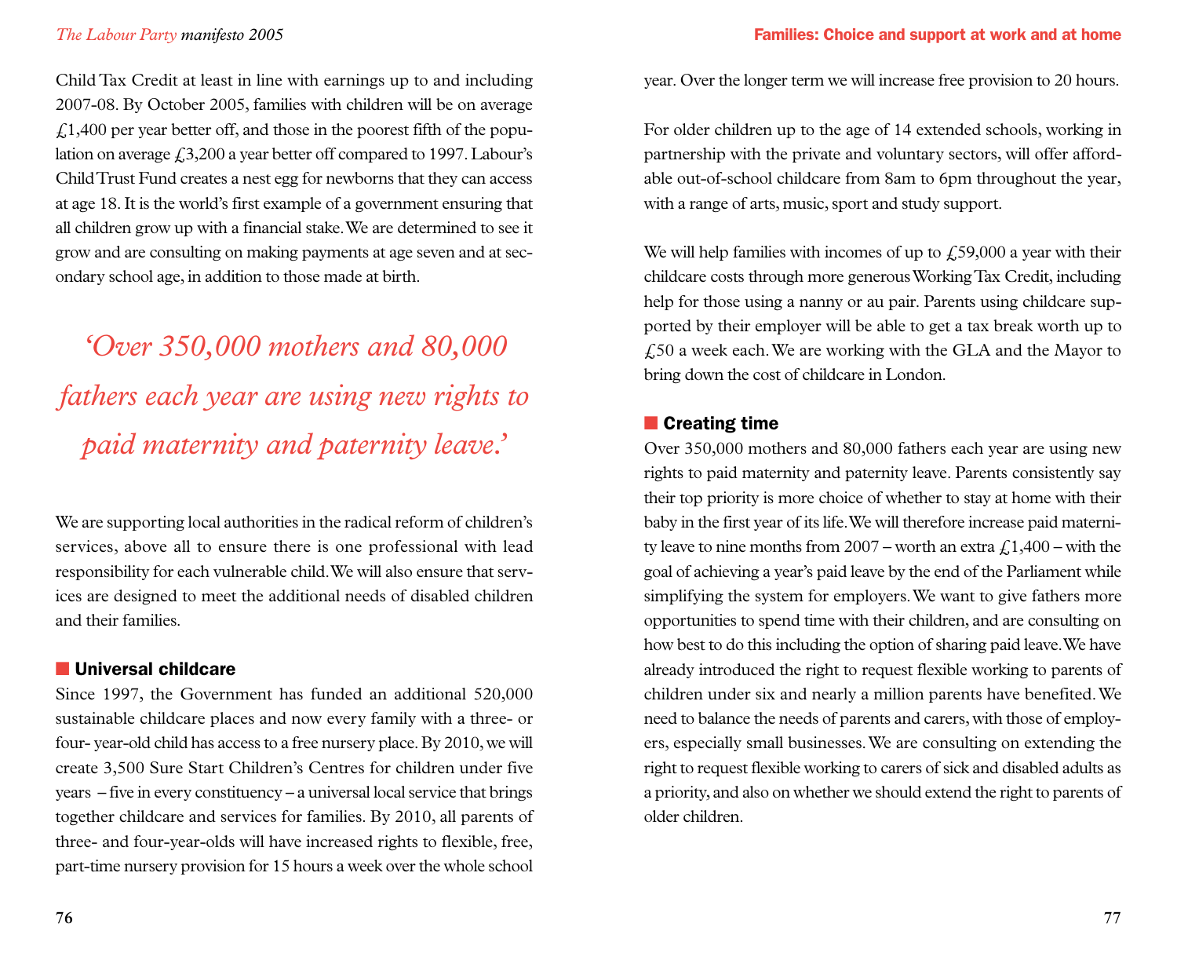Child Tax Credit at least in line with earnings up to and including 2007-08. By October 2005, families with children will be on average £1,400 per year better off, and those in the poorest fifth of the population on average £3,200 a year better off compared to 1997. Labour's Child Trust Fund creates a nest egg for newborns that they can access at age 18. It is the world's first example of a government ensuring that all children grow up with a financial stake. We are determined to see it grow and are consulting on making payments at age seven and at secondary school age, in addition to those made at birth.

> *'Over 350,000 mothers and 80,000 fathers each year are using new rights to paid maternity and paternity leave.'*

We are supporting local authorities in the radical reform of children's services, above all to ensure there is one professional with lead responsibility for each vulnerable child. We will also ensure that services are designed to meet the additional needs of disabled children and their families.

## Universal childcare

Since 1997, the Government has funded an additional 520,000 sustainable childcare places and now every family with a three- or four- year-old child has access to a free nursery place. By 2010, we will create 3,500 Sure Start Children's Centres for children under five years – five in every constituency – a universal local service that brings together childcare and services for families. By 2010, all parents of three- and four-year-olds will have increased rights to flexible, free, part-time nursery provision for 15 hours a week over the whole school year. Over the longer term we will increase free provision to 20 hours.

For older children up to the age of 14 extended schools, working in partnership with the private and voluntary sectors, will offer affordable out-of-school childcare from 8am to 6pm throughout the year, with a range of arts, music, sport and study support.

We will help families with incomes of up to £59,000 a year with their childcare costs through more generous Working Tax Credit, including help for those using a nanny or au pair. Parents using childcare supported by their employer will be able to get a tax break worth up to £50 a week each. We are working with the GLA and the Mayor to bring down the cost of childcare in London.

## Creating time

Over 350,000 mothers and 80,000 fathers each year are using new rights to paid maternity and paternity leave. Parents consistently say their top priority is more choice of whether to stay at home with their baby in the first year of its life. We will therefore increase paid maternity leave to nine months from 2007 – worth an extra £1,400 – with the goal of achieving a year's paid leave by the end of the Parliament while simplifying the system for employers. We want to give fathers more opportunities to spend time with their children, and are consulting on how best to do this including the option of sharing paid leave. We have already introduced the right to request flexible working to parents of children under six and nearly a million parents have benefited. We need to balance the needs of parents and carers, with those of employers, especially small businesses. We are consulting on extending the right to request flexible working to carers of sick and disabled adults as a priority, and also on whether we should extend the right to parents of older children.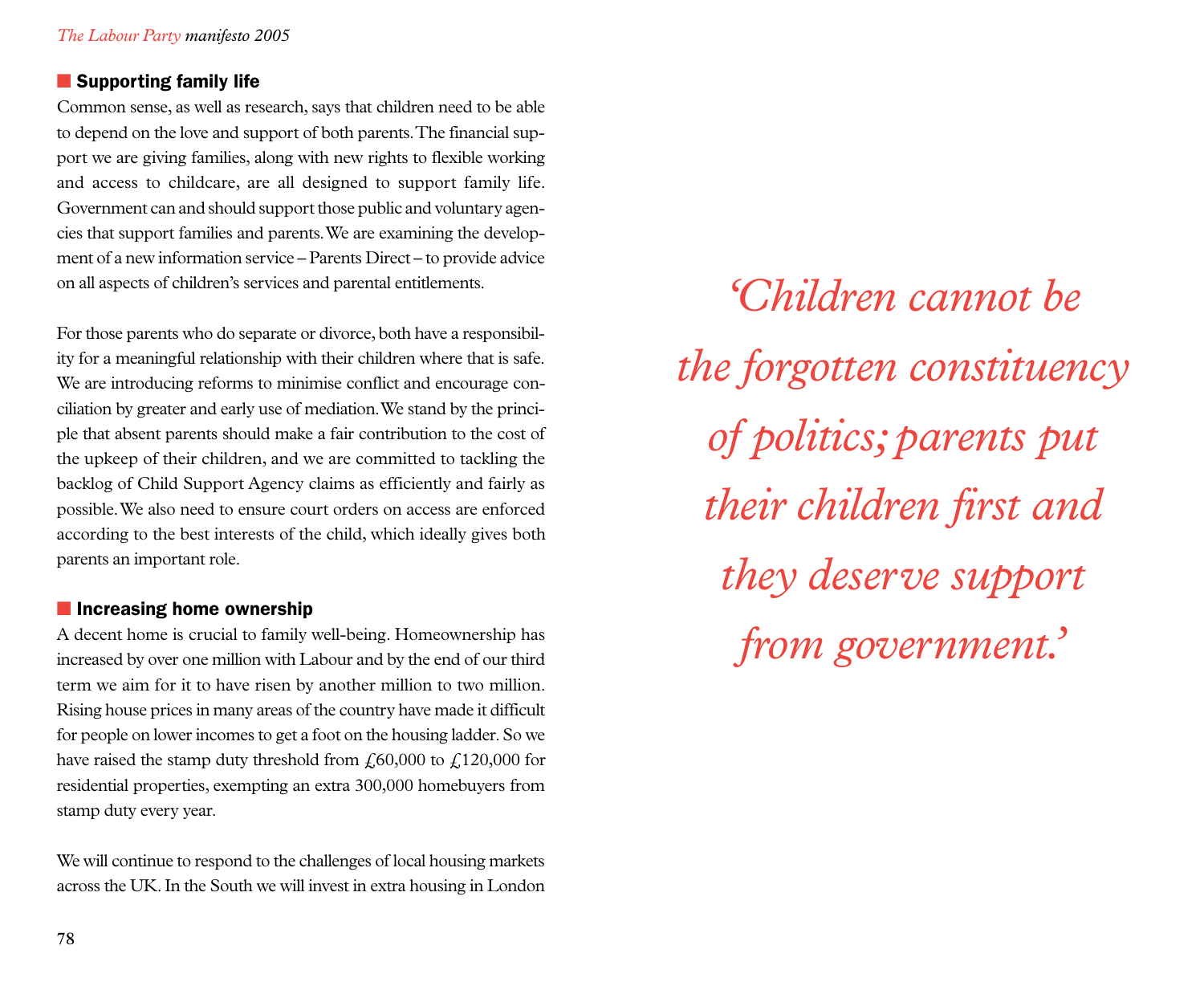## Supporting family life

Common sense, as well as research, says that children need to be able to depend on the love and support of both parents. The financial support we are giving families, along with new rights to flexible working and access to childcare, are all designed to support family life. Government can and should support those public and voluntary agencies that support families and parents. We are examining the development of a new information service – Parents Direct – to provide advice on all aspects of children's services and parental entitlements.

For those parents who do separate or divorce, both have a responsibility for a meaningful relationship with their children where that is safe. We are introducing reforms to minimise conflict and encourage conciliation by greater and early use of mediation. We stand by the principle that absent parents should make a fair contribution to the cost of the upkeep of their children, and we are committed to tackling the backlog of Child Support Agency claims as efficiently and fairly as possible. We also need to ensure court orders on access are enforced according to the best interests of the child, which ideally gives both parents an important role.

## Increasing home ownership

A decent home is crucial to family well-being. Homeownership has increased by over one million with Labour and by the end of our third term we aim for it to have risen by another million to two million. Rising house prices in many areas of the country have made it difficult for people on lower incomes to get a foot on the housing ladder. So we have raised the stamp duty threshold from £60,000 to £120,000 for residential properties, exempting an extra 300,000 homebuyers from stamp duty every year.

We will continue to respond to the challenges of local housing markets across the UK. In the South we will invest in extra housing in London

*'Children cannot be the forgotten constituency of politics; parents put their children first and they deserve support from government.'*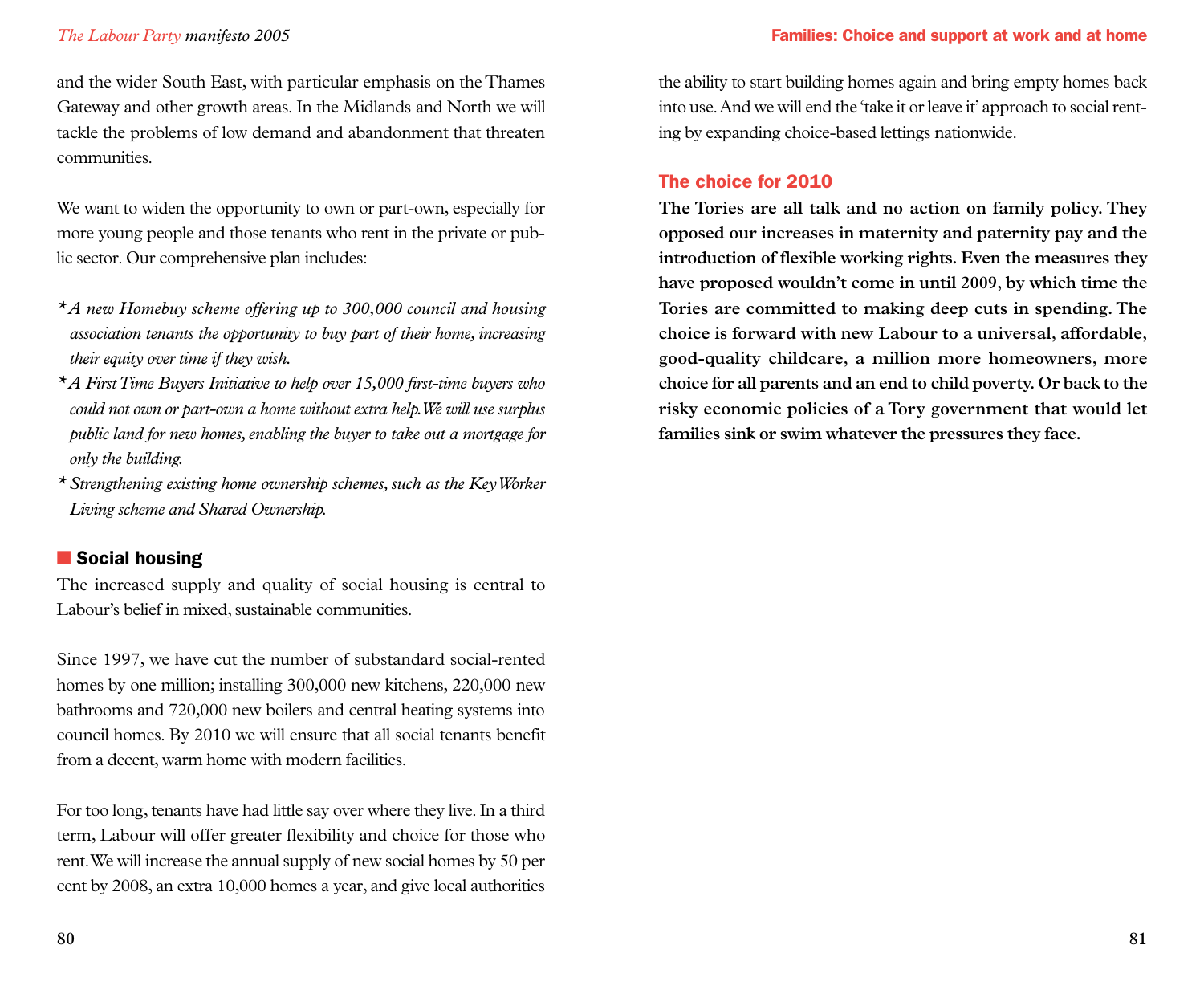and the wider South East, with particular emphasis on the Thames Gateway and other growth areas. In the Midlands and North we will tackle the problems of low demand and abandonment that threaten communities.

We want to widen the opportunity to own or part-own, especially for more young people and those tenants who rent in the private or public sector. Our comprehensive plan includes:

- *A new Homebuy scheme offering up to 300,000 council and housing association tenants the opportunity to buy part of their home, increasing their equity over time if they wish.*
- *A First Time Buyers Initiative to help over 15,000 first-time buyers who could not own or part-own a home without extra help. We will use surplus public land for new homes, enabling the buyer to take out a mortgage for only the building.*
- *Strengthening existing home ownership schemes, such as the Key Worker Living scheme and Shared Ownership.*

### Social housing

The increased supply and quality of social housing is central to Labour's belief in mixed, sustainable communities.

Since 1997, we have cut the number of substandard social-rented homes by one million; installing 300,000 new kitchens, 220,000 new bathrooms and 720,000 new boilers and central heating systems into council homes. By 2010 we will ensure that all social tenants benefit from a decent, warm home with modern facilities.

For too long, tenants have had little say over where they live. In a third term, Labour will offer greater flexibility and choice for those who rent. We will increase the annual supply of new social homes by 50 per cent by 2008, an extra 10,000 homes a year, and give local authorities the ability to start building homes again and bring empty homes back into use. And we will end the 'take it or leave it' approach to social renting by expanding choice-based lettings nationwide.

## The choice for 2010

**The Tories are all talk and no action on family policy. They opposed our increases in maternity and paternity pay and the introduction of flexible working rights. Even the measures they have proposed wouldn't come in until 2009, by which time the Tories are committed to making deep cuts in spending. The choice is forward with new Labour to a universal, affordable, good-quality childcare, a million more homeowners, more choice for all parents and an end to child poverty. Or back to the risky economic policies of a Tory government that would let families sink or swim whatever the pressures they face.**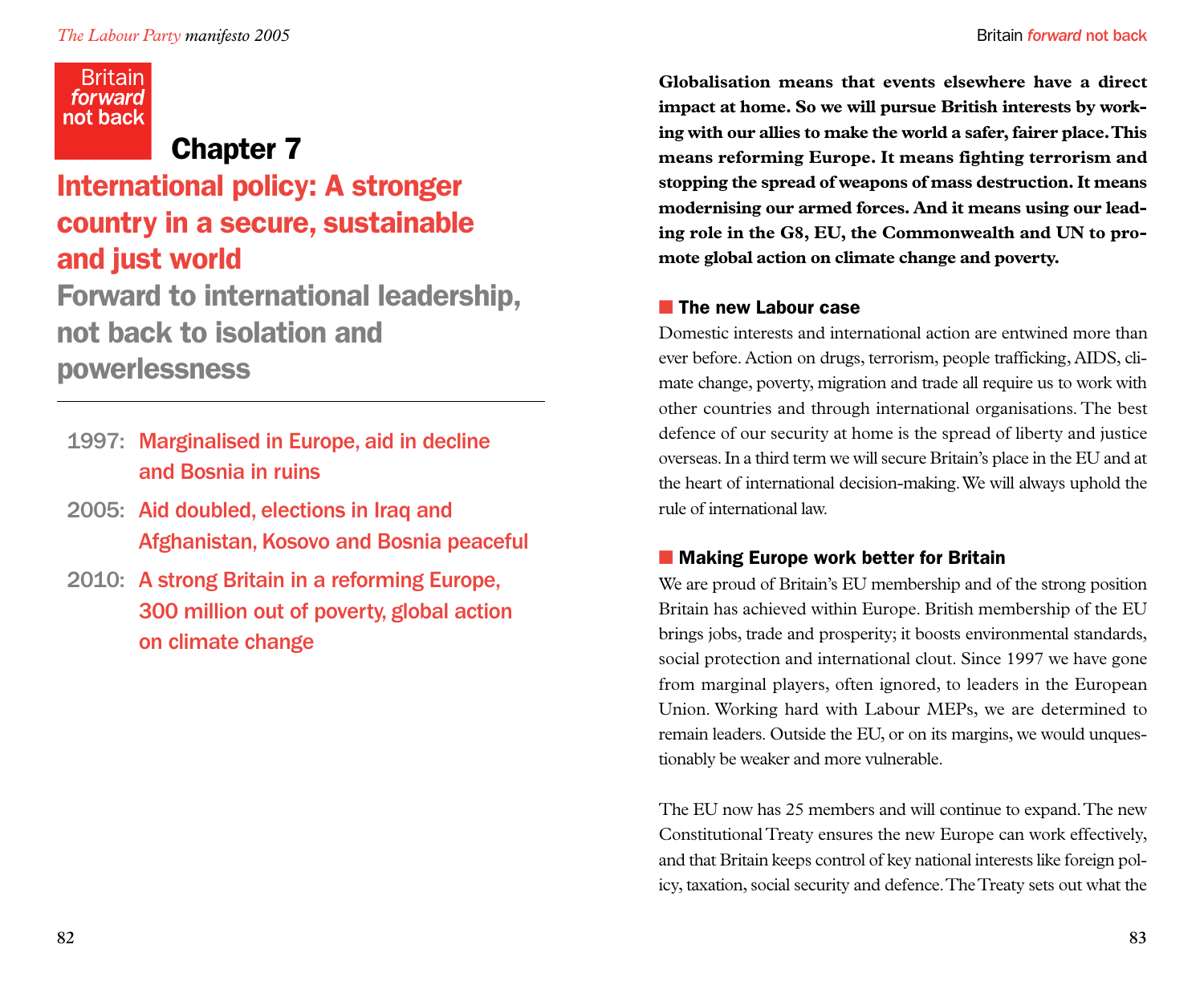Britain *forward* not back

# Chapter 7

## International policy: A stronger country in a secure, sustainable and just world

## Forward to international leadership, not back to isolation and powerlessness

---

**1997:** Marginalised in Europe, aid in decline and Bosnia in ruins

**2005:** Aid doubled, elections in Iraq and Afghanistan, Kosovo and Bosnia peaceful

**2010:** A strong Britain in a reforming Europe, 300 million out of poverty, global action on climate change

**Globalisation means that events elsewhere have a direct impact at home. So we will pursue British interests by working with our allies to make the world a safer, fairer place. This means reforming Europe. It means fighting terrorism and stopping the spread of weapons of mass destruction. It means modernising our armed forces. And it means using our leading role in the G8, EU, the Commonwealth and UN to promote global action on climate change and poverty.**

### The new Labour case

Domestic interests and international action are entwined more than ever before. Action on drugs, terrorism, people trafficking, AIDS, climate change, poverty, migration and trade all require us to work with other countries and through international organisations. The best defence of our security at home is the spread of liberty and justice overseas. In a third term we will secure Britain's place in the EU and at the heart of international decision-making. We will always uphold the rule of international law.

### Making Europe work better for Britain

We are proud of Britain's EU membership and of the strong position Britain has achieved within Europe. British membership of the EU brings jobs, trade and prosperity; it boosts environmental standards, social protection and international clout. Since 1997 we have gone from marginal players, often ignored, to leaders in the European Union. Working hard with Labour MEPs, we are determined to remain leaders. Outside the EU, or on its margins, we would unquestionably be weaker and more vulnerable.

The EU now has 25 members and will continue to expand. The new Constitutional Treaty ensures the new Europe can work effectively, and that Britain keeps control of key national interests like foreign policy, taxation, social security and defence. The Treaty sets out what the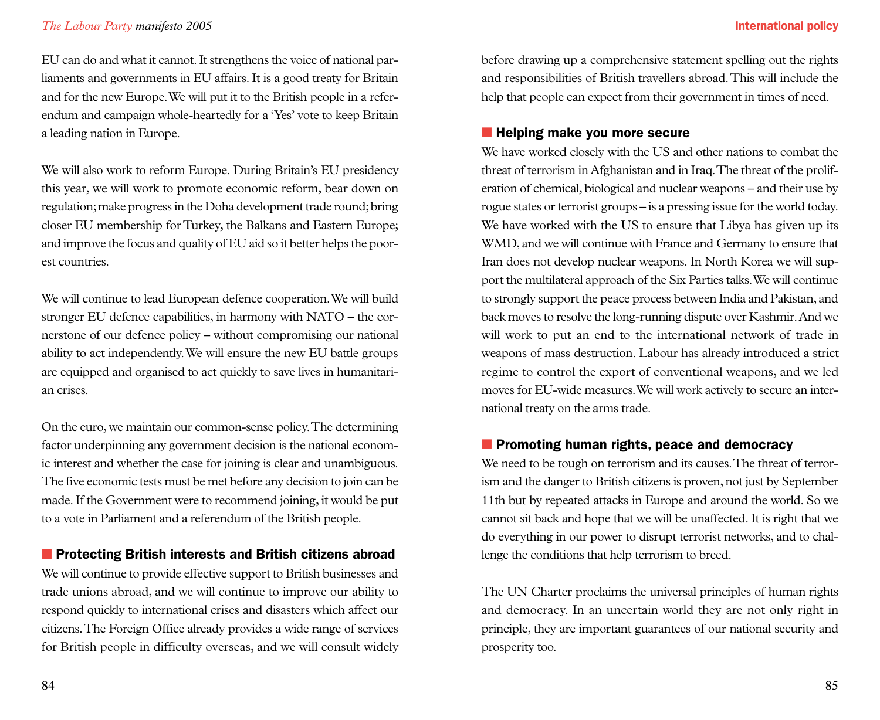EU can do and what it cannot. It strengthens the voice of national parliaments and governments in EU affairs. It is a good treaty for Britain and for the new Europe. We will put it to the British people in a referendum and campaign whole-heartedly for a 'Yes' vote to keep Britain a leading nation in Europe.

We will also work to reform Europe. During Britain's EU presidency this year, we will work to promote economic reform, bear down on regulation; make progress in the Doha development trade round; bring closer EU membership for Turkey, the Balkans and Eastern Europe; and improve the focus and quality of EU aid so it better helps the poorest countries.

We will continue to lead European defence cooperation. We will build stronger EU defence capabilities, in harmony with NATO – the cornerstone of our defence policy – without compromising our national ability to act independently. We will ensure the new EU battle groups are equipped and organised to act quickly to save lives in humanitarian crises.

On the euro, we maintain our common-sense policy. The determining factor underpinning any government decision is the national economic interest and whether the case for joining is clear and unambiguous. The five economic tests must be met before any decision to join can be made. If the Government were to recommend joining, it would be put to a vote in Parliament and a referendum of the British people.

## Protecting British interests and British citizens abroad

We will continue to provide effective support to British businesses and trade unions abroad, and we will continue to improve our ability to respond quickly to international crises and disasters which affect our citizens. The Foreign Office already provides a wide range of services for British people in difficulty overseas, and we will consult widely before drawing up a comprehensive statement spelling out the rights and responsibilities of British travellers abroad. This will include the help that people can expect from their government in times of need.

## Helping make you more secure

We have worked closely with the US and other nations to combat the threat of terrorism in Afghanistan and in Iraq. The threat of the proliferation of chemical, biological and nuclear weapons – and their use by rogue states or terrorist groups – is a pressing issue for the world today. We have worked with the US to ensure that Libya has given up its WMD, and we will continue with France and Germany to ensure that Iran does not develop nuclear weapons. In North Korea we will support the multilateral approach of the Six Parties talks. We will continue to strongly support the peace process between India and Pakistan, and back moves to resolve the long-running dispute over Kashmir. And we will work to put an end to the international network of trade in weapons of mass destruction. Labour has already introduced a strict regime to control the export of conventional weapons, and we led moves for EU-wide measures. We will work actively to secure an international treaty on the arms trade.

## Promoting human rights, peace and democracy

We need to be tough on terrorism and its causes. The threat of terrorism and the danger to British citizens is proven, not just by September 11th but by repeated attacks in Europe and around the world. So we cannot sit back and hope that we will be unaffected. It is right that we do everything in our power to disrupt terrorist networks, and to challenge the conditions that help terrorism to breed.

The UN Charter proclaims the universal principles of human rights and democracy. In an uncertain world they are not only right in principle, they are important guarantees of our national security and prosperity too.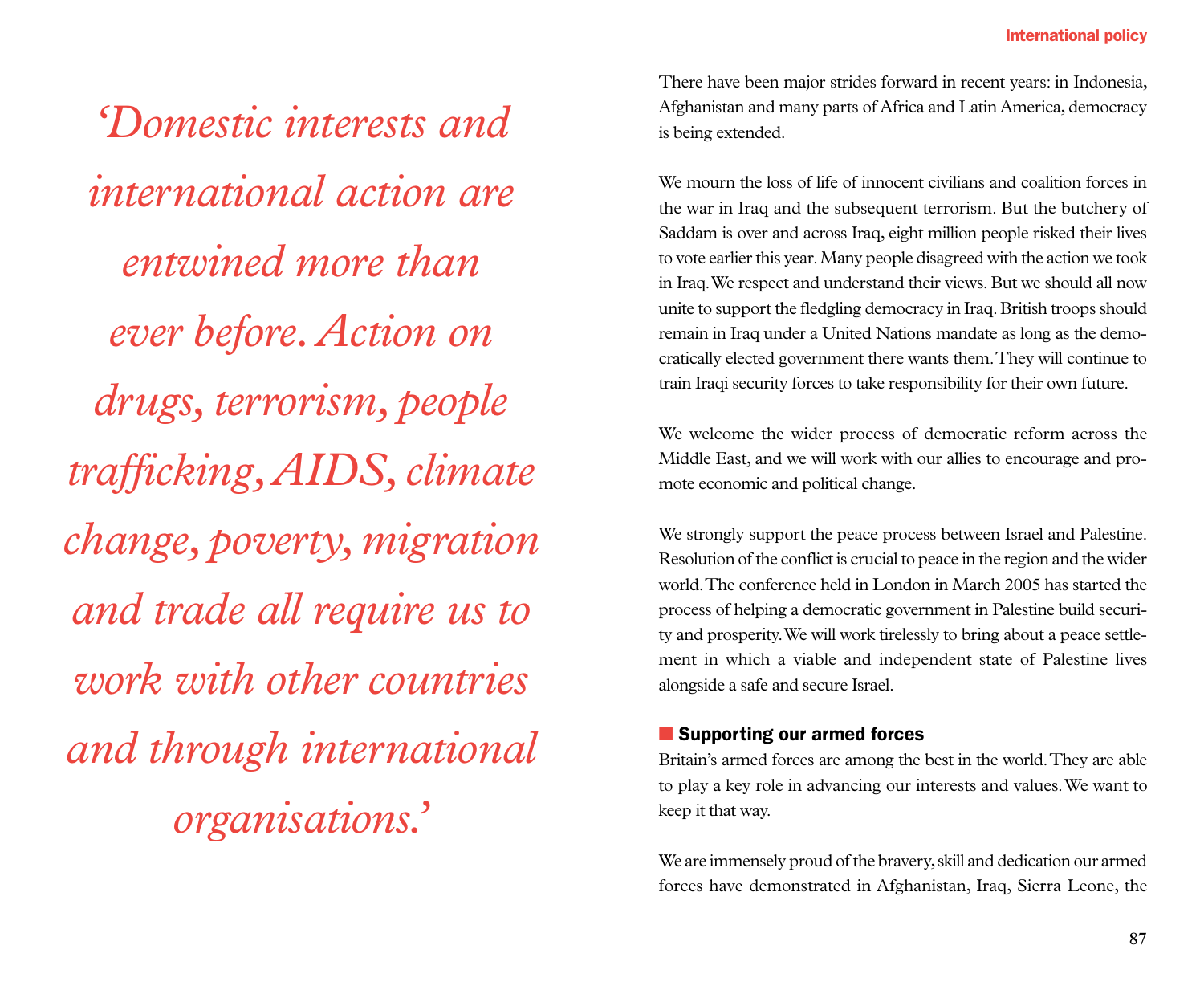*'Domestic interests and international action are entwined more than ever before. Action on drugs, terrorism, people trafficking, AIDS, climate change, poverty, migration and trade all require us to work with other countries and through international organisations.'*

There have been major strides forward in recent years: in Indonesia, Afghanistan and many parts of Africa and Latin America, democracy is being extended.

We mourn the loss of life of innocent civilians and coalition forces in the war in Iraq and the subsequent terrorism. But the butchery of Saddam is over and across Iraq, eight million people risked their lives to vote earlier this year. Many people disagreed with the action we took in Iraq. We respect and understand their views. But we should all now unite to support the fledgling democracy in Iraq. British troops should remain in Iraq under a United Nations mandate as long as the democratically elected government there wants them. They will continue to train Iraqi security forces to take responsibility for their own future.

We welcome the wider process of democratic reform across the Middle East, and we will work with our allies to encourage and promote economic and political change.

We strongly support the peace process between Israel and Palestine. Resolution of the conflict is crucial to peace in the region and the wider world. The conference held in London in March 2005 has started the process of helping a democratic government in Palestine build security and prosperity. We will work tirelessly to bring about a peace settlement in which a viable and independent state of Palestine lives alongside a safe and secure Israel.

### Supporting our armed forces

Britain's armed forces are among the best in the world. They are able to play a key role in advancing our interests and values. We want to keep it that way.

We are immensely proud of the bravery, skill and dedication our armed forces have demonstrated in Afghanistan, Iraq, Sierra Leone, the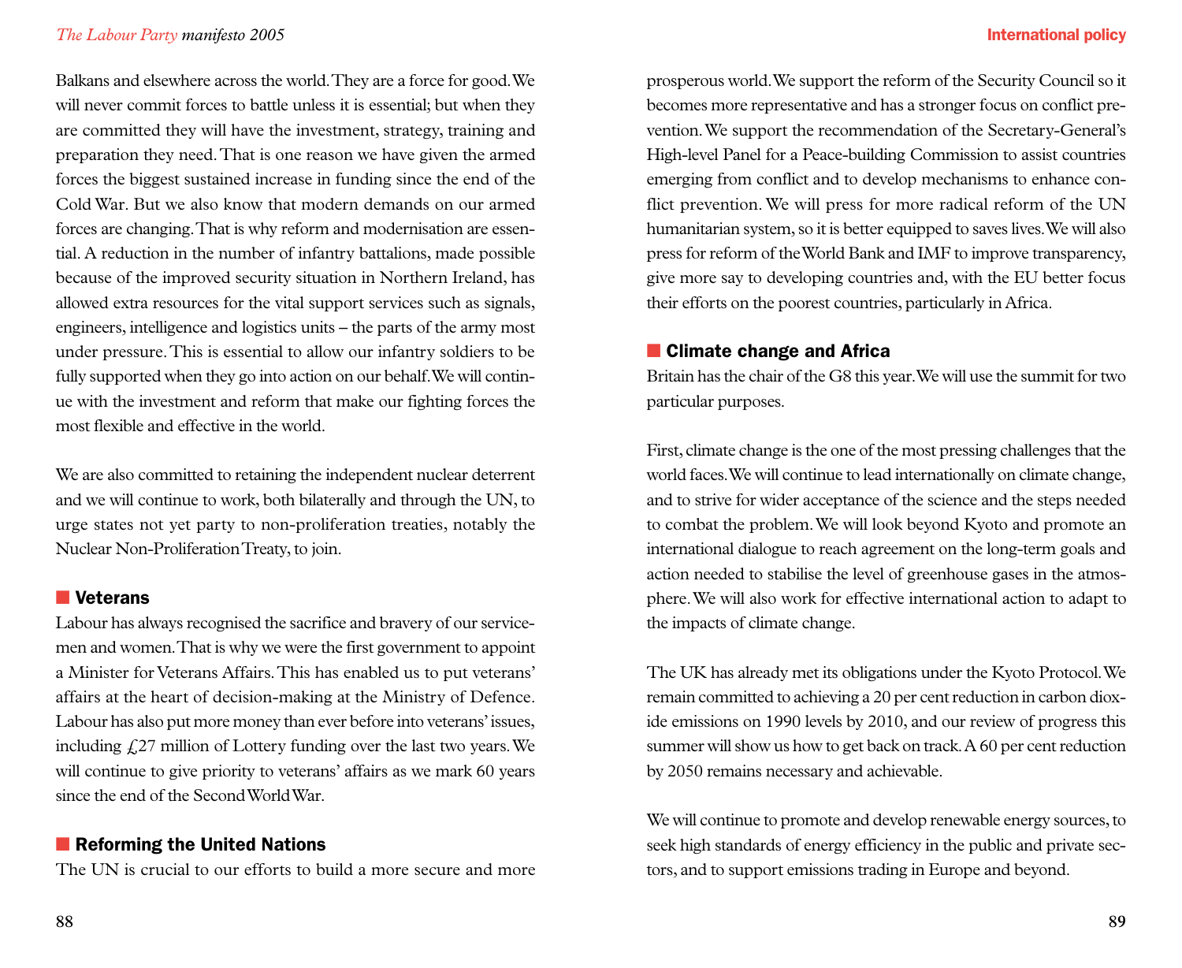Balkans and elsewhere across the world. They are a force for good. We will never commit forces to battle unless it is essential; but when they are committed they will have the investment, strategy, training and preparation they need. That is one reason we have given the armed forces the biggest sustained increase in funding since the end of the Cold War. But we also know that modern demands on our armed forces are changing. That is why reform and modernisation are essential. A reduction in the number of infantry battalions, made possible because of the improved security situation in Northern Ireland, has allowed extra resources for the vital support services such as signals, engineers, intelligence and logistics units – the parts of the army most under pressure. This is essential to allow our infantry soldiers to be fully supported when they go into action on our behalf. We will continue with the investment and reform that make our fighting forces the most flexible and effective in the world.

We are also committed to retaining the independent nuclear deterrent and we will continue to work, both bilaterally and through the UN, to urge states not yet party to non-proliferation treaties, notably the Nuclear Non-Proliferation Treaty, to join.

## Veterans

Labour has always recognised the sacrifice and bravery of our servicemen and women. That is why we were the first government to appoint a Minister for Veterans Affairs. This has enabled us to put veterans' affairs at the heart of decision-making at the Ministry of Defence. Labour has also put more money than ever before into veterans' issues, including £27 million of Lottery funding over the last two years. We will continue to give priority to veterans' affairs as we mark 60 years since the end of the Second World War.

## Reforming the United Nations

The UN is crucial to our efforts to build a more secure and more prosperous world. We support the reform of the Security Council so it becomes more representative and has a stronger focus on conflict prevention. We support the recommendation of the Secretary-General's High-level Panel for a Peace-building Commission to assist countries emerging from conflict and to develop mechanisms to enhance conflict prevention. We will press for more radical reform of the UN humanitarian system, so it is better equipped to saves lives. We will also press for reform of the World Bank and IMF to improve transparency, give more say to developing countries and, with the EU better focus their efforts on the poorest countries, particularly in Africa.

## Climate change and Africa

Britain has the chair of the G8 this year. We will use the summit for two particular purposes.

First, climate change is the one of the most pressing challenges that the world faces. We will continue to lead internationally on climate change, and to strive for wider acceptance of the science and the steps needed to combat the problem. We will look beyond Kyoto and promote an international dialogue to reach agreement on the long-term goals and action needed to stabilise the level of greenhouse gases in the atmosphere. We will also work for effective international action to adapt to the impacts of climate change.

The UK has already met its obligations under the Kyoto Protocol. We remain committed to achieving a 20 per cent reduction in carbon dioxide emissions on 1990 levels by 2010, and our review of progress this summer will show us how to get back on track. A 60 per cent reduction by 2050 remains necessary and achievable.

We will continue to promote and develop renewable energy sources, to seek high standards of energy efficiency in the public and private sectors, and to support emissions trading in Europe and beyond.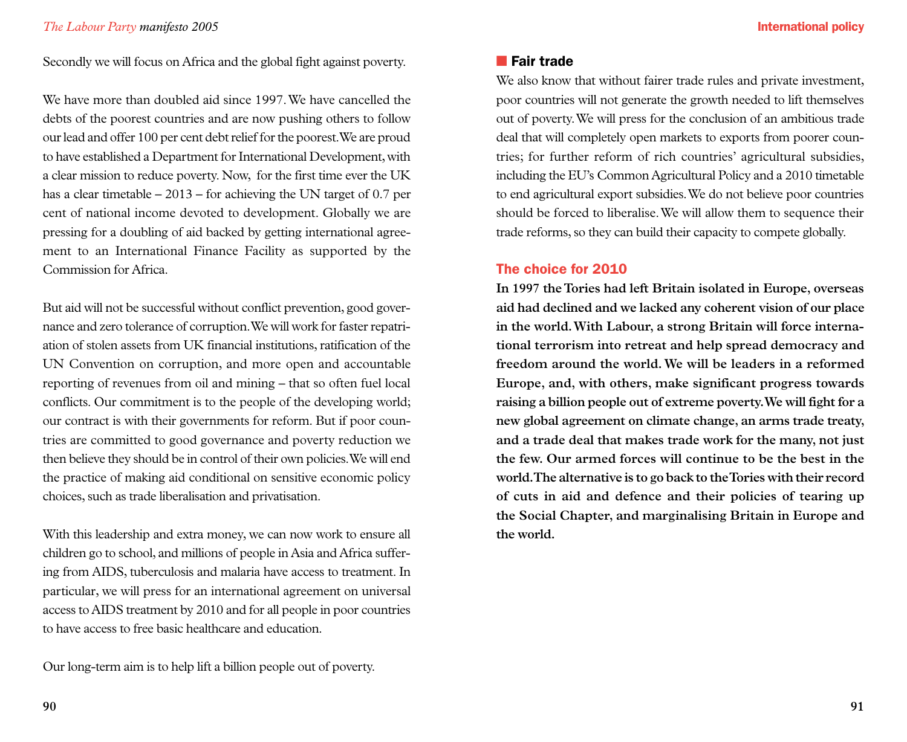Secondly we will focus on Africa and the global fight against poverty.

We have more than doubled aid since 1997. We have cancelled the debts of the poorest countries and are now pushing others to follow our lead and offer 100 per cent debt relief for the poorest. We are proud to have established a Department for International Development, with a clear mission to reduce poverty. Now, for the first time ever the UK has a clear timetable – 2013 – for achieving the UN target of 0.7 per cent of national income devoted to development. Globally we are pressing for a doubling of aid backed by getting international agreement to an International Finance Facility as supported by the Commission for Africa.

But aid will not be successful without conflict prevention, good governance and zero tolerance of corruption. We will work for faster repatriation of stolen assets from UK financial institutions, ratification of the UN Convention on corruption, and more open and accountable reporting of revenues from oil and mining – that so often fuel local conflicts. Our commitment is to the people of the developing world; our contract is with their governments for reform. But if poor countries are committed to good governance and poverty reduction we then believe they should be in control of their own policies. We will end the practice of making aid conditional on sensitive economic policy choices, such as trade liberalisation and privatisation.

With this leadership and extra money, we can now work to ensure all children go to school, and millions of people in Asia and Africa suffering from AIDS, tuberculosis and malaria have access to treatment. In particular, we will press for an international agreement on universal access to AIDS treatment by 2010 and for all people in poor countries to have access to free basic healthcare and education.

Our long-term aim is to help lift a billion people out of poverty.

### Fair trade

We also know that without fairer trade rules and private investment, poor countries will not generate the growth needed to lift themselves out of poverty. We will press for the conclusion of an ambitious trade deal that will completely open markets to exports from poorer countries; for further reform of rich countries' agricultural subsidies, including the EU's Common Agricultural Policy and a 2010 timetable to end agricultural export subsidies. We do not believe poor countries should be forced to liberalise. We will allow them to sequence their trade reforms, so they can build their capacity to compete globally.

## The choice for 2010

**In 1997 the Tories had left Britain isolated in Europe, overseas aid had declined and we lacked any coherent vision of our place in the world. With Labour, a strong Britain will force international terrorism into retreat and help spread democracy and freedom around the world. We will be leaders in a reformed Europe, and, with others, make significant progress towards raising a billion people out of extreme poverty. We will fight for a new global agreement on climate change, an arms trade treaty, and a trade deal that makes trade work for the many, not just the few. Our armed forces will continue to be the best in the world. The alternative is to go back to the Tories with their record of cuts in aid and defence and their policies of tearing up the Social Chapter, and marginalising Britain in Europe and the world.**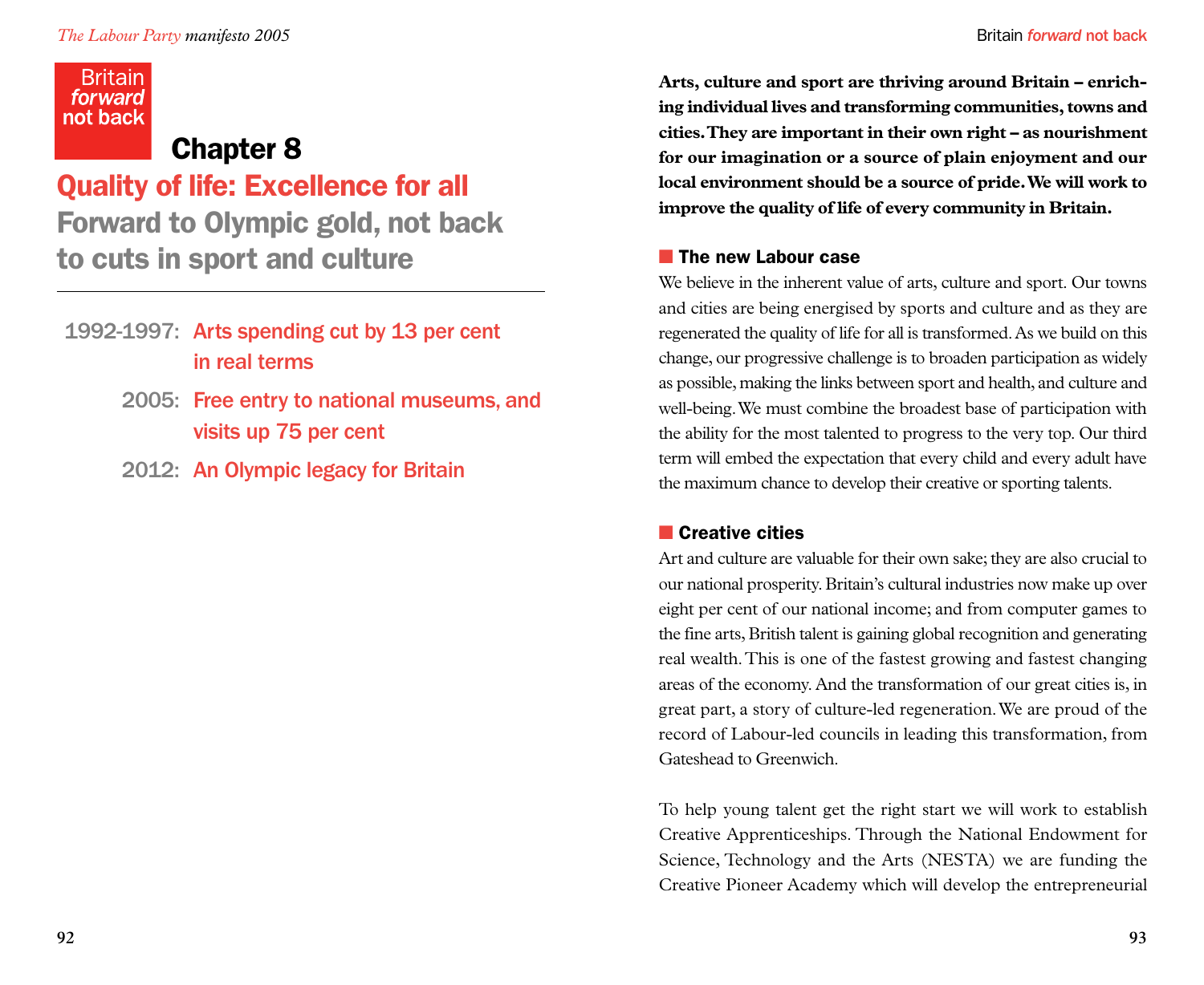# Chapter 8

## Quality of life: Excellence for all

## Forward to Olympic gold, not back to cuts in sport and culture

1992-1997: Arts spending cut by 13 per cent in real terms

2005: Free entry to national museums, and visits up 75 per cent

2012: An Olympic legacy for Britain

**Arts, culture and sport are thriving around Britain – enriching individual lives and transforming communities, towns and cities. They are important in their own right – as nourishment for our imagination or a source of plain enjoyment and our local environment should be a source of pride. We will work to improve the quality of life of every community in Britain.**

### The new Labour case

We believe in the inherent value of arts, culture and sport. Our towns and cities are being energised by sports and culture and as they are regenerated the quality of life for all is transformed. As we build on this change, our progressive challenge is to broaden participation as widely as possible, making the links between sport and health, and culture and well-being. We must combine the broadest base of participation with the ability for the most talented to progress to the very top. Our third term will embed the expectation that every child and every adult have the maximum chance to develop their creative or sporting talents.

### Creative cities

Art and culture are valuable for their own sake; they are also crucial to our national prosperity. Britain's cultural industries now make up over eight per cent of our national income; and from computer games to the fine arts, British talent is gaining global recognition and generating real wealth. This is one of the fastest growing and fastest changing areas of the economy. And the transformation of our great cities is, in great part, a story of culture-led regeneration. We are proud of the record of Labour-led councils in leading this transformation, from Gateshead to Greenwich.

To help young talent get the right start we will work to establish Creative Apprenticeships. Through the National Endowment for Science, Technology and the Arts (NESTA) we are funding the Creative Pioneer Academy which will develop the entrepreneurial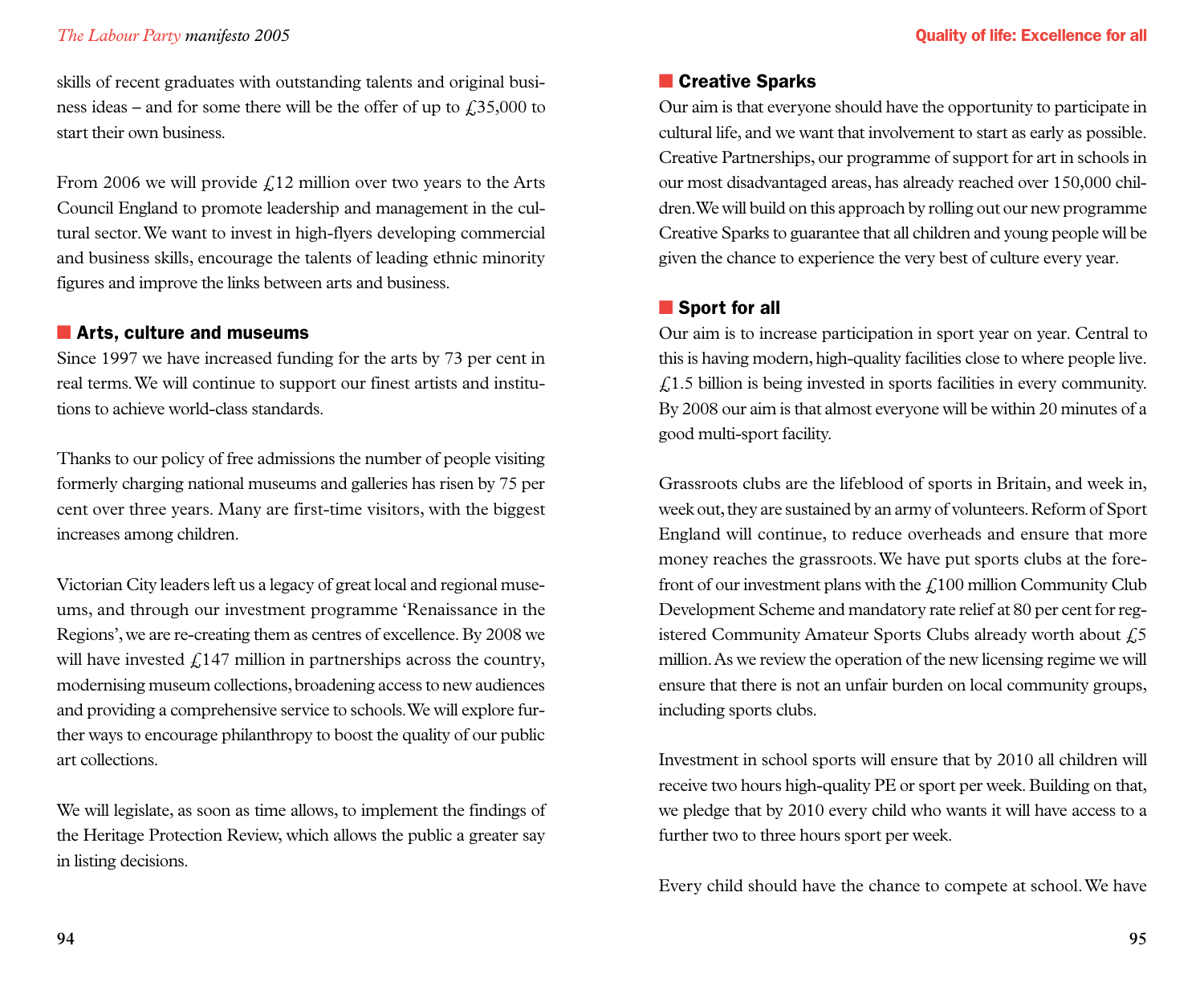skills of recent graduates with outstanding talents and original business ideas – and for some there will be the offer of up to £35,000 to start their own business.

From 2006 we will provide £12 million over two years to the Arts Council England to promote leadership and management in the cultural sector. We want to invest in high-flyers developing commercial and business skills, encourage the talents of leading ethnic minority figures and improve the links between arts and business.

## Arts, culture and museums

Since 1997 we have increased funding for the arts by 73 per cent in real terms. We will continue to support our finest artists and institutions to achieve world-class standards.

Thanks to our policy of free admissions the number of people visiting formerly charging national museums and galleries has risen by 75 per cent over three years. Many are first-time visitors, with the biggest increases among children.

Victorian City leaders left us a legacy of great local and regional museums, and through our investment programme 'Renaissance in the Regions', we are re-creating them as centres of excellence. By 2008 we will have invested £147 million in partnerships across the country, modernising museum collections, broadening access to new audiences and providing a comprehensive service to schools. We will explore further ways to encourage philanthropy to boost the quality of our public art collections.

We will legislate, as soon as time allows, to implement the findings of the Heritage Protection Review, which allows the public a greater say in listing decisions.

## Creative Sparks

Our aim is that everyone should have the opportunity to participate in cultural life, and we want that involvement to start as early as possible. Creative Partnerships, our programme of support for art in schools in our most disadvantaged areas, has already reached over 150,000 children. We will build on this approach by rolling out our new programme Creative Sparks to guarantee that all children and young people will be given the chance to experience the very best of culture every year.

## Sport for all

Our aim is to increase participation in sport year on year. Central to this is having modern, high-quality facilities close to where people live. £1.5 billion is being invested in sports facilities in every community. By 2008 our aim is that almost everyone will be within 20 minutes of a good multi-sport facility.

Grassroots clubs are the lifeblood of sports in Britain, and week in, week out, they are sustained by an army of volunteers. Reform of Sport England will continue, to reduce overheads and ensure that more money reaches the grassroots. We have put sports clubs at the forefront of our investment plans with the £100 million Community Club Development Scheme and mandatory rate relief at 80 per cent for registered Community Amateur Sports Clubs already worth about £5 million. As we review the operation of the new licensing regime we will ensure that there is not an unfair burden on local community groups, including sports clubs.

Investment in school sports will ensure that by 2010 all children will receive two hours high-quality PE or sport per week. Building on that, we pledge that by 2010 every child who wants it will have access to a further two to three hours sport per week.

Every child should have the chance to compete at school. We have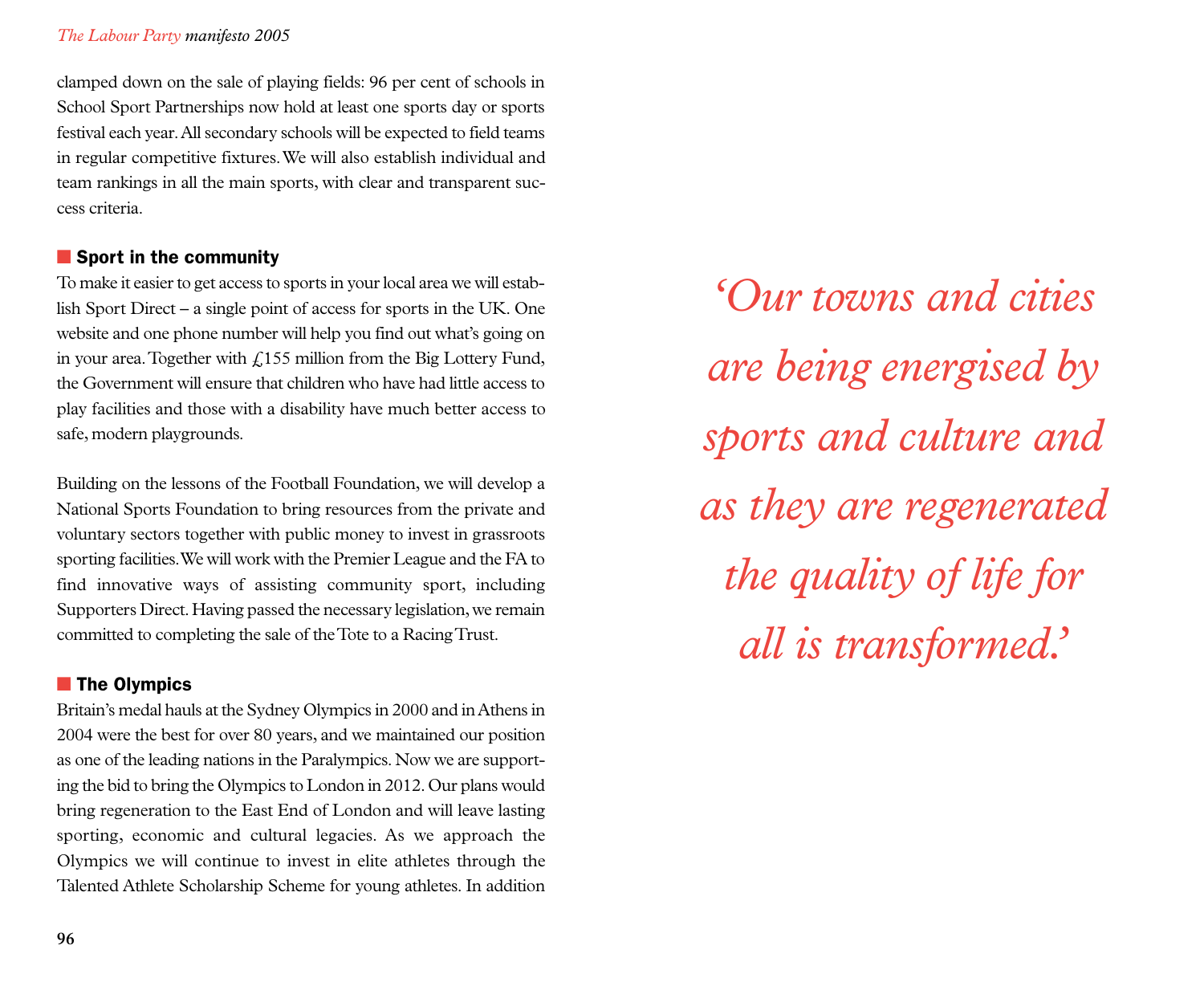clamped down on the sale of playing fields: 96 per cent of schools in School Sport Partnerships now hold at least one sports day or sports festival each year. All secondary schools will be expected to field teams in regular competitive fixtures. We will also establish individual and team rankings in all the main sports, with clear and transparent success criteria.

### Sport in the community

To make it easier to get access to sports in your local area we will establish Sport Direct – a single point of access for sports in the UK. One website and one phone number will help you find out what's going on in your area. Together with £155 million from the Big Lottery Fund, the Government will ensure that children who have had little access to play facilities and those with a disability have much better access to safe, modern playgrounds.

Building on the lessons of the Football Foundation, we will develop a National Sports Foundation to bring resources from the private and voluntary sectors together with public money to invest in grassroots sporting facilities. We will work with the Premier League and the FA to find innovative ways of assisting community sport, including Supporters Direct. Having passed the necessary legislation, we remain committed to completing the sale of the Tote to a Racing Trust.

### The Olympics

Britain's medal hauls at the Sydney Olympics in 2000 and in Athens in 2004 were the best for over 80 years, and we maintained our position as one of the leading nations in the Paralympics. Now we are supporting the bid to bring the Olympics to London in 2012. Our plans would bring regeneration to the East End of London and will leave lasting sporting, economic and cultural legacies. As we approach the Olympics we will continue to invest in elite athletes through the Talented Athlete Scholarship Scheme for young athletes. In addition

*'Our towns and cities are being energised by sports and culture and as they are regenerated the quality of life for all is transformed.'*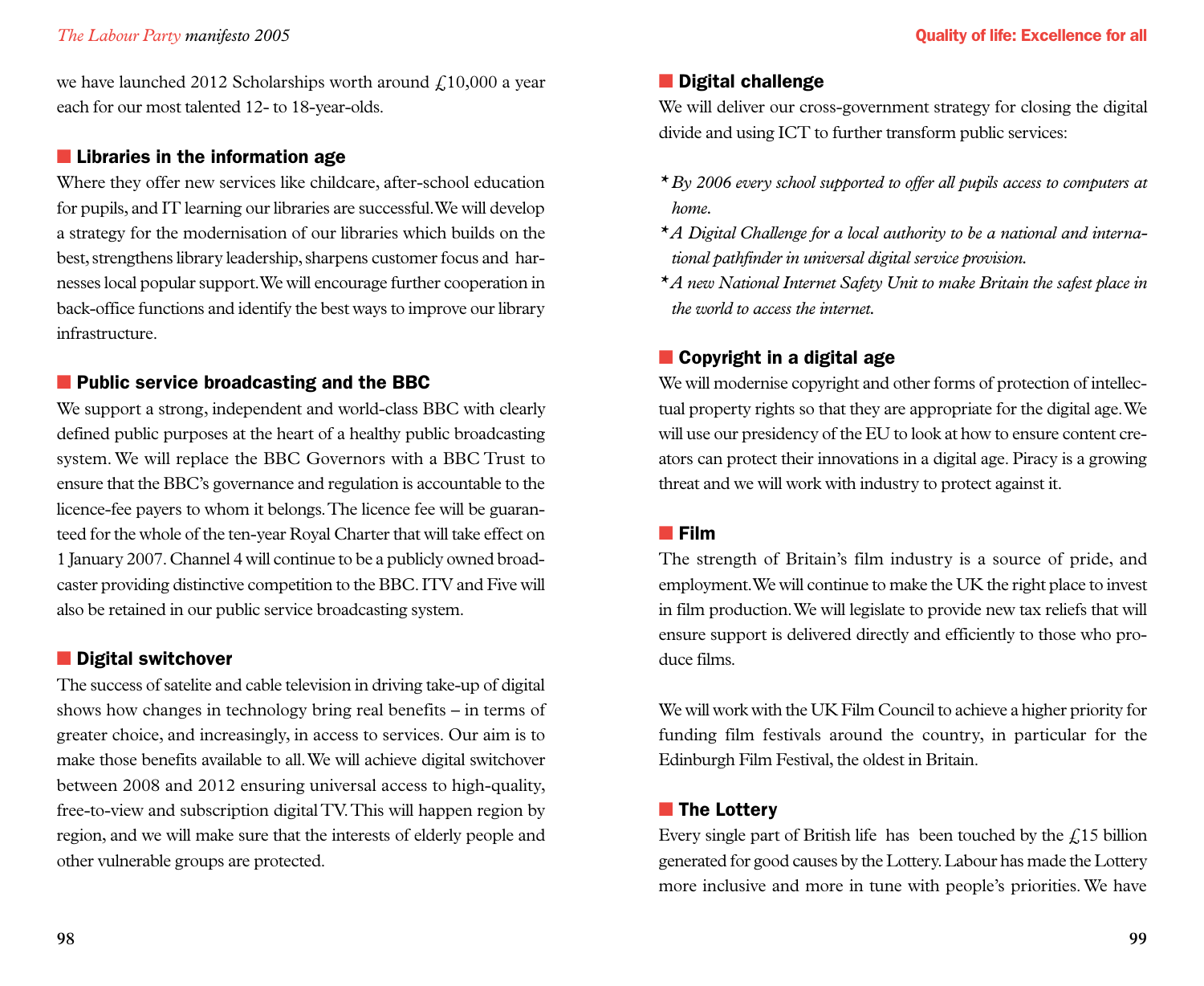we have launched 2012 Scholarships worth around £10,000 a year each for our most talented 12- to 18-year-olds.

### Libraries in the information age

Where they offer new services like childcare, after-school education for pupils, and IT learning our libraries are successful. We will develop a strategy for the modernisation of our libraries which builds on the best, strengthens library leadership, sharpens customer focus and harnesses local popular support. We will encourage further cooperation in back-office functions and identify the best ways to improve our library infrastructure.

### Public service broadcasting and the BBC

We support a strong, independent and world-class BBC with clearly defined public purposes at the heart of a healthy public broadcasting system. We will replace the BBC Governors with a BBC Trust to ensure that the BBC's governance and regulation is accountable to the licence-fee payers to whom it belongs. The licence fee will be guaranteed for the whole of the ten-year Royal Charter that will take effect on 1 January 2007. Channel 4 will continue to be a publicly owned broadcaster providing distinctive competition to the BBC. ITV and Five will also be retained in our public service broadcasting system.

### Digital switchover

The success of satelite and cable television in driving take-up of digital shows how changes in technology bring real benefits – in terms of greater choice, and increasingly, in access to services. Our aim is to make those benefits available to all. We will achieve digital switchover between 2008 and 2012 ensuring universal access to high-quality, free-to-view and subscription digital TV. This will happen region by region, and we will make sure that the interests of elderly people and other vulnerable groups are protected.

### Digital challenge

We will deliver our cross-government strategy for closing the digital divide and using ICT to further transform public services:

* *By 2006 every school supported to offer all pupils access to computers at home.*
* *A Digital Challenge for a local authority to be a national and international pathfinder in universal digital service provision.*
* *A new National Internet Safety Unit to make Britain the safest place in the world to access the internet.*

### Copyright in a digital age

We will modernise copyright and other forms of protection of intellectual property rights so that they are appropriate for the digital age. We will use our presidency of the EU to look at how to ensure content creators can protect their innovations in a digital age. Piracy is a growing threat and we will work with industry to protect against it.

### Film

The strength of Britain's film industry is a source of pride, and employment. We will continue to make the UK the right place to invest in film production. We will legislate to provide new tax reliefs that will ensure support is delivered directly and efficiently to those who produce films.

We will work with the UK Film Council to achieve a higher priority for funding film festivals around the country, in particular for the Edinburgh Film Festival, the oldest in Britain.

### The Lottery

Every single part of British life has been touched by the £15 billion generated for good causes by the Lottery. Labour has made the Lottery more inclusive and more in tune with people's priorities. We have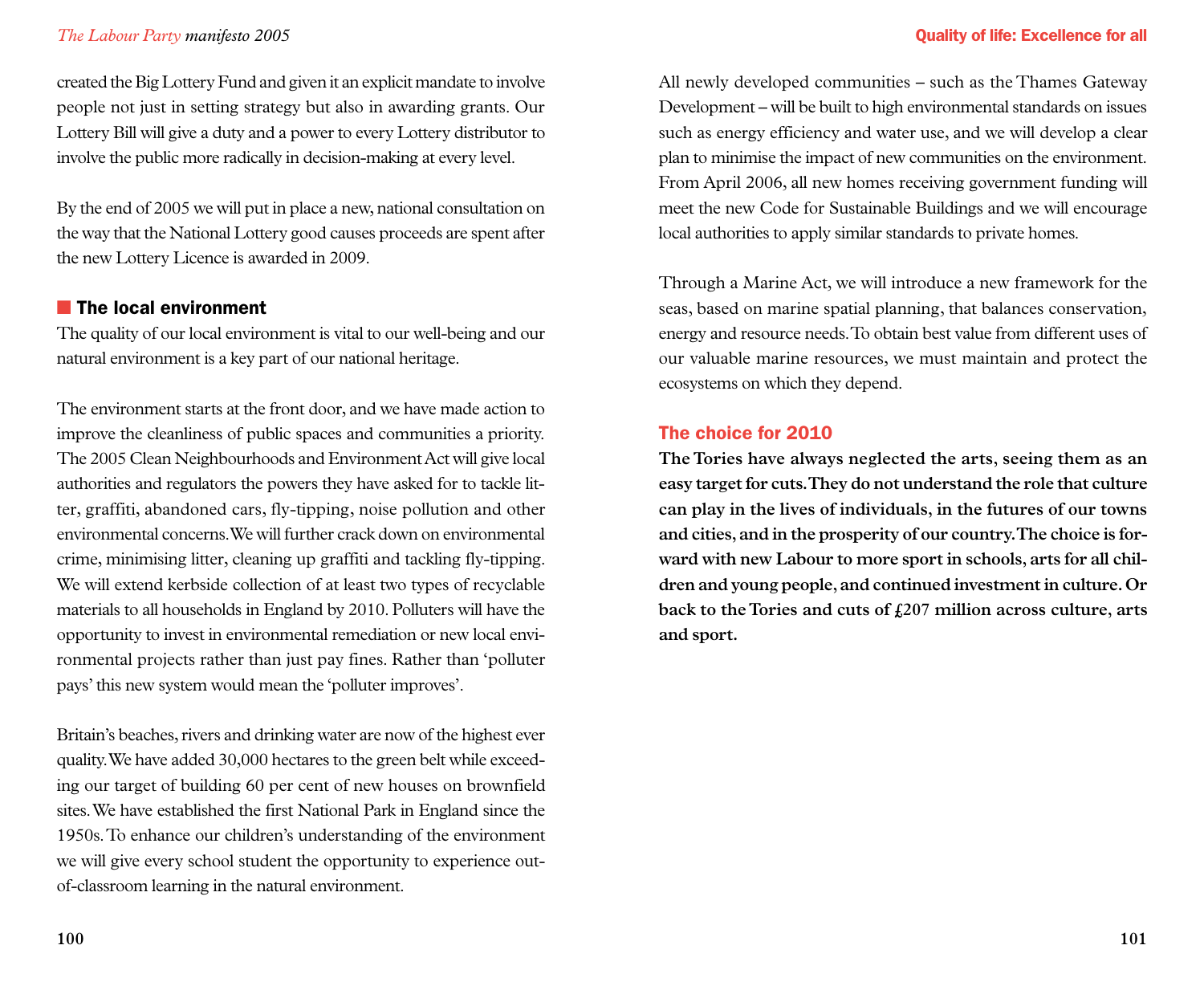created the Big Lottery Fund and given it an explicit mandate to involve people not just in setting strategy but also in awarding grants. Our Lottery Bill will give a duty and a power to every Lottery distributor to involve the public more radically in decision-making at every level.

By the end of 2005 we will put in place a new, national consultation on the way that the National Lottery good causes proceeds are spent after the new Lottery Licence is awarded in 2009.

### The local environment

The quality of our local environment is vital to our well-being and our natural environment is a key part of our national heritage.

The environment starts at the front door, and we have made action to improve the cleanliness of public spaces and communities a priority. The 2005 Clean Neighbourhoods and Environment Act will give local authorities and regulators the powers they have asked for to tackle litter, graffiti, abandoned cars, fly-tipping, noise pollution and other environmental concerns. We will further crack down on environmental crime, minimising litter, cleaning up graffiti and tackling fly-tipping. We will extend kerbside collection of at least two types of recyclable materials to all households in England by 2010. Polluters will have the opportunity to invest in environmental remediation or new local environmental projects rather than just pay fines. Rather than 'polluter pays' this new system would mean the 'polluter improves'.

Britain's beaches, rivers and drinking water are now of the highest ever quality. We have added 30,000 hectares to the green belt while exceeding our target of building 60 per cent of new houses on brownfield sites. We have established the first National Park in England since the 1950s. To enhance our children's understanding of the environment we will give every school student the opportunity to experience out-of-classroom learning in the natural environment.

All newly developed communities – such as the Thames Gateway Development – will be built to high environmental standards on issues such as energy efficiency and water use, and we will develop a clear plan to minimise the impact of new communities on the environment. From April 2006, all new homes receiving government funding will meet the new Code for Sustainable Buildings and we will encourage local authorities to apply similar standards to private homes.

Through a Marine Act, we will introduce a new framework for the seas, based on marine spatial planning, that balances conservation, energy and resource needs. To obtain best value from different uses of our valuable marine resources, we must maintain and protect the ecosystems on which they depend.

### The choice for 2010

**The Tories have always neglected the arts, seeing them as an easy target for cuts. They do not understand the role that culture can play in the lives of individuals, in the futures of our towns and cities, and in the prosperity of our country. The choice is forward with new Labour to more sport in schools, arts for all children and young people, and continued investment in culture. Or back to the Tories and cuts of £207 million across culture, arts and sport.**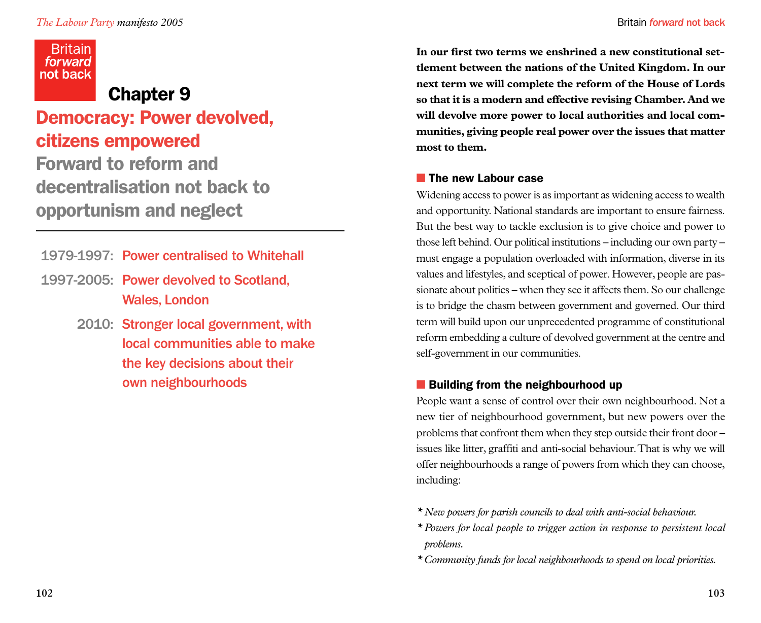Britain *forward* not back

# Chapter 9

## Democracy: Power devolved, citizens empowered

## Forward to reform and decentralisation not back to opportunism and neglect

1979-1997: Power centralised to Whitehall

1997-2005: Power devolved to Scotland, Wales, London

2010: Stronger local government, with local communities able to make the key decisions about their own neighbourhoods

**In our first two terms we enshrined a new constitutional settlement between the nations of the United Kingdom. In our next term we will complete the reform of the House of Lords so that it is a modern and effective revising Chamber. And we will devolve more power to local authorities and local communities, giving people real power over the issues that matter most to them.**

### The new Labour case

Widening access to power is as important as widening access to wealth and opportunity. National standards are important to ensure fairness. But the best way to tackle exclusion is to give choice and power to those left behind. Our political institutions – including our own party – must engage a population overloaded with information, diverse in its values and lifestyles, and sceptical of power. However, people are passionate about politics – when they see it affects them. So our challenge is to bridge the chasm between government and governed. Our third term will build upon our unprecedented programme of constitutional reform embedding a culture of devolved government at the centre and self-government in our communities.

### Building from the neighbourhood up

People want a sense of control over their own neighbourhood. Not a new tier of neighbourhood government, but new powers over the problems that confront them when they step outside their front door – issues like litter, graffiti and anti-social behaviour. That is why we will offer neighbourhoods a range of powers from which they can choose, including:

* *New powers for parish councils to deal with anti-social behaviour.*
* *Powers for local people to trigger action in response to persistent local problems.*
* *Community funds for local neighbourhoods to spend on local priorities.*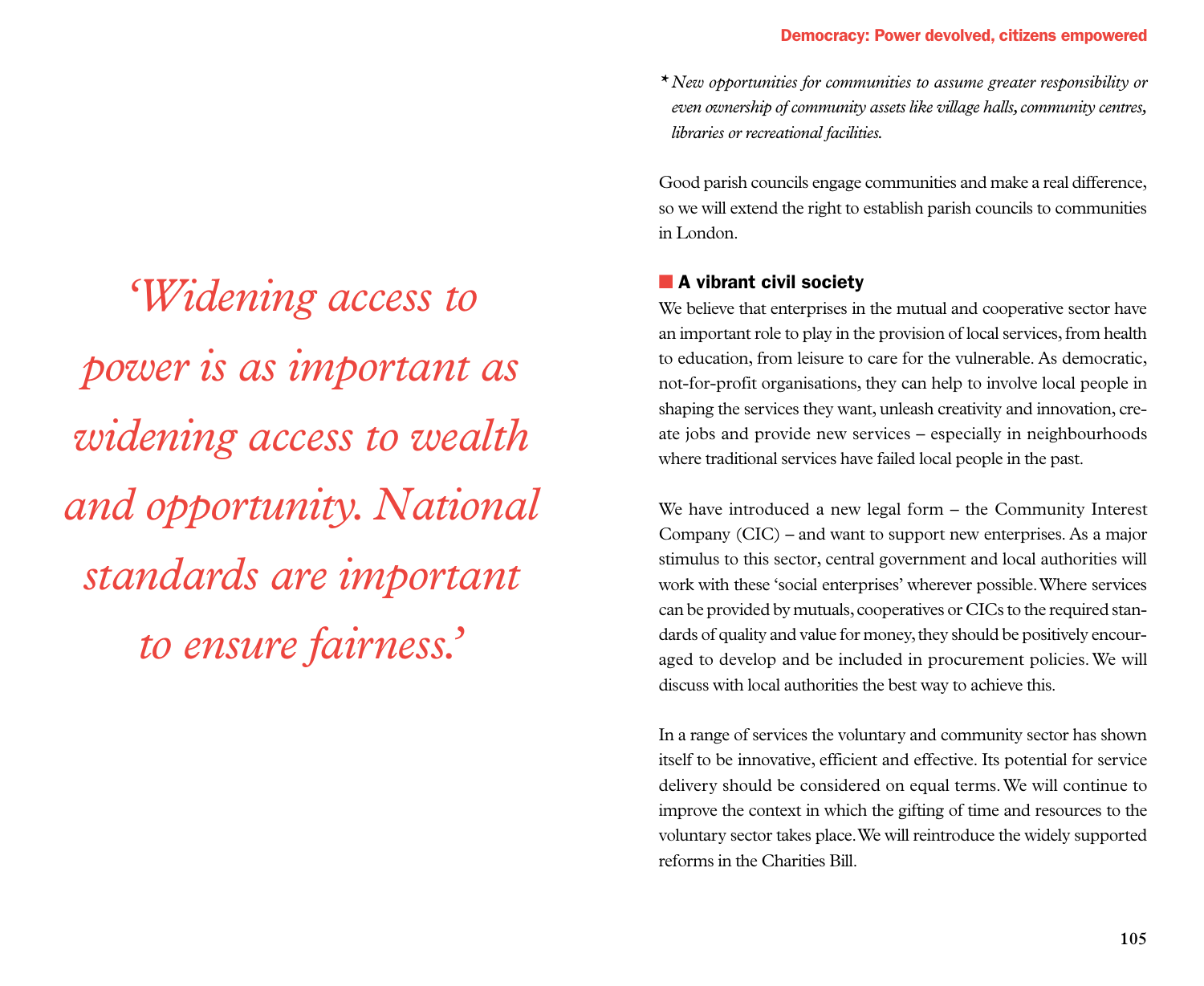> *'Widening access to power is as important as widening access to wealth and opportunity. National standards are important to ensure fairness.'*

* *New opportunities for communities to assume greater responsibility or even ownership of community assets like village halls, community centres, libraries or recreational facilities.*

Good parish councils engage communities and make a real difference, so we will extend the right to establish parish councils to communities in London.

## A vibrant civil society

We believe that enterprises in the mutual and cooperative sector have an important role to play in the provision of local services, from health to education, from leisure to care for the vulnerable. As democratic, not-for-profit organisations, they can help to involve local people in shaping the services they want, unleash creativity and innovation, create jobs and provide new services – especially in neighbourhoods where traditional services have failed local people in the past.

We have introduced a new legal form – the Community Interest Company (CIC) – and want to support new enterprises. As a major stimulus to this sector, central government and local authorities will work with these 'social enterprises' wherever possible. Where services can be provided by mutuals, cooperatives or CICs to the required standards of quality and value for money, they should be positively encouraged to develop and be included in procurement policies. We will discuss with local authorities the best way to achieve this.

In a range of services the voluntary and community sector has shown itself to be innovative, efficient and effective. Its potential for service delivery should be considered on equal terms. We will continue to improve the context in which the gifting of time and resources to the voluntary sector takes place. We will reintroduce the widely supported reforms in the Charities Bill.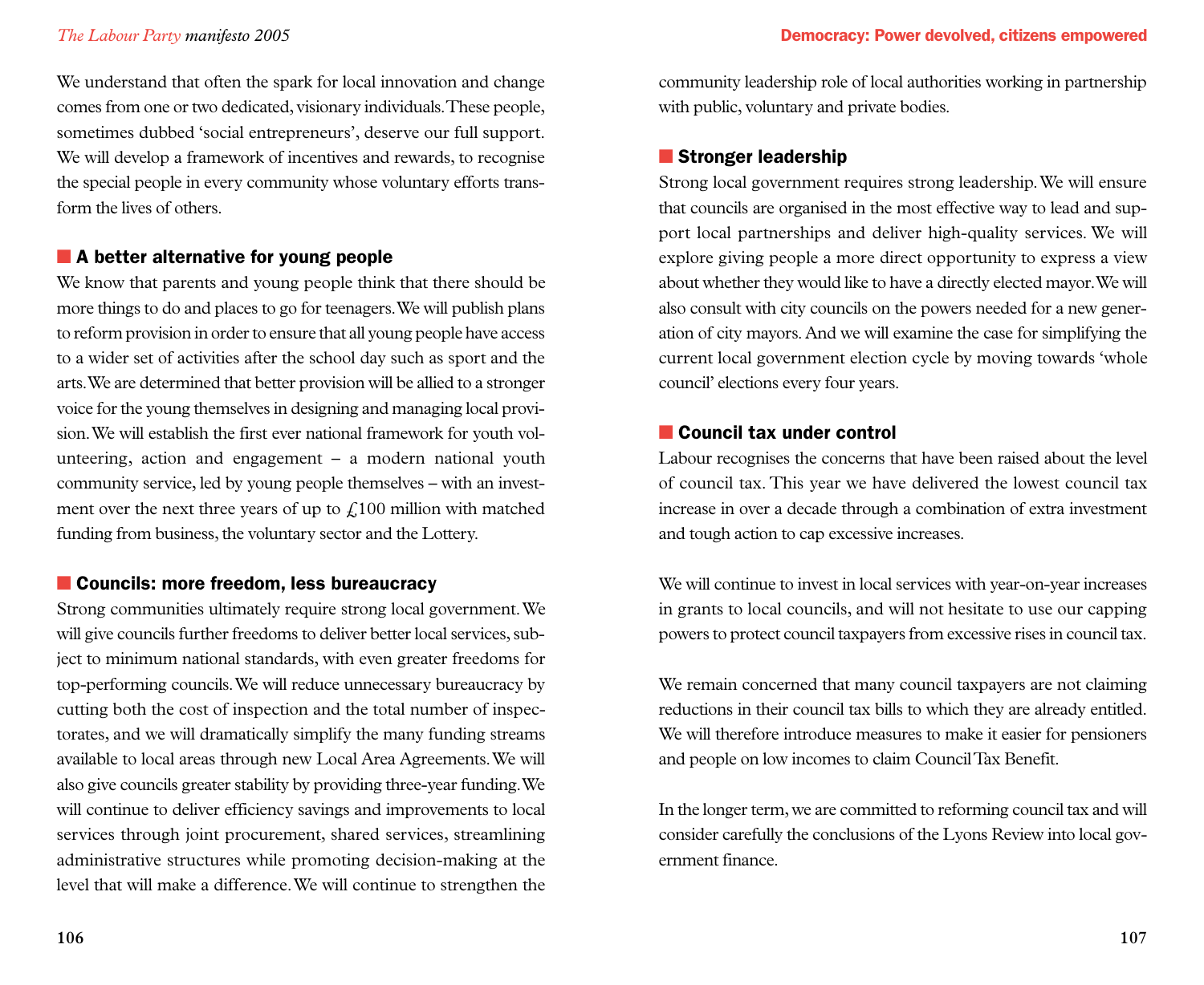We understand that often the spark for local innovation and change comes from one or two dedicated, visionary individuals. These people, sometimes dubbed 'social entrepreneurs', deserve our full support. We will develop a framework of incentives and rewards, to recognise the special people in every community whose voluntary efforts transform the lives of others.

## A better alternative for young people

We know that parents and young people think that there should be more things to do and places to go for teenagers. We will publish plans to reform provision in order to ensure that all young people have access to a wider set of activities after the school day such as sport and the arts. We are determined that better provision will be allied to a stronger voice for the young themselves in designing and managing local provision. We will establish the first ever national framework for youth volunteering, action and engagement – a modern national youth community service, led by young people themselves – with an investment over the next three years of up to £100 million with matched funding from business, the voluntary sector and the Lottery.

## Councils: more freedom, less bureaucracy

Strong communities ultimately require strong local government. We will give councils further freedoms to deliver better local services, subject to minimum national standards, with even greater freedoms for top-performing councils. We will reduce unnecessary bureaucracy by cutting both the cost of inspection and the total number of inspectorates, and we will dramatically simplify the many funding streams available to local areas through new Local Area Agreements. We will also give councils greater stability by providing three-year funding. We will continue to deliver efficiency savings and improvements to local services through joint procurement, shared services, streamlining administrative structures while promoting decision-making at the level that will make a difference. We will continue to strengthen the community leadership role of local authorities working in partnership with public, voluntary and private bodies.

## Stronger leadership

Strong local government requires strong leadership. We will ensure that councils are organised in the most effective way to lead and support local partnerships and deliver high-quality services. We will explore giving people a more direct opportunity to express a view about whether they would like to have a directly elected mayor. We will also consult with city councils on the powers needed for a new generation of city mayors. And we will examine the case for simplifying the current local government election cycle by moving towards 'whole council' elections every four years.

## Council tax under control

Labour recognises the concerns that have been raised about the level of council tax. This year we have delivered the lowest council tax increase in over a decade through a combination of extra investment and tough action to cap excessive increases.

We will continue to invest in local services with year-on-year increases in grants to local councils, and will not hesitate to use our capping powers to protect council taxpayers from excessive rises in council tax.

We remain concerned that many council taxpayers are not claiming reductions in their council tax bills to which they are already entitled. We will therefore introduce measures to make it easier for pensioners and people on low incomes to claim Council Tax Benefit.

In the longer term, we are committed to reforming council tax and will consider carefully the conclusions of the Lyons Review into local government finance.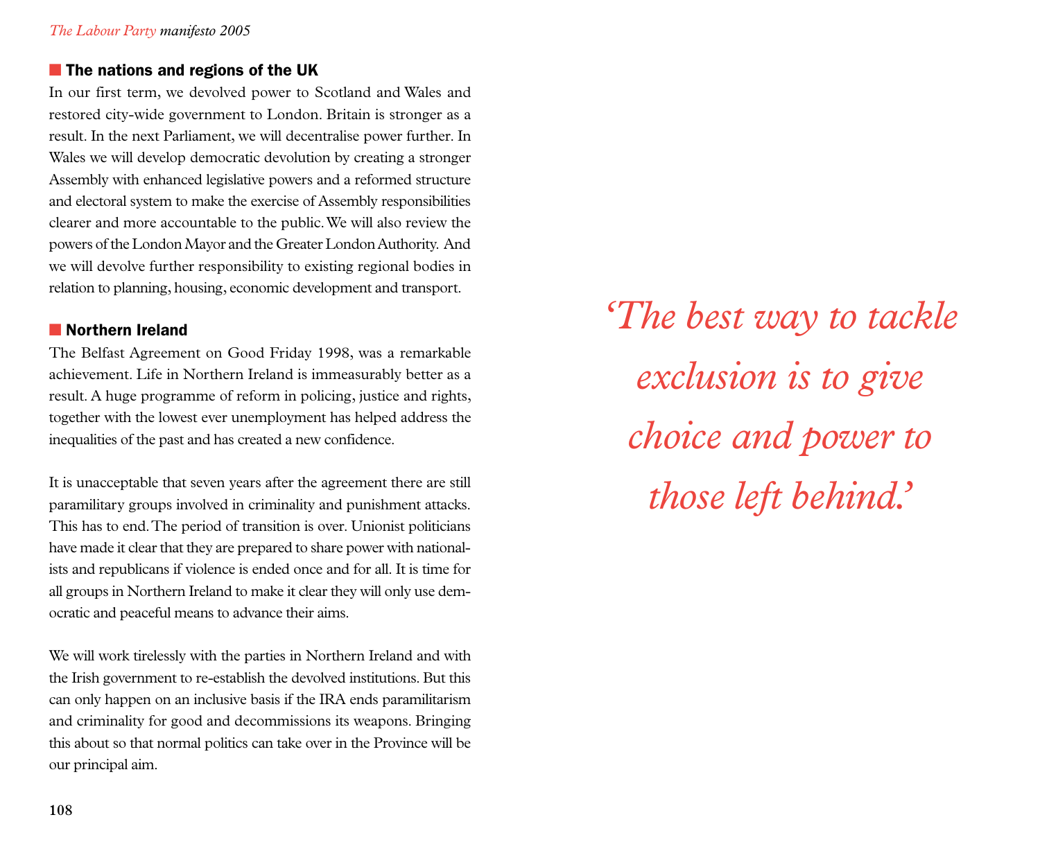## The nations and regions of the UK

In our first term, we devolved power to Scotland and Wales and restored city-wide government to London. Britain is stronger as a result. In the next Parliament, we will decentralise power further. In Wales we will develop democratic devolution by creating a stronger Assembly with enhanced legislative powers and a reformed structure and electoral system to make the exercise of Assembly responsibilities clearer and more accountable to the public. We will also review the powers of the London Mayor and the Greater London Authority. And we will devolve further responsibility to existing regional bodies in relation to planning, housing, economic development and transport.

## Northern Ireland

The Belfast Agreement on Good Friday 1998, was a remarkable achievement. Life in Northern Ireland is immeasurably better as a result. A huge programme of reform in policing, justice and rights, together with the lowest ever unemployment has helped address the inequalities of the past and has created a new confidence.

It is unacceptable that seven years after the agreement there are still paramilitary groups involved in criminality and punishment attacks. This has to end. The period of transition is over. Unionist politicians have made it clear that they are prepared to share power with nationalists and republicans if violence is ended once and for all. It is time for all groups in Northern Ireland to make it clear they will only use democratic and peaceful means to advance their aims.

We will work tirelessly with the parties in Northern Ireland and with the Irish government to re-establish the devolved institutions. But this can only happen on an inclusive basis if the IRA ends paramilitarism and criminality for good and decommissions its weapons. Bringing this about so that normal politics can take over in the Province will be our principal aim.

*'The best way to tackle exclusion is to give choice and power to those left behind.'*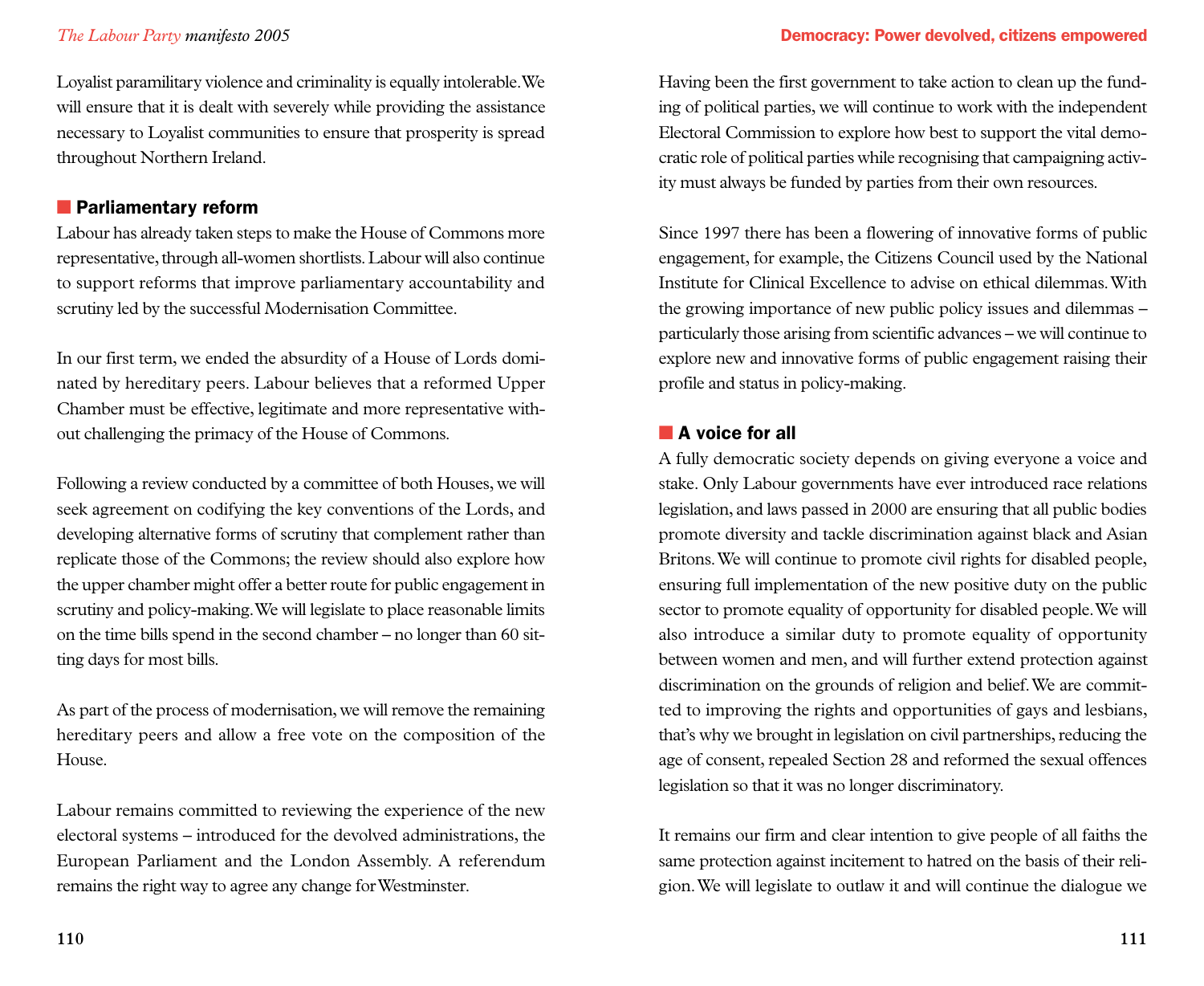Loyalist paramilitary violence and criminality is equally intolerable. We will ensure that it is dealt with severely while providing the assistance necessary to Loyalist communities to ensure that prosperity is spread throughout Northern Ireland.

## Parliamentary reform

Labour has already taken steps to make the House of Commons more representative, through all-women shortlists. Labour will also continue to support reforms that improve parliamentary accountability and scrutiny led by the successful Modernisation Committee.

In our first term, we ended the absurdity of a House of Lords dominated by hereditary peers. Labour believes that a reformed Upper Chamber must be effective, legitimate and more representative without challenging the primacy of the House of Commons.

Following a review conducted by a committee of both Houses, we will seek agreement on codifying the key conventions of the Lords, and developing alternative forms of scrutiny that complement rather than replicate those of the Commons; the review should also explore how the upper chamber might offer a better route for public engagement in scrutiny and policy-making. We will legislate to place reasonable limits on the time bills spend in the second chamber – no longer than 60 sitting days for most bills.

As part of the process of modernisation, we will remove the remaining hereditary peers and allow a free vote on the composition of the House.

Labour remains committed to reviewing the experience of the new electoral systems – introduced for the devolved administrations, the European Parliament and the London Assembly. A referendum remains the right way to agree any change for Westminster.

Having been the first government to take action to clean up the funding of political parties, we will continue to work with the independent Electoral Commission to explore how best to support the vital democratic role of political parties while recognising that campaigning activity must always be funded by parties from their own resources.

Since 1997 there has been a flowering of innovative forms of public engagement, for example, the Citizens Council used by the National Institute for Clinical Excellence to advise on ethical dilemmas. With the growing importance of new public policy issues and dilemmas – particularly those arising from scientific advances – we will continue to explore new and innovative forms of public engagement raising their profile and status in policy-making.

## A voice for all

A fully democratic society depends on giving everyone a voice and stake. Only Labour governments have ever introduced race relations legislation, and laws passed in 2000 are ensuring that all public bodies promote diversity and tackle discrimination against black and Asian Britons. We will continue to promote civil rights for disabled people, ensuring full implementation of the new positive duty on the public sector to promote equality of opportunity for disabled people. We will also introduce a similar duty to promote equality of opportunity between women and men, and will further extend protection against discrimination on the grounds of religion and belief. We are committed to improving the rights and opportunities of gays and lesbians, that's why we brought in legislation on civil partnerships, reducing the age of consent, repealed Section 28 and reformed the sexual offences legislation so that it was no longer discriminatory.

It remains our firm and clear intention to give people of all faiths the same protection against incitement to hatred on the basis of their religion. We will legislate to outlaw it and will continue the dialogue we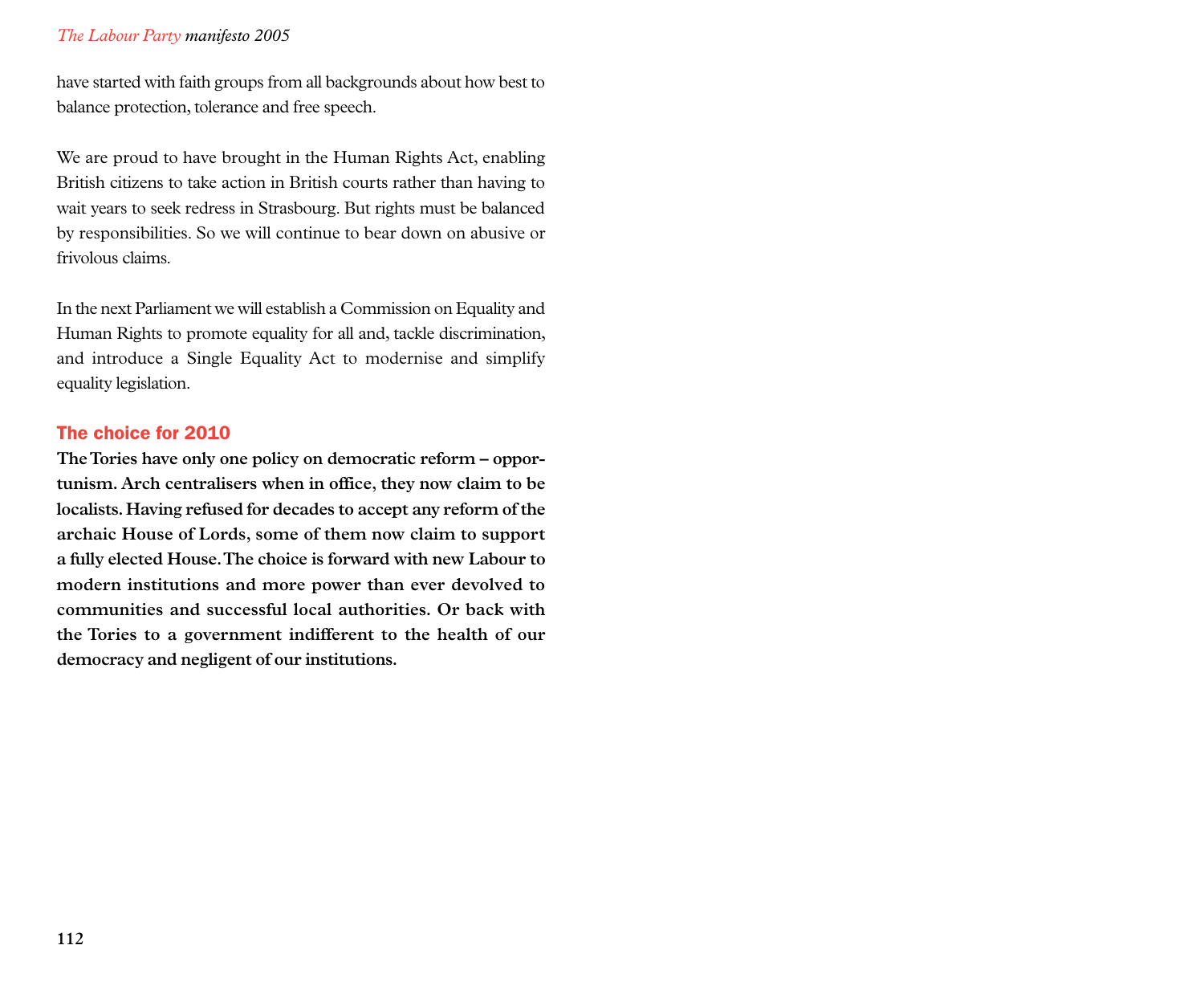have started with faith groups from all backgrounds about how best to balance protection, tolerance and free speech.

We are proud to have brought in the Human Rights Act, enabling British citizens to take action in British courts rather than having to wait years to seek redress in Strasbourg. But rights must be balanced by responsibilities. So we will continue to bear down on abusive or frivolous claims.

In the next Parliament we will establish a Commission on Equality and Human Rights to promote equality for all and, tackle discrimination, and introduce a Single Equality Act to modernise and simplify equality legislation.

## The choice for 2010

**The Tories have only one policy on democratic reform – opportunism. Arch centralisers when in office, they now claim to be localists. Having refused for decades to accept any reform of the archaic House of Lords, some of them now claim to support a fully elected House. The choice is forward with new Labour to modern institutions and more power than ever devolved to communities and successful local authorities. Or back with the Tories to a government indifferent to the health of our democracy and negligent of our institutions.**